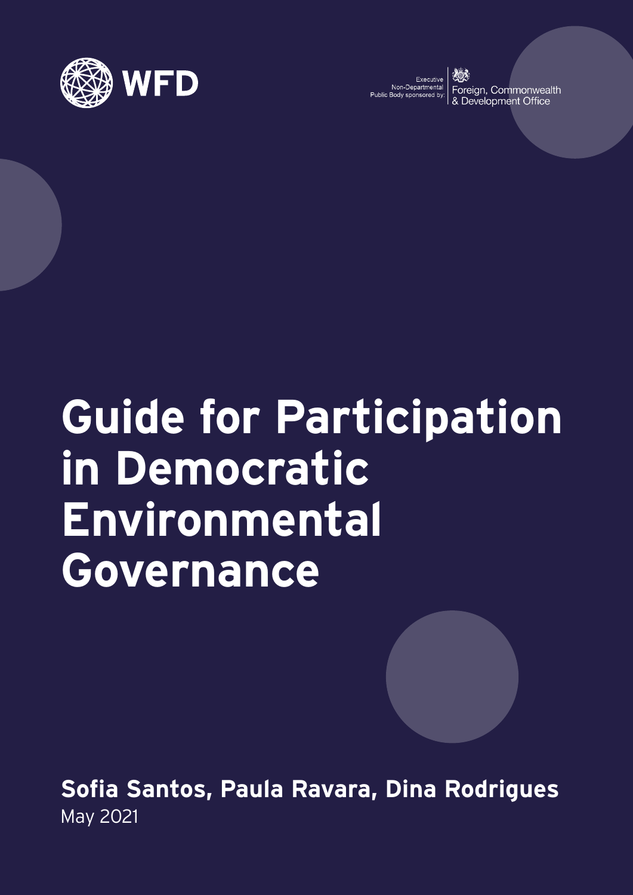WFD

Executive Non-Departmental Public Body sponsored by: Foreign, Commonwealth & Development Office

# Guide for Participation in Democratic Environmental Governance

**Sofia Santos, Paula Ravara, Dina Rodrigues**

May 2021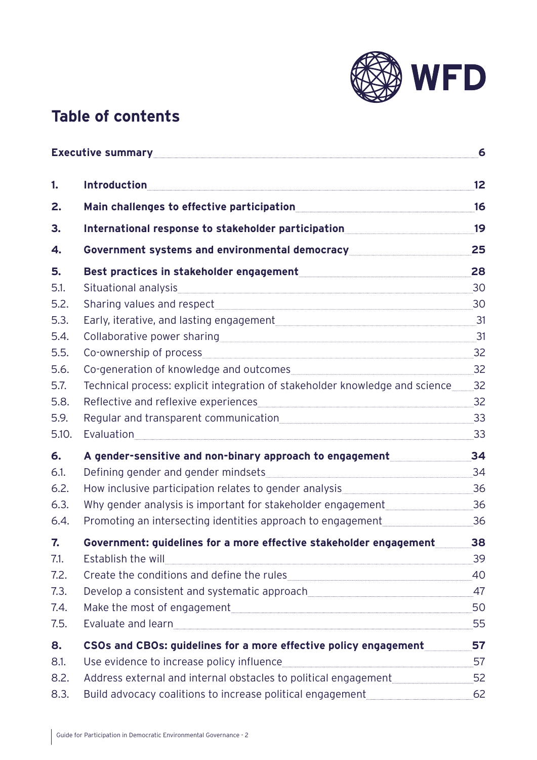# Table of contents

**Executive summary** ... **6**

**1. Introduction** ... **12**

**2. Main challenges to effective participation** ... **16**

**3. International response to stakeholder participation** ... **19**

**4. Government systems and environmental democracy** ... **25**

**5. Best practices in stakeholder engagement** ... **28**

5.1. Situational analysis ... 30
5.2. Sharing values and respect ... 30
5.3. Early, iterative, and lasting engagement ... 31
5.4. Collaborative power sharing ... 31
5.5. Co-ownership of process ... 32
5.6. Co-generation of knowledge and outcomes ... 32
5.7. Technical process: explicit integration of stakeholder knowledge and science ... 32
5.8. Reflective and reflexive experiences ... 32
5.9. Regular and transparent communication ... 33
5.10. Evaluation ... 33

**6. A gender-sensitive and non-binary approach to engagement** ... **34**

6.1. Defining gender and gender mindsets ... 34
6.2. How inclusive participation relates to gender analysis ... 36
6.3. Why gender analysis is important for stakeholder engagement ... 36
6.4. Promoting an intersecting identities approach to engagement ... 36

**7. Government: guidelines for a more effective stakeholder engagement** ... **38**

7.1. Establish the will ... 39
7.2. Create the conditions and define the rules ... 40
7.3. Develop a consistent and systematic approach ... 47
7.4. Make the most of engagement ... 50
7.5. Evaluate and learn ... 55

**8. CSOs and CBOs: guidelines for a more effective policy engagement** ... **57**

8.1. Use evidence to increase policy influence ... 57
8.2. Address external and internal obstacles to political engagement ... 52
8.3. Build advocacy coalitions to increase political engagement ... 62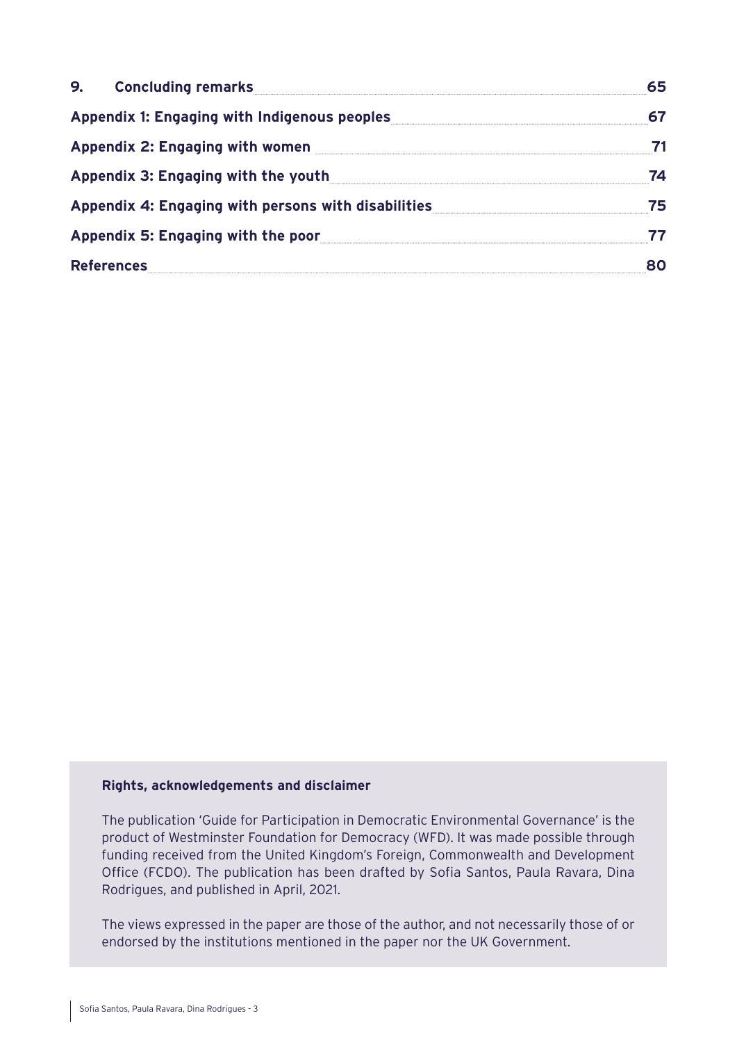| | |
|---|---|
| **9. Concluding remarks** | **65** |
| **Appendix 1: Engaging with Indigenous peoples** | **67** |
| **Appendix 2: Engaging with women** | **71** |
| **Appendix 3: Engaging with the youth** | **74** |
| **Appendix 4: Engaging with persons with disabilities** | **75** |
| **Appendix 5: Engaging with the poor** | **77** |
| **References** | **80** |

**Rights, acknowledgements and disclaimer**

The publication 'Guide for Participation in Democratic Environmental Governance' is the product of Westminster Foundation for Democracy (WFD). It was made possible through funding received from the United Kingdom's Foreign, Commonwealth and Development Office (FCDO). The publication has been drafted by Sofia Santos, Paula Ravara, Dina Rodrigues, and published in April, 2021.

The views expressed in the paper are those of the author, and not necessarily those of or endorsed by the institutions mentioned in the paper nor the UK Government.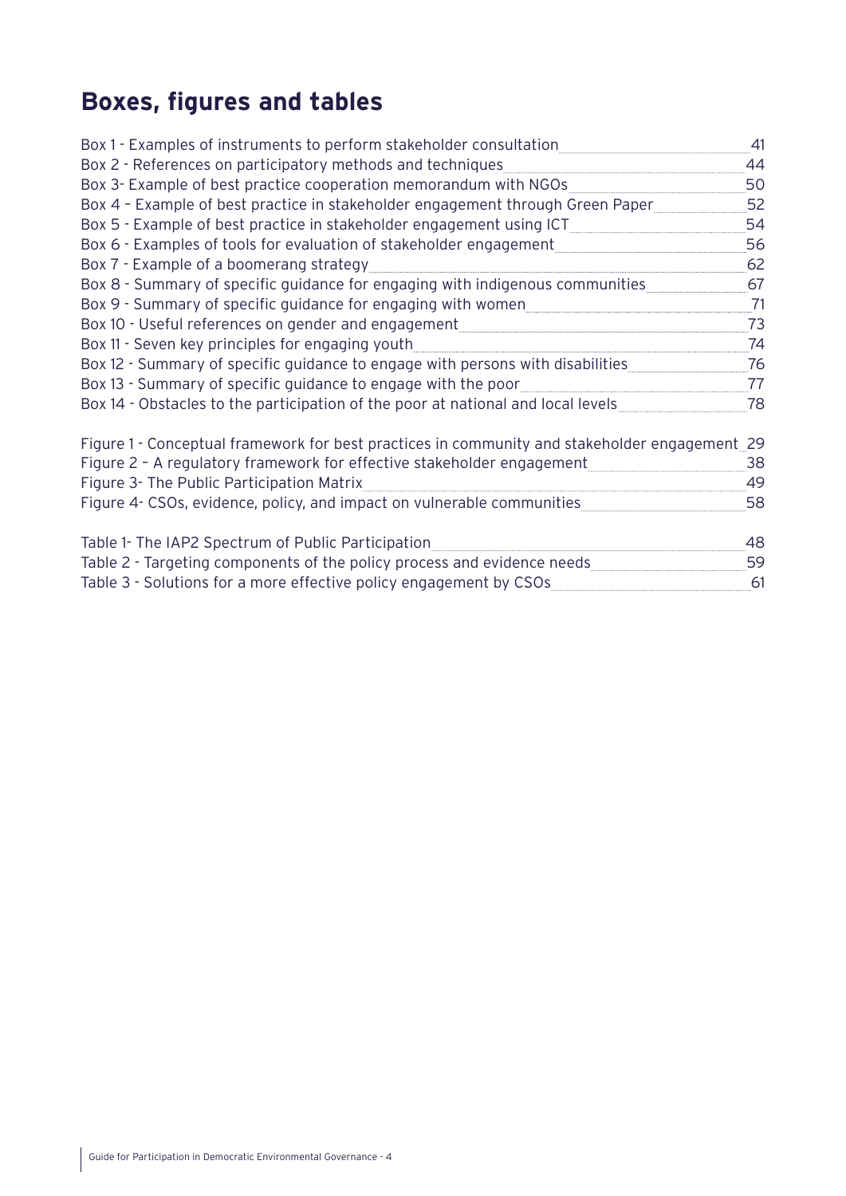# Boxes, figures and tables

Box 1 - Examples of instruments to perform stakeholder consultation 41
Box 2 - References on participatory methods and techniques 44
Box 3- Example of best practice cooperation memorandum with NGOs 50
Box 4 – Example of best practice in stakeholder engagement through Green Paper 52
Box 5 - Example of best practice in stakeholder engagement using ICT 54
Box 6 - Examples of tools for evaluation of stakeholder engagement 56
Box 7 - Example of a boomerang strategy 62
Box 8 - Summary of specific guidance for engaging with indigenous communities 67
Box 9 - Summary of specific guidance for engaging with women 71
Box 10 - Useful references on gender and engagement 73
Box 11 - Seven key principles for engaging youth 74
Box 12 - Summary of specific guidance to engage with persons with disabilities 76
Box 13 - Summary of specific guidance to engage with the poor 77
Box 14 - Obstacles to the participation of the poor at national and local levels 78

Figure 1 - Conceptual framework for best practices in community and stakeholder engagement 29
Figure 2 – A regulatory framework for effective stakeholder engagement 38
Figure 3- The Public Participation Matrix 49
Figure 4- CSOs, evidence, policy, and impact on vulnerable communities 58

Table 1- The IAP2 Spectrum of Public Participation 48
Table 2 - Targeting components of the policy process and evidence needs 59
Table 3 - Solutions for a more effective policy engagement by CSOs 61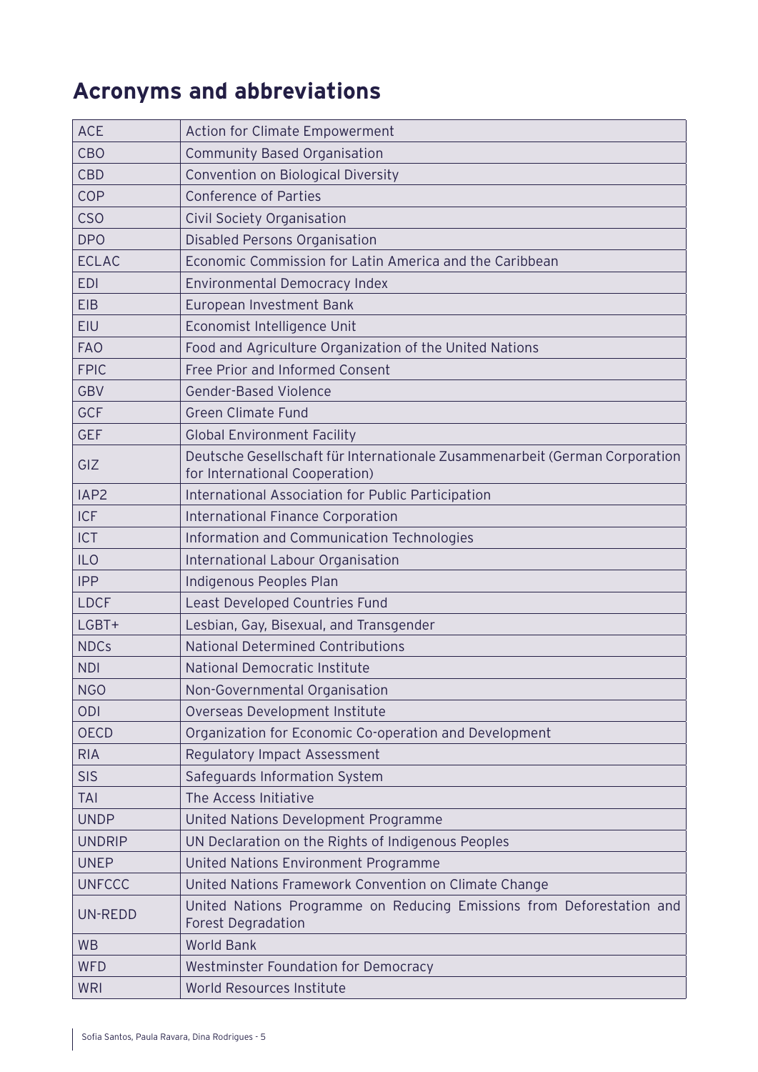## Acronyms and abbreviations

| | |
|---|---|
| ACE | Action for Climate Empowerment |
| CBO | Community Based Organisation |
| CBD | Convention on Biological Diversity |
| COP | Conference of Parties |
| CSO | Civil Society Organisation |
| DPO | Disabled Persons Organisation |
| ECLAC | Economic Commission for Latin America and the Caribbean |
| EDI | Environmental Democracy Index |
| EIB | European Investment Bank |
| EIU | Economist Intelligence Unit |
| FAO | Food and Agriculture Organization of the United Nations |
| FPIC | Free Prior and Informed Consent |
| GBV | Gender-Based Violence |
| GCF | Green Climate Fund |
| GEF | Global Environment Facility |
| GIZ | Deutsche Gesellschaft für Internationale Zusammenarbeit (German Corporation for International Cooperation) |
| IAP2 | International Association for Public Participation |
| ICF | International Finance Corporation |
| ICT | Information and Communication Technologies |
| ILO | International Labour Organisation |
| IPP | Indigenous Peoples Plan |
| LDCF | Least Developed Countries Fund |
| LGBT+ | Lesbian, Gay, Bisexual, and Transgender |
| NDCs | National Determined Contributions |
| NDI | National Democratic Institute |
| NGO | Non-Governmental Organisation |
| ODI | Overseas Development Institute |
| OECD | Organization for Economic Co-operation and Development |
| RIA | Regulatory Impact Assessment |
| SIS | Safeguards Information System |
| TAI | The Access Initiative |
| UNDP | United Nations Development Programme |
| UNDRIP | UN Declaration on the Rights of Indigenous Peoples |
| UNEP | United Nations Environment Programme |
| UNFCCC | United Nations Framework Convention on Climate Change |
| UN-REDD | United Nations Programme on Reducing Emissions from Deforestation and Forest Degradation |
| WB | World Bank |
| WFD | Westminster Foundation for Democracy |
| WRI | World Resources Institute |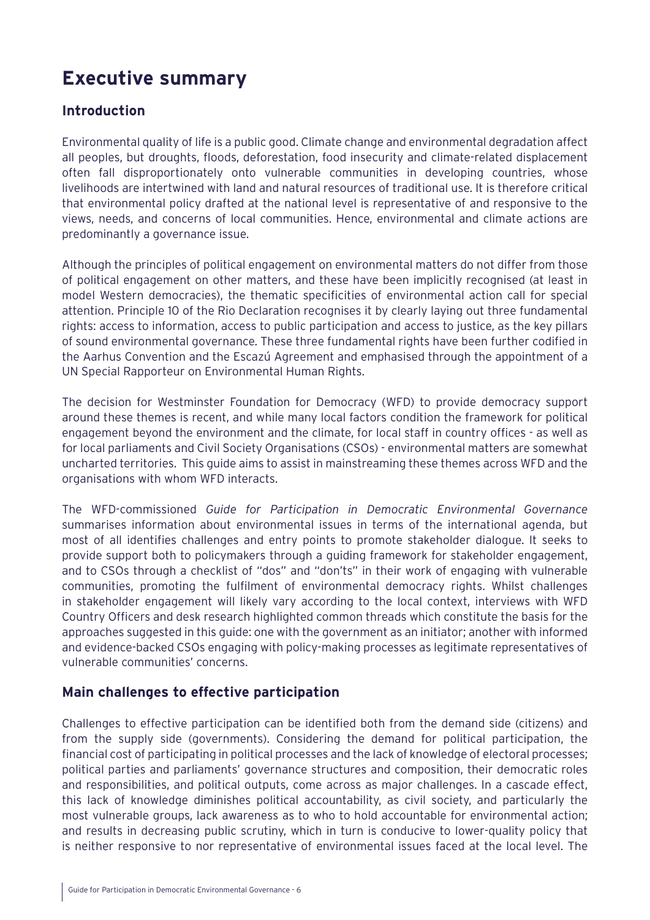# Executive summary

## Introduction

Environmental quality of life is a public good. Climate change and environmental degradation affect all peoples, but droughts, floods, deforestation, food insecurity and climate-related displacement often fall disproportionately onto vulnerable communities in developing countries, whose livelihoods are intertwined with land and natural resources of traditional use. It is therefore critical that environmental policy drafted at the national level is representative of and responsive to the views, needs, and concerns of local communities. Hence, environmental and climate actions are predominantly a governance issue.

Although the principles of political engagement on environmental matters do not differ from those of political engagement on other matters, and these have been implicitly recognised (at least in model Western democracies), the thematic specificities of environmental action call for special attention. Principle 10 of the Rio Declaration recognises it by clearly laying out three fundamental rights: access to information, access to public participation and access to justice, as the key pillars of sound environmental governance. These three fundamental rights have been further codified in the Aarhus Convention and the Escazú Agreement and emphasised through the appointment of a UN Special Rapporteur on Environmental Human Rights.

The decision for Westminster Foundation for Democracy (WFD) to provide democracy support around these themes is recent, and while many local factors condition the framework for political engagement beyond the environment and the climate, for local staff in country offices - as well as for local parliaments and Civil Society Organisations (CSOs) - environmental matters are somewhat uncharted territories. This guide aims to assist in mainstreaming these themes across WFD and the organisations with whom WFD interacts.

The WFD-commissioned *Guide for Participation in Democratic Environmental Governance* summarises information about environmental issues in terms of the international agenda, but most of all identifies challenges and entry points to promote stakeholder dialogue. It seeks to provide support both to policymakers through a guiding framework for stakeholder engagement, and to CSOs through a checklist of "dos" and "don'ts" in their work of engaging with vulnerable communities, promoting the fulfilment of environmental democracy rights. Whilst challenges in stakeholder engagement will likely vary according to the local context, interviews with WFD Country Officers and desk research highlighted common threads which constitute the basis for the approaches suggested in this guide: one with the government as an initiator; another with informed and evidence-backed CSOs engaging with policy-making processes as legitimate representatives of vulnerable communities' concerns.

## Main challenges to effective participation

Challenges to effective participation can be identified both from the demand side (citizens) and from the supply side (governments). Considering the demand for political participation, the financial cost of participating in political processes and the lack of knowledge of electoral processes; political parties and parliaments' governance structures and composition, their democratic roles and responsibilities, and political outputs, come across as major challenges. In a cascade effect, this lack of knowledge diminishes political accountability, as civil society, and particularly the most vulnerable groups, lack awareness as to who to hold accountable for environmental action; and results in decreasing public scrutiny, which in turn is conducive to lower-quality policy that is neither responsive to nor representative of environmental issues faced at the local level. The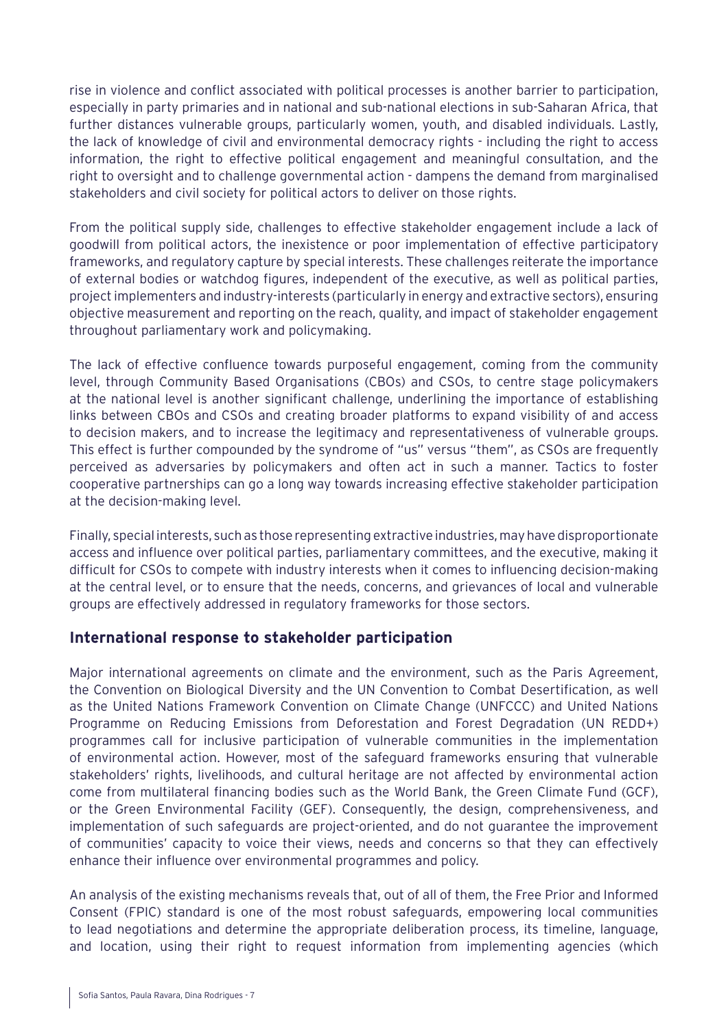rise in violence and conflict associated with political processes is another barrier to participation, especially in party primaries and in national and sub-national elections in sub-Saharan Africa, that further distances vulnerable groups, particularly women, youth, and disabled individuals. Lastly, the lack of knowledge of civil and environmental democracy rights - including the right to access information, the right to effective political engagement and meaningful consultation, and the right to oversight and to challenge governmental action - dampens the demand from marginalised stakeholders and civil society for political actors to deliver on those rights.

From the political supply side, challenges to effective stakeholder engagement include a lack of goodwill from political actors, the inexistence or poor implementation of effective participatory frameworks, and regulatory capture by special interests. These challenges reiterate the importance of external bodies or watchdog figures, independent of the executive, as well as political parties, project implementers and industry-interests (particularly in energy and extractive sectors), ensuring objective measurement and reporting on the reach, quality, and impact of stakeholder engagement throughout parliamentary work and policymaking.

The lack of effective confluence towards purposeful engagement, coming from the community level, through Community Based Organisations (CBOs) and CSOs, to centre stage policymakers at the national level is another significant challenge, underlining the importance of establishing links between CBOs and CSOs and creating broader platforms to expand visibility of and access to decision makers, and to increase the legitimacy and representativeness of vulnerable groups. This effect is further compounded by the syndrome of "us" versus "them", as CSOs are frequently perceived as adversaries by policymakers and often act in such a manner. Tactics to foster cooperative partnerships can go a long way towards increasing effective stakeholder participation at the decision-making level.

Finally, special interests, such as those representing extractive industries, may have disproportionate access and influence over political parties, parliamentary committees, and the executive, making it difficult for CSOs to compete with industry interests when it comes to influencing decision-making at the central level, or to ensure that the needs, concerns, and grievances of local and vulnerable groups are effectively addressed in regulatory frameworks for those sectors.

## International response to stakeholder participation

Major international agreements on climate and the environment, such as the Paris Agreement, the Convention on Biological Diversity and the UN Convention to Combat Desertification, as well as the United Nations Framework Convention on Climate Change (UNFCCC) and United Nations Programme on Reducing Emissions from Deforestation and Forest Degradation (UN REDD+) programmes call for inclusive participation of vulnerable communities in the implementation of environmental action. However, most of the safeguard frameworks ensuring that vulnerable stakeholders' rights, livelihoods, and cultural heritage are not affected by environmental action come from multilateral financing bodies such as the World Bank, the Green Climate Fund (GCF), or the Green Environmental Facility (GEF). Consequently, the design, comprehensiveness, and implementation of such safeguards are project-oriented, and do not guarantee the improvement of communities' capacity to voice their views, needs and concerns so that they can effectively enhance their influence over environmental programmes and policy.

An analysis of the existing mechanisms reveals that, out of all of them, the Free Prior and Informed Consent (FPIC) standard is one of the most robust safeguards, empowering local communities to lead negotiations and determine the appropriate deliberation process, its timeline, language, and location, using their right to request information from implementing agencies (which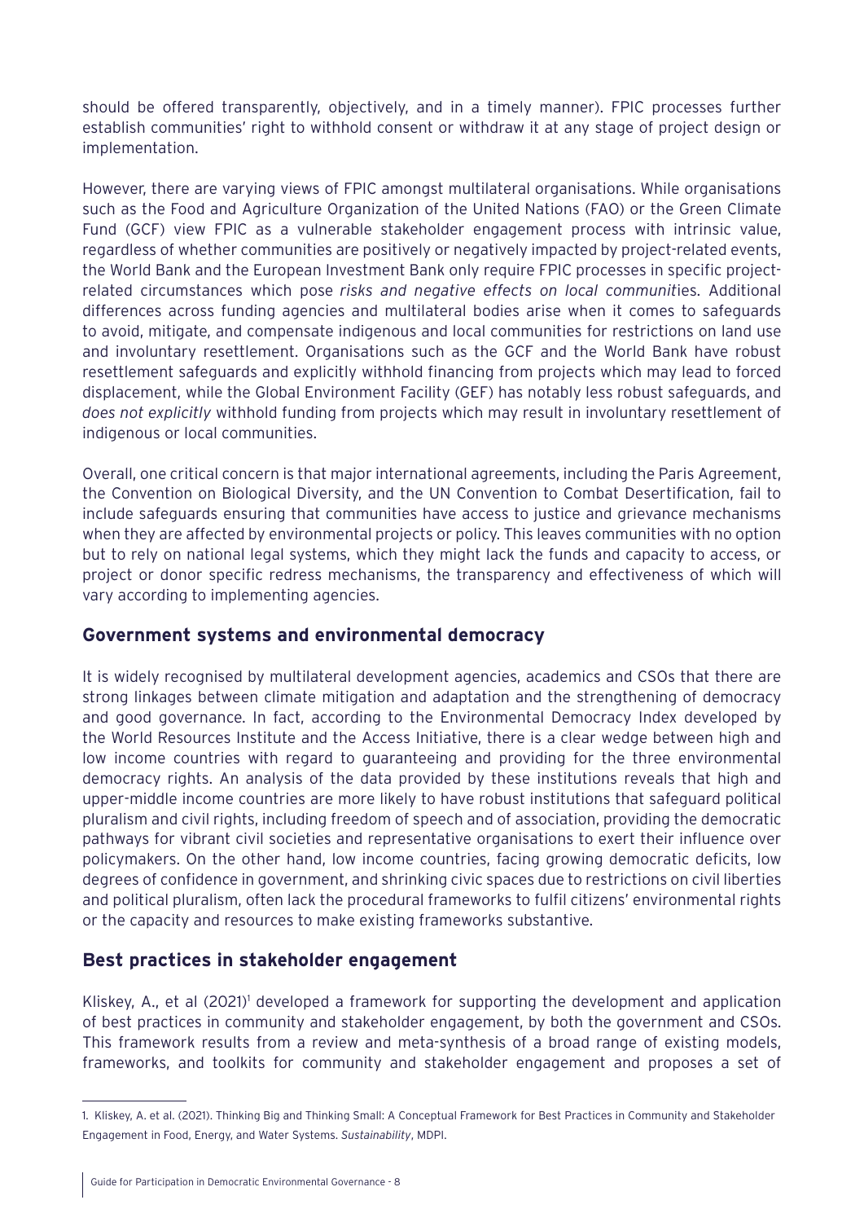should be offered transparently, objectively, and in a timely manner). FPIC processes further establish communities' right to withhold consent or withdraw it at any stage of project design or implementation.

However, there are varying views of FPIC amongst multilateral organisations. While organisations such as the Food and Agriculture Organization of the United Nations (FAO) or the Green Climate Fund (GCF) view FPIC as a vulnerable stakeholder engagement process with intrinsic value, regardless of whether communities are positively or negatively impacted by project-related events, the World Bank and the European Investment Bank only require FPIC processes in specific project-related circumstances which pose *risks and negative effects on local communit*ies. Additional differences across funding agencies and multilateral bodies arise when it comes to safeguards to avoid, mitigate, and compensate indigenous and local communities for restrictions on land use and involuntary resettlement. Organisations such as the GCF and the World Bank have robust resettlement safeguards and explicitly withhold financing from projects which may lead to forced displacement, while the Global Environment Facility (GEF) has notably less robust safeguards, and *does not explicitly* withhold funding from projects which may result in involuntary resettlement of indigenous or local communities.

Overall, one critical concern is that major international agreements, including the Paris Agreement, the Convention on Biological Diversity, and the UN Convention to Combat Desertification, fail to include safeguards ensuring that communities have access to justice and grievance mechanisms when they are affected by environmental projects or policy. This leaves communities with no option but to rely on national legal systems, which they might lack the funds and capacity to access, or project or donor specific redress mechanisms, the transparency and effectiveness of which will vary according to implementing agencies.

## Government systems and environmental democracy

It is widely recognised by multilateral development agencies, academics and CSOs that there are strong linkages between climate mitigation and adaptation and the strengthening of democracy and good governance. In fact, according to the Environmental Democracy Index developed by the World Resources Institute and the Access Initiative, there is a clear wedge between high and low income countries with regard to guaranteeing and providing for the three environmental democracy rights. An analysis of the data provided by these institutions reveals that high and upper-middle income countries are more likely to have robust institutions that safeguard political pluralism and civil rights, including freedom of speech and of association, providing the democratic pathways for vibrant civil societies and representative organisations to exert their influence over policymakers. On the other hand, low income countries, facing growing democratic deficits, low degrees of confidence in government, and shrinking civic spaces due to restrictions on civil liberties and political pluralism, often lack the procedural frameworks to fulfil citizens' environmental rights or the capacity and resources to make existing frameworks substantive.

## Best practices in stakeholder engagement

Kliskey, A., et al (2021)[1] developed a framework for supporting the development and application of best practices in community and stakeholder engagement, by both the government and CSOs. This framework results from a review and meta-synthesis of a broad range of existing models, frameworks, and toolkits for community and stakeholder engagement and proposes a set of

---

1. Kliskey, A. et al. (2021). Thinking Big and Thinking Small: A Conceptual Framework for Best Practices in Community and Stakeholder Engagement in Food, Energy, and Water Systems. *Sustainability*, MDPI.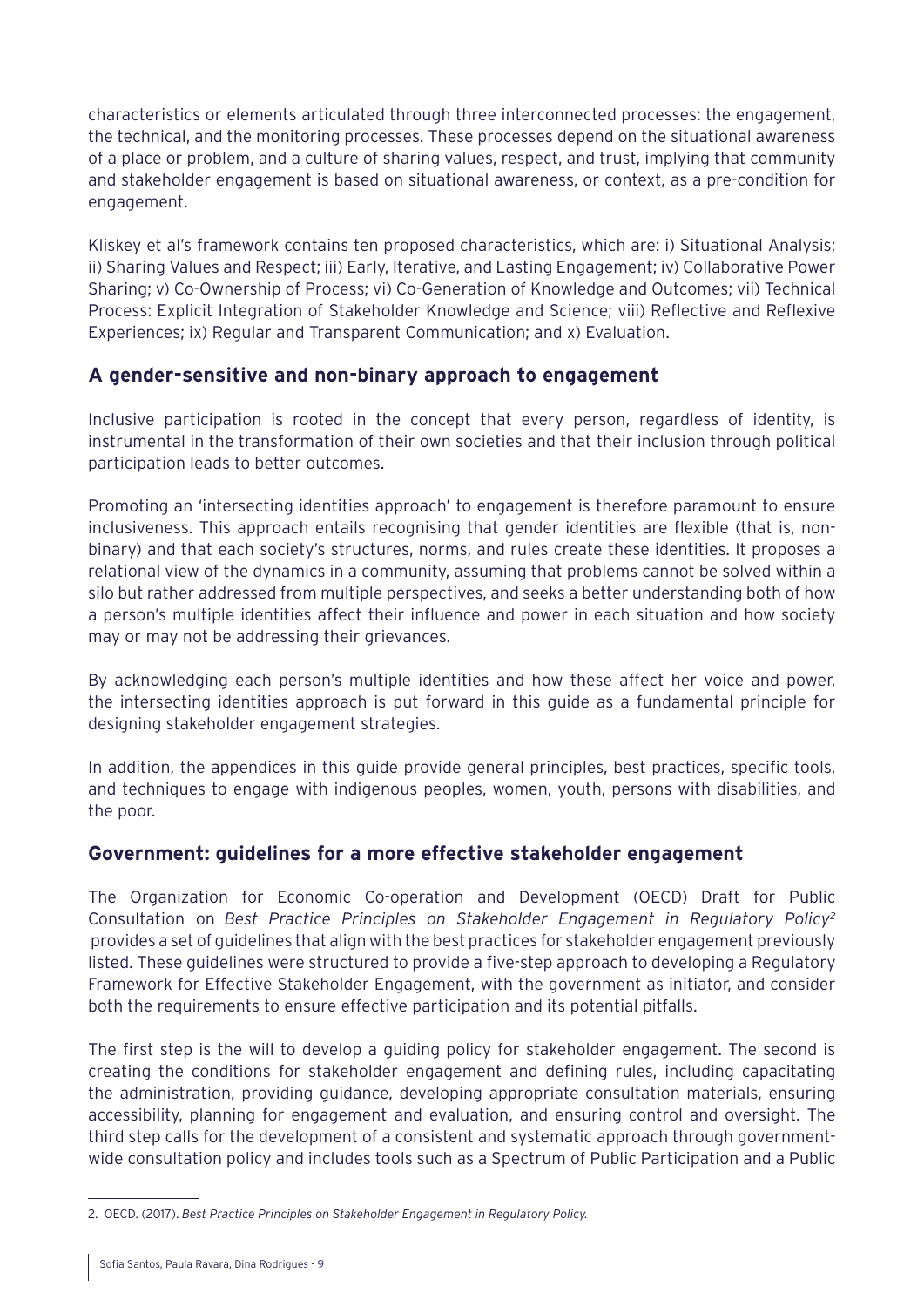characteristics or elements articulated through three interconnected processes: the engagement, the technical, and the monitoring processes. These processes depend on the situational awareness of a place or problem, and a culture of sharing values, respect, and trust, implying that community and stakeholder engagement is based on situational awareness, or context, as a pre-condition for engagement.

Kliskey et al's framework contains ten proposed characteristics, which are: i) Situational Analysis; ii) Sharing Values and Respect; iii) Early, Iterative, and Lasting Engagement; iv) Collaborative Power Sharing; v) Co-Ownership of Process; vi) Co-Generation of Knowledge and Outcomes; vii) Technical Process: Explicit Integration of Stakeholder Knowledge and Science; viii) Reflective and Reflexive Experiences; ix) Regular and Transparent Communication; and x) Evaluation.

## A gender-sensitive and non-binary approach to engagement

Inclusive participation is rooted in the concept that every person, regardless of identity, is instrumental in the transformation of their own societies and that their inclusion through political participation leads to better outcomes.

Promoting an 'intersecting identities approach' to engagement is therefore paramount to ensure inclusiveness. This approach entails recognising that gender identities are flexible (that is, non-binary) and that each society's structures, norms, and rules create these identities. It proposes a relational view of the dynamics in a community, assuming that problems cannot be solved within a silo but rather addressed from multiple perspectives, and seeks a better understanding both of how a person's multiple identities affect their influence and power in each situation and how society may or may not be addressing their grievances.

By acknowledging each person's multiple identities and how these affect her voice and power, the intersecting identities approach is put forward in this guide as a fundamental principle for designing stakeholder engagement strategies.

In addition, the appendices in this guide provide general principles, best practices, specific tools, and techniques to engage with indigenous peoples, women, youth, persons with disabilities, and the poor.

## Government: guidelines for a more effective stakeholder engagement

The Organization for Economic Co-operation and Development (OECD) Draft for Public Consultation on *Best Practice Principles on Stakeholder Engagement in Regulatory Policy*[2] provides a set of guidelines that align with the best practices for stakeholder engagement previously listed. These guidelines were structured to provide a five-step approach to developing a Regulatory Framework for Effective Stakeholder Engagement, with the government as initiator, and consider both the requirements to ensure effective participation and its potential pitfalls.

The first step is the will to develop a guiding policy for stakeholder engagement. The second is creating the conditions for stakeholder engagement and defining rules, including capacitating the administration, providing guidance, developing appropriate consultation materials, ensuring accessibility, planning for engagement and evaluation, and ensuring control and oversight. The third step calls for the development of a consistent and systematic approach through government-wide consultation policy and includes tools such as a Spectrum of Public Participation and a Public

---

2. OECD. (2017). *Best Practice Principles on Stakeholder Engagement in Regulatory Policy.*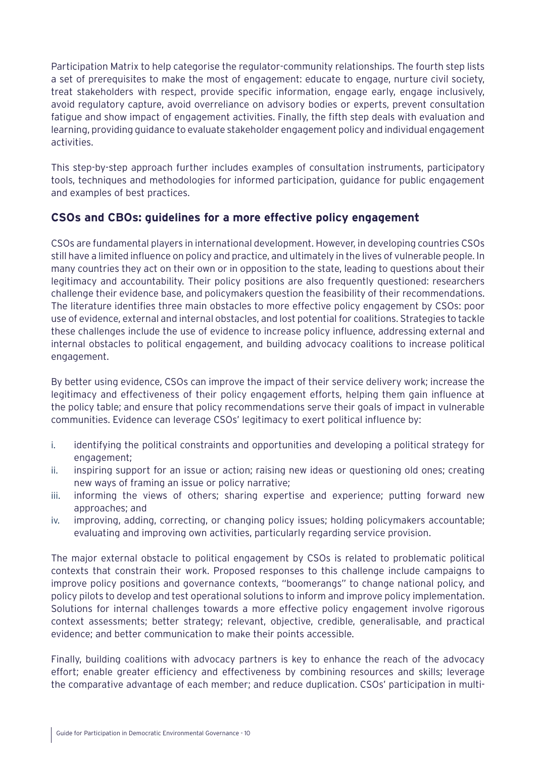Participation Matrix to help categorise the regulator-community relationships. The fourth step lists a set of prerequisites to make the most of engagement: educate to engage, nurture civil society, treat stakeholders with respect, provide specific information, engage early, engage inclusively, avoid regulatory capture, avoid overreliance on advisory bodies or experts, prevent consultation fatigue and show impact of engagement activities. Finally, the fifth step deals with evaluation and learning, providing guidance to evaluate stakeholder engagement policy and individual engagement activities.

This step-by-step approach further includes examples of consultation instruments, participatory tools, techniques and methodologies for informed participation, guidance for public engagement and examples of best practices.

## CSOs and CBOs: guidelines for a more effective policy engagement

CSOs are fundamental players in international development. However, in developing countries CSOs still have a limited influence on policy and practice, and ultimately in the lives of vulnerable people. In many countries they act on their own or in opposition to the state, leading to questions about their legitimacy and accountability. Their policy positions are also frequently questioned: researchers challenge their evidence base, and policymakers question the feasibility of their recommendations. The literature identifies three main obstacles to more effective policy engagement by CSOs: poor use of evidence, external and internal obstacles, and lost potential for coalitions. Strategies to tackle these challenges include the use of evidence to increase policy influence, addressing external and internal obstacles to political engagement, and building advocacy coalitions to increase political engagement.

By better using evidence, CSOs can improve the impact of their service delivery work; increase the legitimacy and effectiveness of their policy engagement efforts, helping them gain influence at the policy table; and ensure that policy recommendations serve their goals of impact in vulnerable communities. Evidence can leverage CSOs' legitimacy to exert political influence by:

i. identifying the political constraints and opportunities and developing a political strategy for engagement;
ii. inspiring support for an issue or action; raising new ideas or questioning old ones; creating new ways of framing an issue or policy narrative;
iii. informing the views of others; sharing expertise and experience; putting forward new approaches; and
iv. improving, adding, correcting, or changing policy issues; holding policymakers accountable; evaluating and improving own activities, particularly regarding service provision.

The major external obstacle to political engagement by CSOs is related to problematic political contexts that constrain their work. Proposed responses to this challenge include campaigns to improve policy positions and governance contexts, "boomerangs" to change national policy, and policy pilots to develop and test operational solutions to inform and improve policy implementation. Solutions for internal challenges towards a more effective policy engagement involve rigorous context assessments; better strategy; relevant, objective, credible, generalisable, and practical evidence; and better communication to make their points accessible.

Finally, building coalitions with advocacy partners is key to enhance the reach of the advocacy effort; enable greater efficiency and effectiveness by combining resources and skills; leverage the comparative advantage of each member; and reduce duplication. CSOs' participation in multi-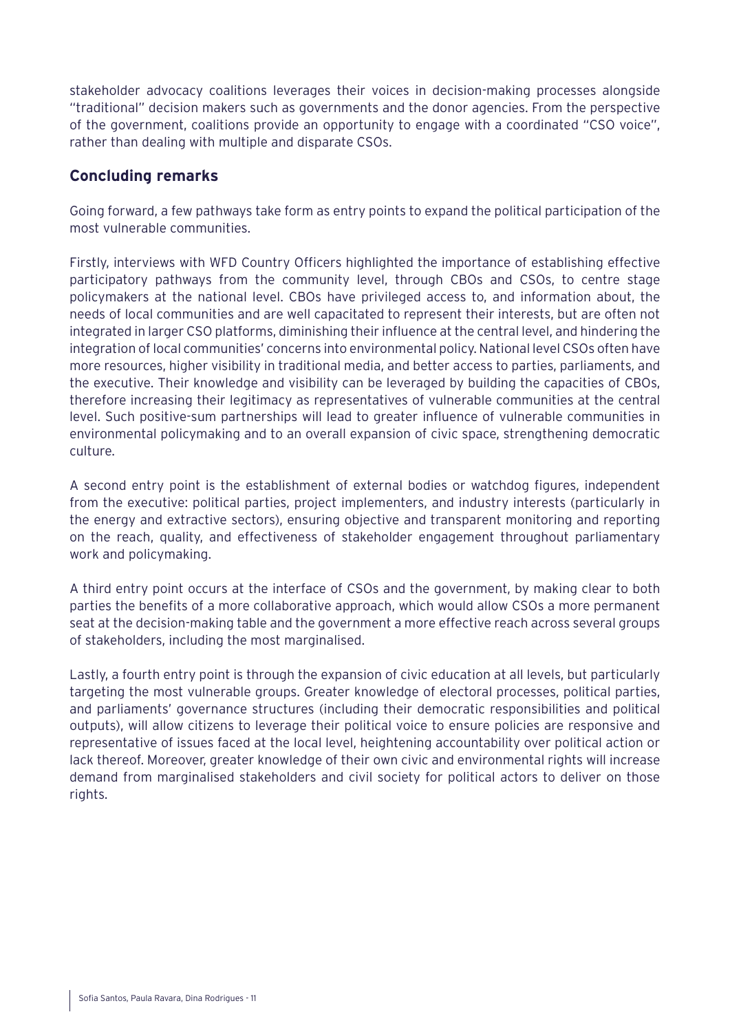stakeholder advocacy coalitions leverages their voices in decision-making processes alongside "traditional" decision makers such as governments and the donor agencies. From the perspective of the government, coalitions provide an opportunity to engage with a coordinated "CSO voice", rather than dealing with multiple and disparate CSOs.

## Concluding remarks

Going forward, a few pathways take form as entry points to expand the political participation of the most vulnerable communities.

Firstly, interviews with WFD Country Officers highlighted the importance of establishing effective participatory pathways from the community level, through CBOs and CSOs, to centre stage policymakers at the national level. CBOs have privileged access to, and information about, the needs of local communities and are well capacitated to represent their interests, but are often not integrated in larger CSO platforms, diminishing their influence at the central level, and hindering the integration of local communities' concerns into environmental policy. National level CSOs often have more resources, higher visibility in traditional media, and better access to parties, parliaments, and the executive. Their knowledge and visibility can be leveraged by building the capacities of CBOs, therefore increasing their legitimacy as representatives of vulnerable communities at the central level. Such positive-sum partnerships will lead to greater influence of vulnerable communities in environmental policymaking and to an overall expansion of civic space, strengthening democratic culture.

A second entry point is the establishment of external bodies or watchdog figures, independent from the executive: political parties, project implementers, and industry interests (particularly in the energy and extractive sectors), ensuring objective and transparent monitoring and reporting on the reach, quality, and effectiveness of stakeholder engagement throughout parliamentary work and policymaking.

A third entry point occurs at the interface of CSOs and the government, by making clear to both parties the benefits of a more collaborative approach, which would allow CSOs a more permanent seat at the decision-making table and the government a more effective reach across several groups of stakeholders, including the most marginalised.

Lastly, a fourth entry point is through the expansion of civic education at all levels, but particularly targeting the most vulnerable groups. Greater knowledge of electoral processes, political parties, and parliaments' governance structures (including their democratic responsibilities and political outputs), will allow citizens to leverage their political voice to ensure policies are responsive and representative of issues faced at the local level, heightening accountability over political action or lack thereof. Moreover, greater knowledge of their own civic and environmental rights will increase demand from marginalised stakeholders and civil society for political actors to deliver on those rights.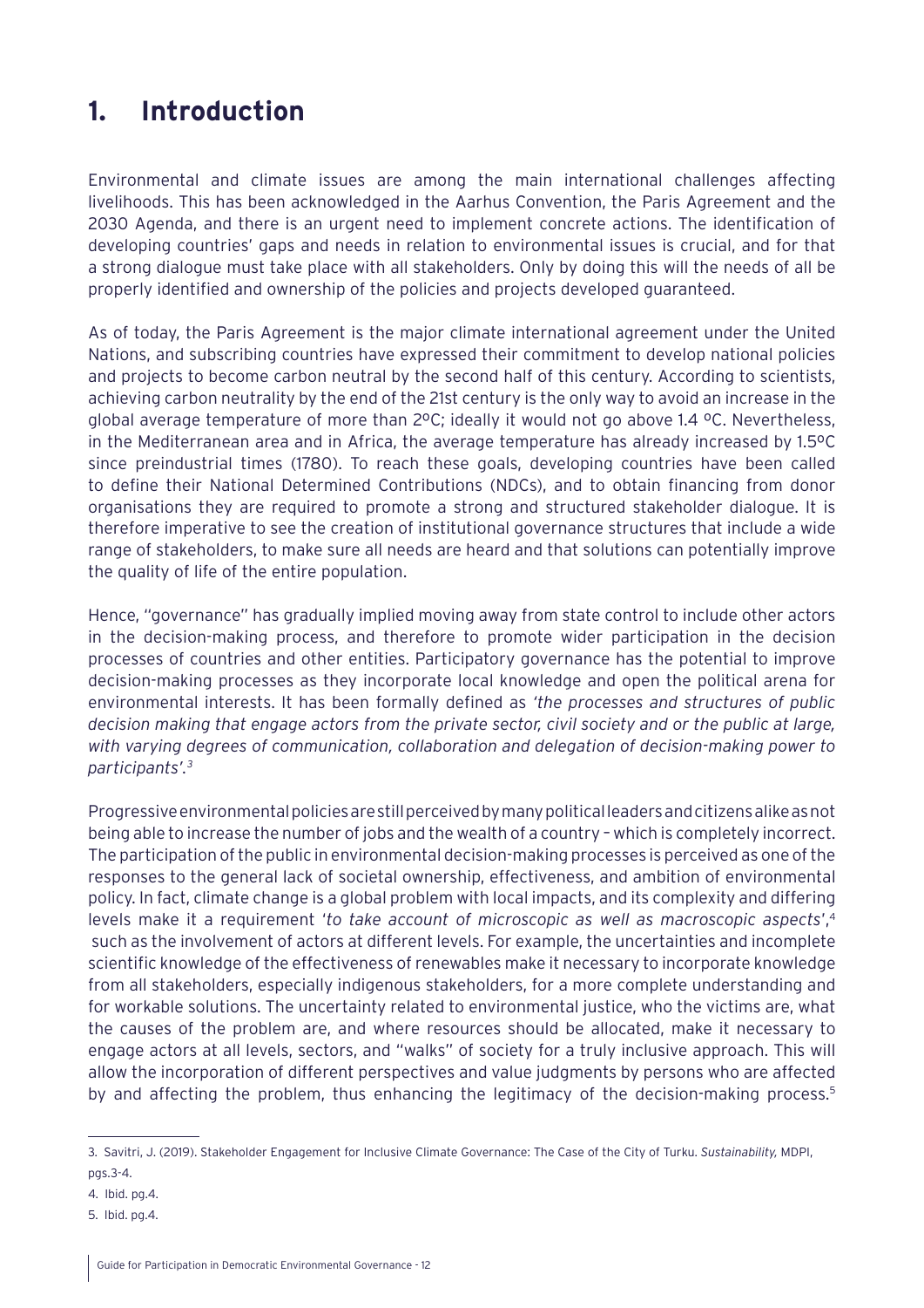# 1. Introduction

Environmental and climate issues are among the main international challenges affecting livelihoods. This has been acknowledged in the Aarhus Convention, the Paris Agreement and the 2030 Agenda, and there is an urgent need to implement concrete actions. The identification of developing countries' gaps and needs in relation to environmental issues is crucial, and for that a strong dialogue must take place with all stakeholders. Only by doing this will the needs of all be properly identified and ownership of the policies and projects developed guaranteed.

As of today, the Paris Agreement is the major climate international agreement under the United Nations, and subscribing countries have expressed their commitment to develop national policies and projects to become carbon neutral by the second half of this century. According to scientists, achieving carbon neutrality by the end of the 21st century is the only way to avoid an increase in the global average temperature of more than 2ºC; ideally it would not go above 1.4 ºC. Nevertheless, in the Mediterranean area and in Africa, the average temperature has already increased by 1.5ºC since preindustrial times (1780). To reach these goals, developing countries have been called to define their National Determined Contributions (NDCs), and to obtain financing from donor organisations they are required to promote a strong and structured stakeholder dialogue. It is therefore imperative to see the creation of institutional governance structures that include a wide range of stakeholders, to make sure all needs are heard and that solutions can potentially improve the quality of life of the entire population.

Hence, "governance" has gradually implied moving away from state control to include other actors in the decision-making process, and therefore to promote wider participation in the decision processes of countries and other entities. Participatory governance has the potential to improve decision-making processes as they incorporate local knowledge and open the political arena for environmental interests. It has been formally defined as *'the processes and structures of public decision making that engage actors from the private sector, civil society and or the public at large, with varying degrees of communication, collaboration and delegation of decision-making power to participants'.*[3]

Progressive environmental policies are still perceived by many political leaders and citizens alike as not being able to increase the number of jobs and the wealth of a country – which is completely incorrect. The participation of the public in environmental decision-making processes is perceived as one of the responses to the general lack of societal ownership, effectiveness, and ambition of environmental policy. In fact, climate change is a global problem with local impacts, and its complexity and differing levels make it a requirement *'to take account of microscopic as well as macroscopic aspects'*,[4] such as the involvement of actors at different levels. For example, the uncertainties and incomplete scientific knowledge of the effectiveness of renewables make it necessary to incorporate knowledge from all stakeholders, especially indigenous stakeholders, for a more complete understanding and for workable solutions. The uncertainty related to environmental justice, who the victims are, what the causes of the problem are, and where resources should be allocated, make it necessary to engage actors at all levels, sectors, and "walks" of society for a truly inclusive approach. This will allow the incorporation of different perspectives and value judgments by persons who are affected by and affecting the problem, thus enhancing the legitimacy of the decision-making process.[5]

---

3. Savitri, J. (2019). Stakeholder Engagement for Inclusive Climate Governance: The Case of the City of Turku. *Sustainability,* MDPI, pgs.3-4.

4. Ibid. pg.4.

5. Ibid. pg.4.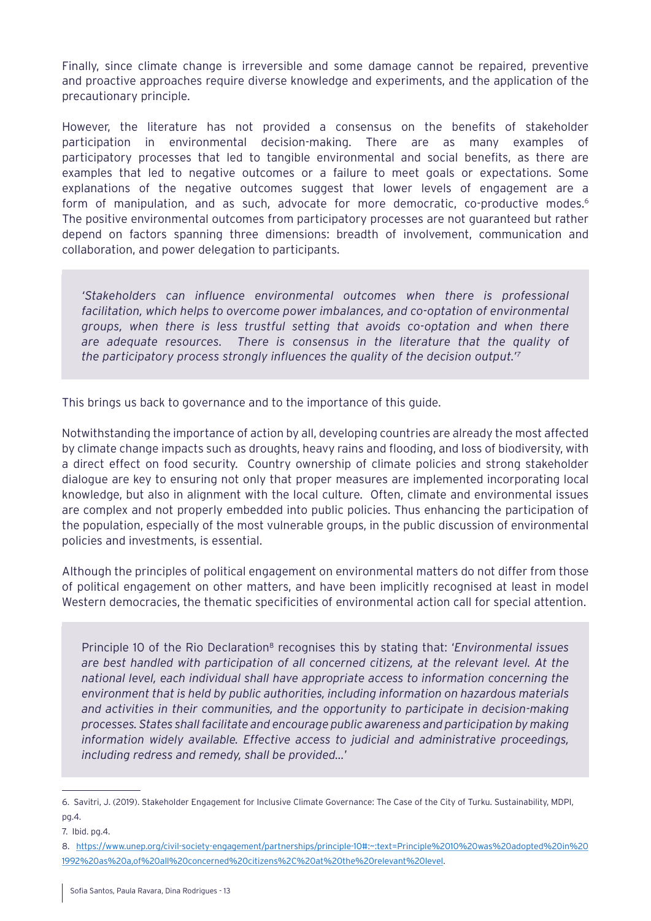Finally, since climate change is irreversible and some damage cannot be repaired, preventive and proactive approaches require diverse knowledge and experiments, and the application of the precautionary principle.

However, the literature has not provided a consensus on the benefits of stakeholder participation in environmental decision-making. There are as many examples of participatory processes that led to tangible environmental and social benefits, as there are examples that led to negative outcomes or a failure to meet goals or expectations. Some explanations of the negative outcomes suggest that lower levels of engagement are a form of manipulation, and as such, advocate for more democratic, co-productive modes.[6] The positive environmental outcomes from participatory processes are not guaranteed but rather depend on factors spanning three dimensions: breadth of involvement, communication and collaboration, and power delegation to participants.

> *'Stakeholders can influence environmental outcomes when there is professional facilitation, which helps to overcome power imbalances, and co-optation of environmental groups, when there is less trustful setting that avoids co-optation and when there are adequate resources. There is consensus in the literature that the quality of the participatory process strongly influences the quality of the decision output.'*[7]

This brings us back to governance and to the importance of this guide.

Notwithstanding the importance of action by all, developing countries are already the most affected by climate change impacts such as droughts, heavy rains and flooding, and loss of biodiversity, with a direct effect on food security. Country ownership of climate policies and strong stakeholder dialogue are key to ensuring not only that proper measures are implemented incorporating local knowledge, but also in alignment with the local culture. Often, climate and environmental issues are complex and not properly embedded into public policies. Thus enhancing the participation of the population, especially of the most vulnerable groups, in the public discussion of environmental policies and investments, is essential.

Although the principles of political engagement on environmental matters do not differ from those of political engagement on other matters, and have been implicitly recognised at least in model Western democracies, the thematic specificities of environmental action call for special attention.

> Principle 10 of the Rio Declaration[8] recognises this by stating that: '*Environmental issues are best handled with participation of all concerned citizens, at the relevant level. At the national level, each individual shall have appropriate access to information concerning the environment that is held by public authorities, including information on hazardous materials and activities in their communities, and the opportunity to participate in decision-making processes. States shall facilitate and encourage public awareness and participation by making information widely available. Effective access to judicial and administrative proceedings, including redress and remedy, shall be provided…*'

---

6. Savitri, J. (2019). Stakeholder Engagement for Inclusive Climate Governance: The Case of the City of Turku. Sustainability, MDPI, pg.4.

7. Ibid. pg.4.

8. https://www.unep.org/civil-society-engagement/partnerships/principle-10#:~:text=Principle%2010%20was%20adopted%20in%201992%20as%20a,of%20all%20concerned%20citizens%2C%20at%20the%20relevant%20level.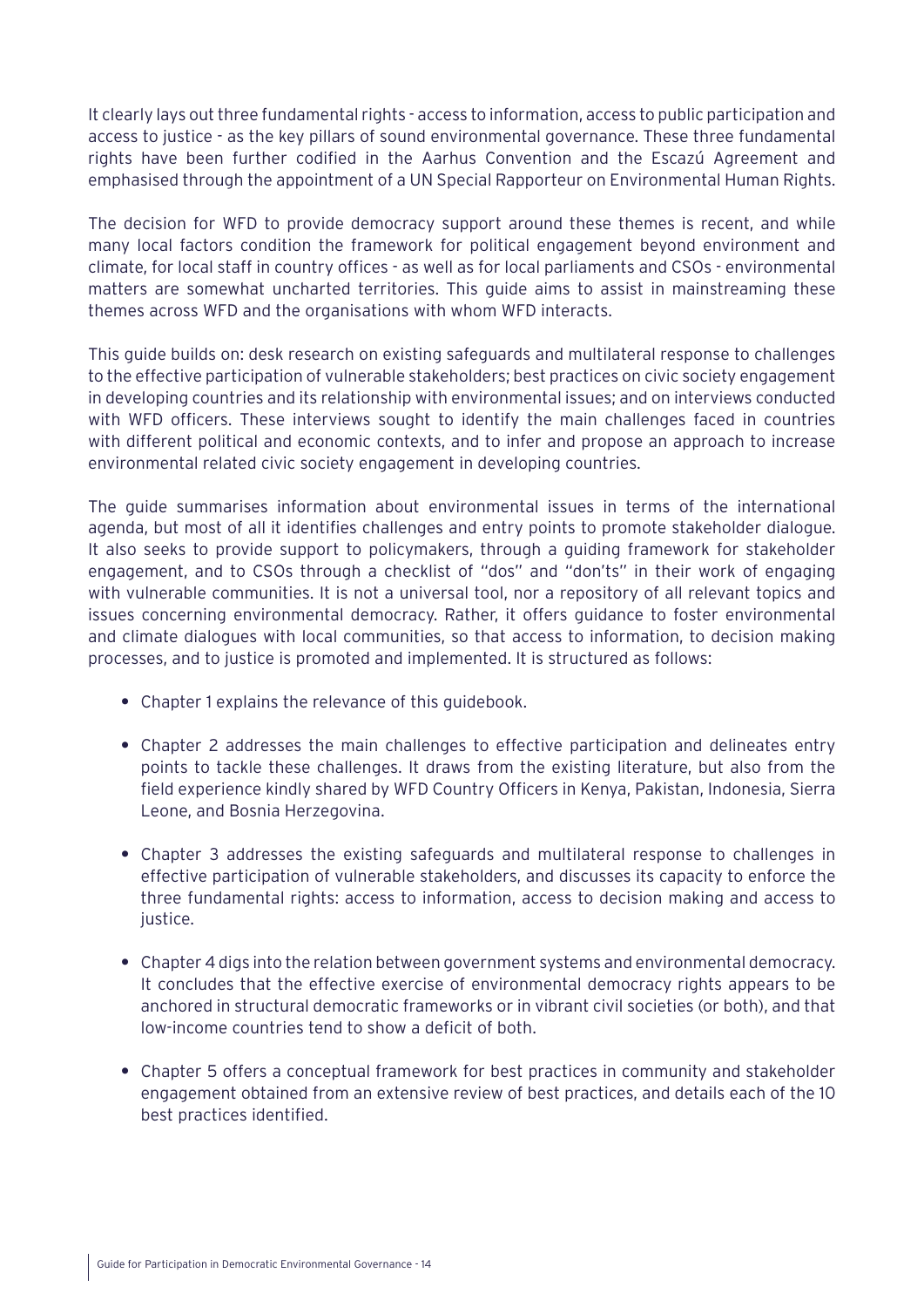It clearly lays out three fundamental rights - access to information, access to public participation and access to justice - as the key pillars of sound environmental governance. These three fundamental rights have been further codified in the Aarhus Convention and the Escazú Agreement and emphasised through the appointment of a UN Special Rapporteur on Environmental Human Rights.

The decision for WFD to provide democracy support around these themes is recent, and while many local factors condition the framework for political engagement beyond environment and climate, for local staff in country offices - as well as for local parliaments and CSOs - environmental matters are somewhat uncharted territories. This guide aims to assist in mainstreaming these themes across WFD and the organisations with whom WFD interacts.

This guide builds on: desk research on existing safeguards and multilateral response to challenges to the effective participation of vulnerable stakeholders; best practices on civic society engagement in developing countries and its relationship with environmental issues; and on interviews conducted with WFD officers. These interviews sought to identify the main challenges faced in countries with different political and economic contexts, and to infer and propose an approach to increase environmental related civic society engagement in developing countries.

The guide summarises information about environmental issues in terms of the international agenda, but most of all it identifies challenges and entry points to promote stakeholder dialogue. It also seeks to provide support to policymakers, through a guiding framework for stakeholder engagement, and to CSOs through a checklist of "dos" and "don'ts" in their work of engaging with vulnerable communities. It is not a universal tool, nor a repository of all relevant topics and issues concerning environmental democracy. Rather, it offers guidance to foster environmental and climate dialogues with local communities, so that access to information, to decision making processes, and to justice is promoted and implemented. It is structured as follows:

- Chapter 1 explains the relevance of this guidebook.
- Chapter 2 addresses the main challenges to effective participation and delineates entry points to tackle these challenges. It draws from the existing literature, but also from the field experience kindly shared by WFD Country Officers in Kenya, Pakistan, Indonesia, Sierra Leone, and Bosnia Herzegovina.
- Chapter 3 addresses the existing safeguards and multilateral response to challenges in effective participation of vulnerable stakeholders, and discusses its capacity to enforce the three fundamental rights: access to information, access to decision making and access to justice.
- Chapter 4 digs into the relation between government systems and environmental democracy. It concludes that the effective exercise of environmental democracy rights appears to be anchored in structural democratic frameworks or in vibrant civil societies (or both), and that low-income countries tend to show a deficit of both.
- Chapter 5 offers a conceptual framework for best practices in community and stakeholder engagement obtained from an extensive review of best practices, and details each of the 10 best practices identified.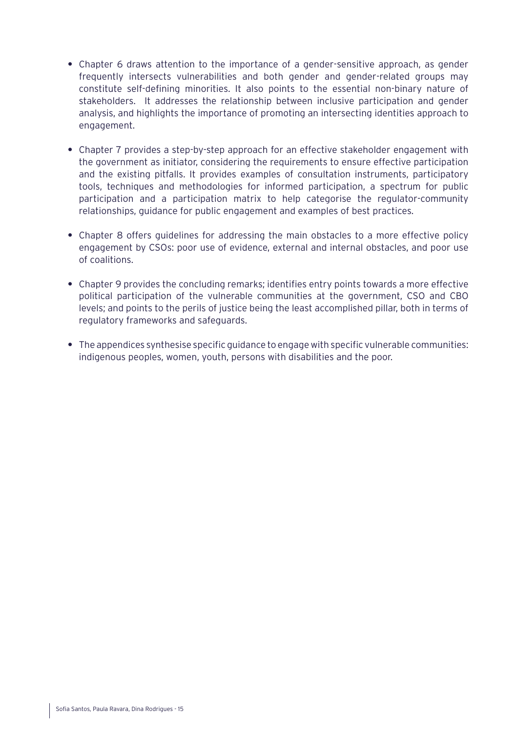- Chapter 6 draws attention to the importance of a gender-sensitive approach, as gender frequently intersects vulnerabilities and both gender and gender-related groups may constitute self-defining minorities. It also points to the essential non-binary nature of stakeholders. It addresses the relationship between inclusive participation and gender analysis, and highlights the importance of promoting an intersecting identities approach to engagement.

- Chapter 7 provides a step-by-step approach for an effective stakeholder engagement with the government as initiator, considering the requirements to ensure effective participation and the existing pitfalls. It provides examples of consultation instruments, participatory tools, techniques and methodologies for informed participation, a spectrum for public participation and a participation matrix to help categorise the regulator-community relationships, guidance for public engagement and examples of best practices.

- Chapter 8 offers guidelines for addressing the main obstacles to a more effective policy engagement by CSOs: poor use of evidence, external and internal obstacles, and poor use of coalitions.

- Chapter 9 provides the concluding remarks; identifies entry points towards a more effective political participation of the vulnerable communities at the government, CSO and CBO levels; and points to the perils of justice being the least accomplished pillar, both in terms of regulatory frameworks and safeguards.

- The appendices synthesise specific guidance to engage with specific vulnerable communities: indigenous peoples, women, youth, persons with disabilities and the poor.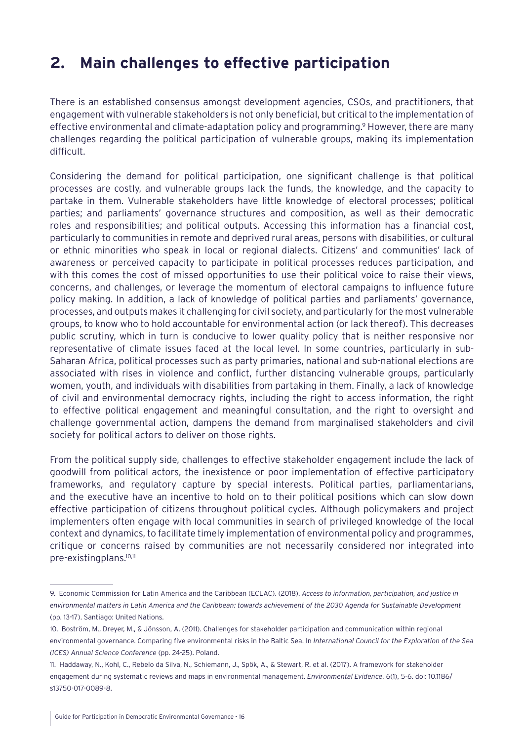## 2. Main challenges to effective participation

There is an established consensus amongst development agencies, CSOs, and practitioners, that engagement with vulnerable stakeholders is not only beneficial, but critical to the implementation of effective environmental and climate-adaptation policy and programming.[9] However, there are many challenges regarding the political participation of vulnerable groups, making its implementation difficult.

Considering the demand for political participation, one significant challenge is that political processes are costly, and vulnerable groups lack the funds, the knowledge, and the capacity to partake in them. Vulnerable stakeholders have little knowledge of electoral processes; political parties; and parliaments' governance structures and composition, as well as their democratic roles and responsibilities; and political outputs. Accessing this information has a financial cost, particularly to communities in remote and deprived rural areas, persons with disabilities, or cultural or ethnic minorities who speak in local or regional dialects. Citizens' and communities' lack of awareness or perceived capacity to participate in political processes reduces participation, and with this comes the cost of missed opportunities to use their political voice to raise their views, concerns, and challenges, or leverage the momentum of electoral campaigns to influence future policy making. In addition, a lack of knowledge of political parties and parliaments' governance, processes, and outputs makes it challenging for civil society, and particularly for the most vulnerable groups, to know who to hold accountable for environmental action (or lack thereof). This decreases public scrutiny, which in turn is conducive to lower quality policy that is neither responsive nor representative of climate issues faced at the local level. In some countries, particularly in sub-Saharan Africa, political processes such as party primaries, national and sub-national elections are associated with rises in violence and conflict, further distancing vulnerable groups, particularly women, youth, and individuals with disabilities from partaking in them. Finally, a lack of knowledge of civil and environmental democracy rights, including the right to access information, the right to effective political engagement and meaningful consultation, and the right to oversight and challenge governmental action, dampens the demand from marginalised stakeholders and civil society for political actors to deliver on those rights.

From the political supply side, challenges to effective stakeholder engagement include the lack of goodwill from political actors, the inexistence or poor implementation of effective participatory frameworks, and regulatory capture by special interests. Political parties, parliamentarians, and the executive have an incentive to hold on to their political positions which can slow down effective participation of citizens throughout political cycles. Although policymakers and project implementers often engage with local communities in search of privileged knowledge of the local context and dynamics, to facilitate timely implementation of environmental policy and programmes, critique or concerns raised by communities are not necessarily considered nor integrated into pre-existingplans.[10,11]

---

9. Economic Commission for Latin America and the Caribbean (ECLAC). (2018). *Access to information, participation, and justice in environmental matters in Latin America and the Caribbean: towards achievement of the 2030 Agenda for Sustainable Development* (pp. 13-17). Santiago: United Nations.

10. Boström, M., Dreyer, M., & Jönsson, A. (2011). Challenges for stakeholder participation and communication within regional environmental governance. Comparing five environmental risks in the Baltic Sea. In *International Council for the Exploration of the Sea (ICES) Annual Science Conference* (pp. 24-25). Poland.

11. Haddaway, N., Kohl, C., Rebelo da Silva, N., Schiemann, J., Spök, A., & Stewart, R. et al. (2017). A framework for stakeholder engagement during systematic reviews and maps in environmental management. *Environmental Evidence*, 6(1), 5-6. doi: 10.1186/s13750-017-0089-8.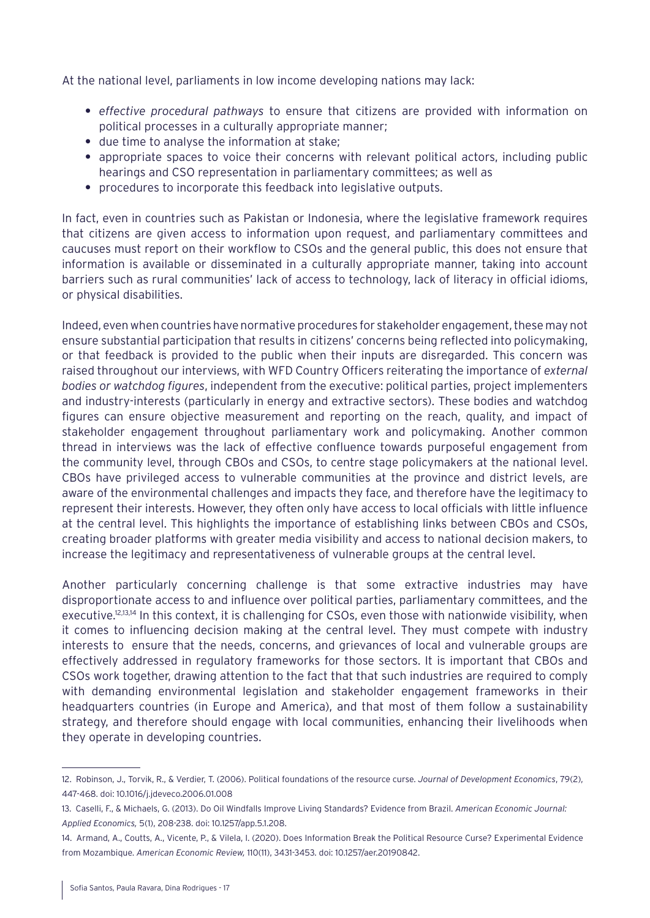At the national level, parliaments in low income developing nations may lack:

- *effective procedural pathways* to ensure that citizens are provided with information on political processes in a culturally appropriate manner;
- due time to analyse the information at stake;
- appropriate spaces to voice their concerns with relevant political actors, including public hearings and CSO representation in parliamentary committees; as well as
- procedures to incorporate this feedback into legislative outputs.

In fact, even in countries such as Pakistan or Indonesia, where the legislative framework requires that citizens are given access to information upon request, and parliamentary committees and caucuses must report on their workflow to CSOs and the general public, this does not ensure that information is available or disseminated in a culturally appropriate manner, taking into account barriers such as rural communities' lack of access to technology, lack of literacy in official idioms, or physical disabilities.

Indeed, even when countries have normative procedures for stakeholder engagement, these may not ensure substantial participation that results in citizens' concerns being reflected into policymaking, or that feedback is provided to the public when their inputs are disregarded. This concern was raised throughout our interviews, with WFD Country Officers reiterating the importance of *external bodies or watchdog figures*, independent from the executive: political parties, project implementers and industry-interests (particularly in energy and extractive sectors). These bodies and watchdog figures can ensure objective measurement and reporting on the reach, quality, and impact of stakeholder engagement throughout parliamentary work and policymaking. Another common thread in interviews was the lack of effective confluence towards purposeful engagement from the community level, through CBOs and CSOs, to centre stage policymakers at the national level. CBOs have privileged access to vulnerable communities at the province and district levels, are aware of the environmental challenges and impacts they face, and therefore have the legitimacy to represent their interests. However, they often only have access to local officials with little influence at the central level. This highlights the importance of establishing links between CBOs and CSOs, creating broader platforms with greater media visibility and access to national decision makers, to increase the legitimacy and representativeness of vulnerable groups at the central level.

Another particularly concerning challenge is that some extractive industries may have disproportionate access to and influence over political parties, parliamentary committees, and the executive.[12,13,14] In this context, it is challenging for CSOs, even those with nationwide visibility, when it comes to influencing decision making at the central level. They must compete with industry interests to ensure that the needs, concerns, and grievances of local and vulnerable groups are effectively addressed in regulatory frameworks for those sectors. It is important that CBOs and CSOs work together, drawing attention to the fact that that such industries are required to comply with demanding environmental legislation and stakeholder engagement frameworks in their headquarters countries (in Europe and America), and that most of them follow a sustainability strategy, and therefore should engage with local communities, enhancing their livelihoods when they operate in developing countries.

---

12. Robinson, J., Torvik, R., & Verdier, T. (2006). Political foundations of the resource curse. *Journal of Development Economics*, 79(2), 447-468. doi: 10.1016/j.jdeveco.2006.01.008

13. Caselli, F., & Michaels, G. (2013). Do Oil Windfalls Improve Living Standards? Evidence from Brazil. *American Economic Journal: Applied Economics,* 5(1), 208-238. doi: 10.1257/app.5.1.208.

14. Armand, A., Coutts, A., Vicente, P., & Vilela, I. (2020). Does Information Break the Political Resource Curse? Experimental Evidence from Mozambique. *American Economic Review,* 110(11), 3431-3453. doi: 10.1257/aer.20190842.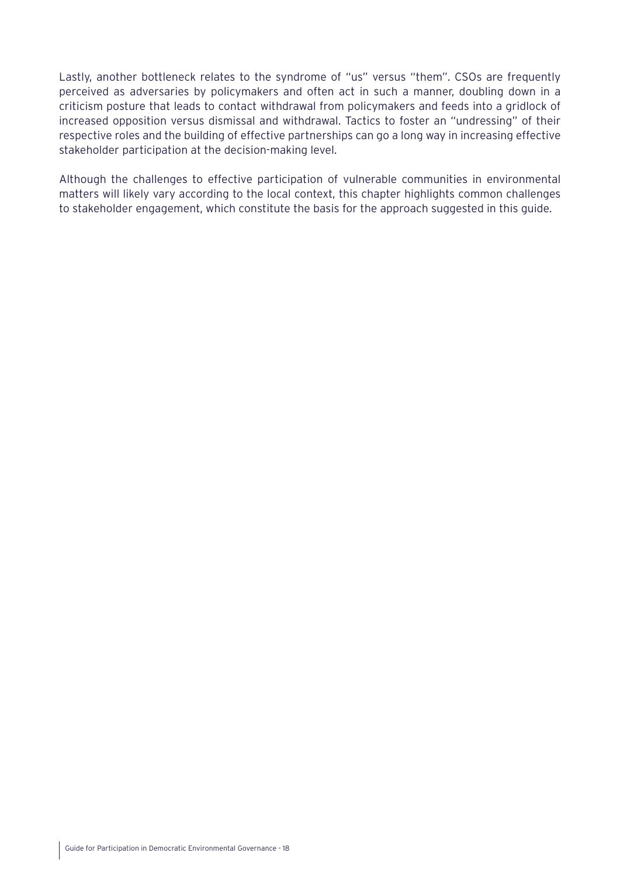Lastly, another bottleneck relates to the syndrome of "us" versus "them". CSOs are frequently perceived as adversaries by policymakers and often act in such a manner, doubling down in a criticism posture that leads to contact withdrawal from policymakers and feeds into a gridlock of increased opposition versus dismissal and withdrawal. Tactics to foster an "undressing" of their respective roles and the building of effective partnerships can go a long way in increasing effective stakeholder participation at the decision-making level.

Although the challenges to effective participation of vulnerable communities in environmental matters will likely vary according to the local context, this chapter highlights common challenges to stakeholder engagement, which constitute the basis for the approach suggested in this guide.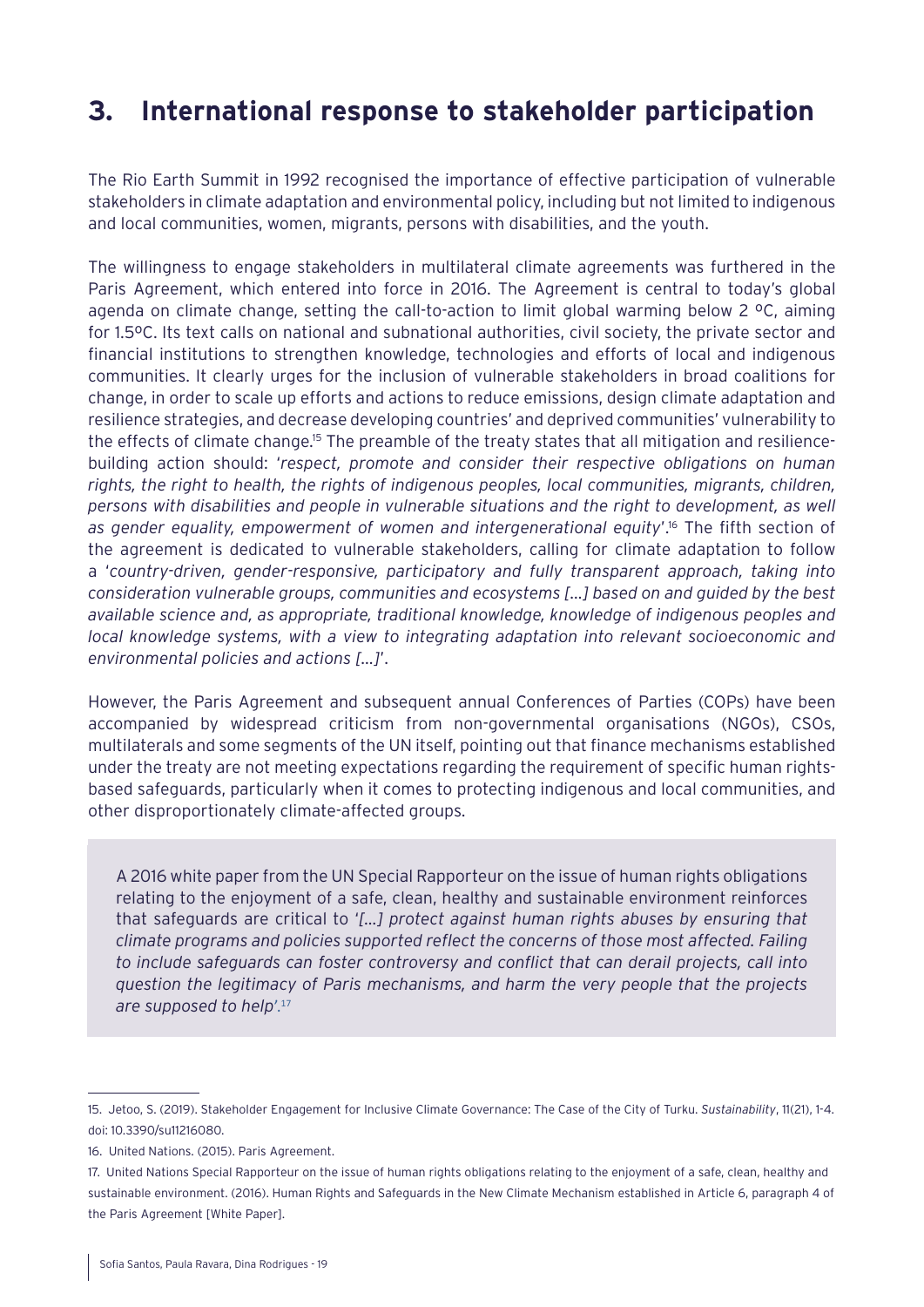# 3. International response to stakeholder participation

The Rio Earth Summit in 1992 recognised the importance of effective participation of vulnerable stakeholders in climate adaptation and environmental policy, including but not limited to indigenous and local communities, women, migrants, persons with disabilities, and the youth.

The willingness to engage stakeholders in multilateral climate agreements was furthered in the Paris Agreement, which entered into force in 2016. The Agreement is central to today's global agenda on climate change, setting the call-to-action to limit global warming below 2 ºC, aiming for 1.5ºC. Its text calls on national and subnational authorities, civil society, the private sector and financial institutions to strengthen knowledge, technologies and efforts of local and indigenous communities. It clearly urges for the inclusion of vulnerable stakeholders in broad coalitions for change, in order to scale up efforts and actions to reduce emissions, design climate adaptation and resilience strategies, and decrease developing countries' and deprived communities' vulnerability to the effects of climate change.[15] The preamble of the treaty states that all mitigation and resilience-building action should: '*respect, promote and consider their respective obligations on human rights, the right to health, the rights of indigenous peoples, local communities, migrants, children, persons with disabilities and people in vulnerable situations and the right to development, as well as gender equality, empowerment of women and intergenerational equity*'.[16] The fifth section of the agreement is dedicated to vulnerable stakeholders, calling for climate adaptation to follow a '*country-driven, gender-responsive, participatory and fully transparent approach, taking into consideration vulnerable groups, communities and ecosystems [...] based on and guided by the best available science and, as appropriate, traditional knowledge, knowledge of indigenous peoples and local knowledge systems, with a view to integrating adaptation into relevant socioeconomic and environmental policies and actions [...]*'.

However, the Paris Agreement and subsequent annual Conferences of Parties (COPs) have been accompanied by widespread criticism from non-governmental organisations (NGOs), CSOs, multilaterals and some segments of the UN itself, pointing out that finance mechanisms established under the treaty are not meeting expectations regarding the requirement of specific human rights-based safeguards, particularly when it comes to protecting indigenous and local communities, and other disproportionately climate-affected groups.

> A 2016 white paper from the UN Special Rapporteur on the issue of human rights obligations relating to the enjoyment of a safe, clean, healthy and sustainable environment reinforces that safeguards are critical to '*[...] protect against human rights abuses by ensuring that climate programs and policies supported reflect the concerns of those most affected. Failing to include safeguards can foster controversy and conflict that can derail projects, call into question the legitimacy of Paris mechanisms, and harm the very people that the projects are supposed to help*'.[17]

---

15. Jetoo, S. (2019). Stakeholder Engagement for Inclusive Climate Governance: The Case of the City of Turku. *Sustainability*, 11(21), 1-4. doi: 10.3390/su11216080.

16. United Nations. (2015). Paris Agreement.

17. United Nations Special Rapporteur on the issue of human rights obligations relating to the enjoyment of a safe, clean, healthy and sustainable environment. (2016). Human Rights and Safeguards in the New Climate Mechanism established in Article 6, paragraph 4 of the Paris Agreement [White Paper].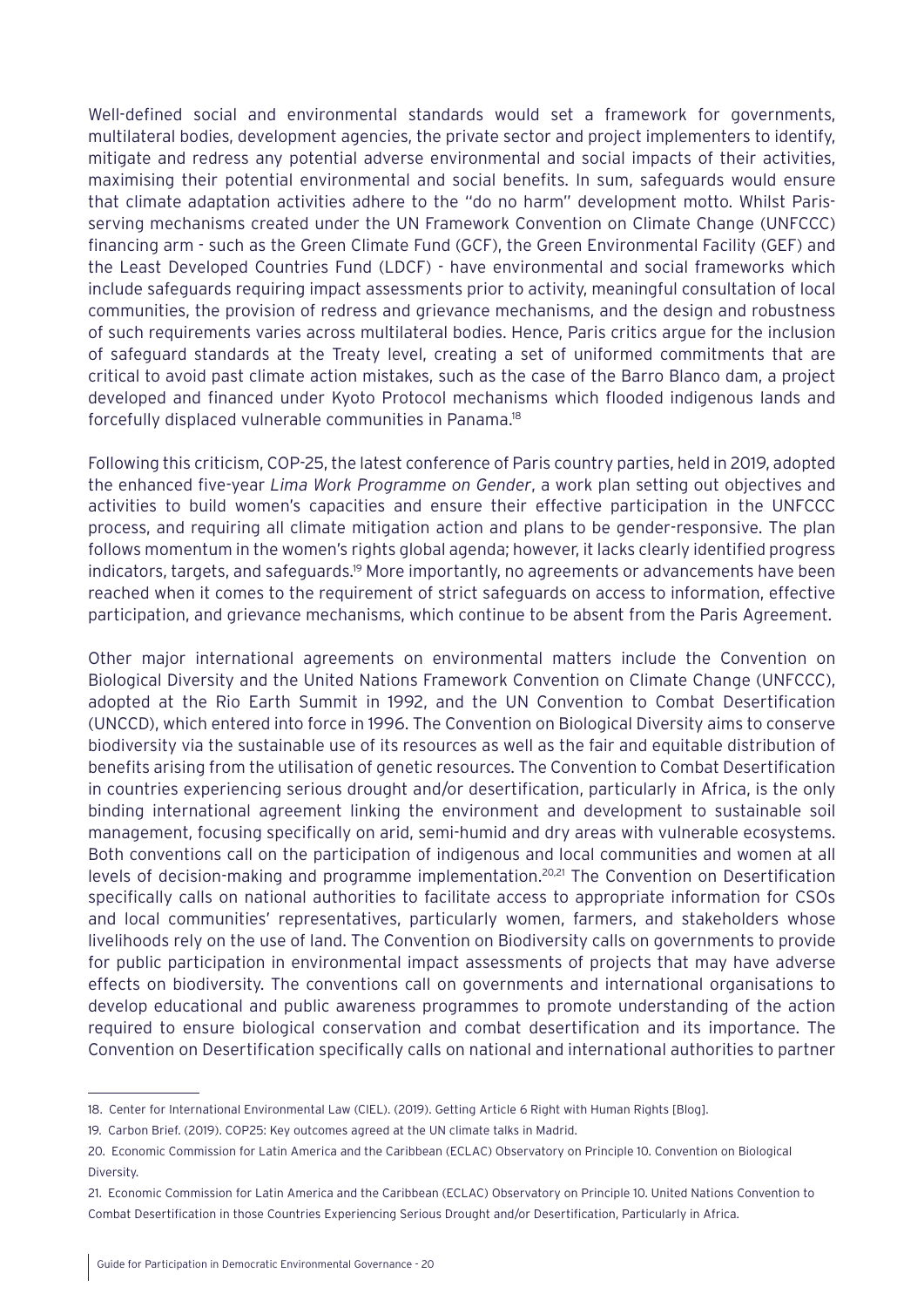Well-defined social and environmental standards would set a framework for governments, multilateral bodies, development agencies, the private sector and project implementers to identify, mitigate and redress any potential adverse environmental and social impacts of their activities, maximising their potential environmental and social benefits. In sum, safeguards would ensure that climate adaptation activities adhere to the "do no harm" development motto. Whilst Paris-serving mechanisms created under the UN Framework Convention on Climate Change (UNFCCC) financing arm - such as the Green Climate Fund (GCF), the Green Environmental Facility (GEF) and the Least Developed Countries Fund (LDCF) - have environmental and social frameworks which include safeguards requiring impact assessments prior to activity, meaningful consultation of local communities, the provision of redress and grievance mechanisms, and the design and robustness of such requirements varies across multilateral bodies. Hence, Paris critics argue for the inclusion of safeguard standards at the Treaty level, creating a set of uniformed commitments that are critical to avoid past climate action mistakes, such as the case of the Barro Blanco dam, a project developed and financed under Kyoto Protocol mechanisms which flooded indigenous lands and forcefully displaced vulnerable communities in Panama.[18]

Following this criticism, COP-25, the latest conference of Paris country parties, held in 2019, adopted the enhanced five-year *Lima Work Programme on Gender*, a work plan setting out objectives and activities to build women's capacities and ensure their effective participation in the UNFCCC process, and requiring all climate mitigation action and plans to be gender-responsive. The plan follows momentum in the women's rights global agenda; however, it lacks clearly identified progress indicators, targets, and safeguards.[19] More importantly, no agreements or advancements have been reached when it comes to the requirement of strict safeguards on access to information, effective participation, and grievance mechanisms, which continue to be absent from the Paris Agreement.

Other major international agreements on environmental matters include the Convention on Biological Diversity and the United Nations Framework Convention on Climate Change (UNFCCC), adopted at the Rio Earth Summit in 1992, and the UN Convention to Combat Desertification (UNCCD), which entered into force in 1996. The Convention on Biological Diversity aims to conserve biodiversity via the sustainable use of its resources as well as the fair and equitable distribution of benefits arising from the utilisation of genetic resources. The Convention to Combat Desertification in countries experiencing serious drought and/or desertification, particularly in Africa, is the only binding international agreement linking the environment and development to sustainable soil management, focusing specifically on arid, semi-humid and dry areas with vulnerable ecosystems. Both conventions call on the participation of indigenous and local communities and women at all levels of decision-making and programme implementation.[20,21] The Convention on Desertification specifically calls on national authorities to facilitate access to appropriate information for CSOs and local communities' representatives, particularly women, farmers, and stakeholders whose livelihoods rely on the use of land. The Convention on Biodiversity calls on governments to provide for public participation in environmental impact assessments of projects that may have adverse effects on biodiversity. The conventions call on governments and international organisations to develop educational and public awareness programmes to promote understanding of the action required to ensure biological conservation and combat desertification and its importance. The Convention on Desertification specifically calls on national and international authorities to partner

---

18. Center for International Environmental Law (CIEL). (2019). Getting Article 6 Right with Human Rights [Blog].

19. Carbon Brief. (2019). COP25: Key outcomes agreed at the UN climate talks in Madrid.

20. Economic Commission for Latin America and the Caribbean (ECLAC) Observatory on Principle 10. Convention on Biological Diversity.

21. Economic Commission for Latin America and the Caribbean (ECLAC) Observatory on Principle 10. United Nations Convention to Combat Desertification in those Countries Experiencing Serious Drought and/or Desertification, Particularly in Africa.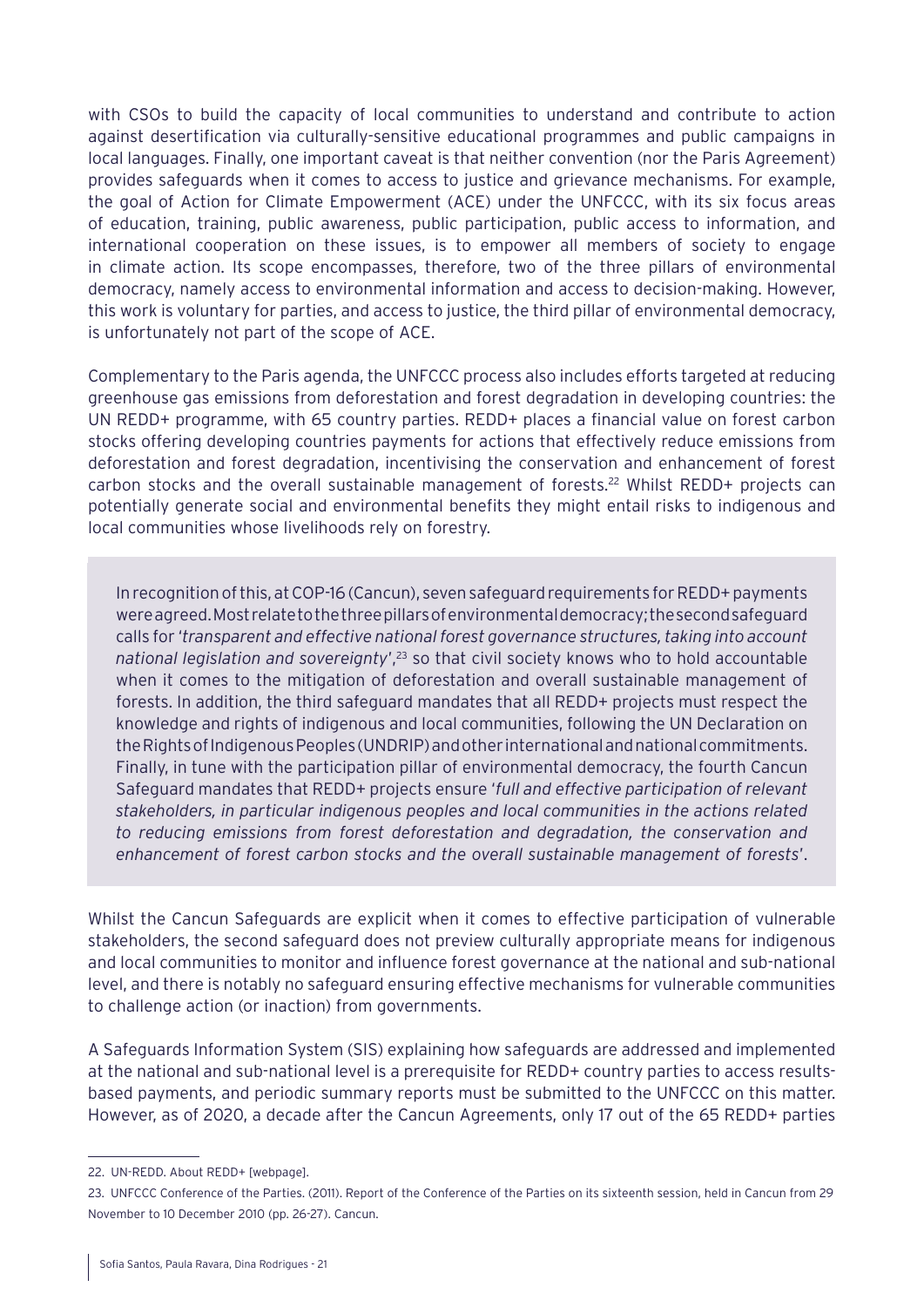with CSOs to build the capacity of local communities to understand and contribute to action against desertification via culturally-sensitive educational programmes and public campaigns in local languages. Finally, one important caveat is that neither convention (nor the Paris Agreement) provides safeguards when it comes to access to justice and grievance mechanisms. For example, the goal of Action for Climate Empowerment (ACE) under the UNFCCC, with its six focus areas of education, training, public awareness, public participation, public access to information, and international cooperation on these issues, is to empower all members of society to engage in climate action. Its scope encompasses, therefore, two of the three pillars of environmental democracy, namely access to environmental information and access to decision-making. However, this work is voluntary for parties, and access to justice, the third pillar of environmental democracy, is unfortunately not part of the scope of ACE.

Complementary to the Paris agenda, the UNFCCC process also includes efforts targeted at reducing greenhouse gas emissions from deforestation and forest degradation in developing countries: the UN REDD+ programme, with 65 country parties. REDD+ places a financial value on forest carbon stocks offering developing countries payments for actions that effectively reduce emissions from deforestation and forest degradation, incentivising the conservation and enhancement of forest carbon stocks and the overall sustainable management of forests.[22] Whilst REDD+ projects can potentially generate social and environmental benefits they might entail risks to indigenous and local communities whose livelihoods rely on forestry.

> In recognition of this, at COP-16 (Cancun), seven safeguard requirements for REDD+ payments were agreed. Most relate to the three pillars of environmental democracy; the second safeguard calls for '*transparent and effective national forest governance structures, taking into account national legislation and sovereignty*',[23] so that civil society knows who to hold accountable when it comes to the mitigation of deforestation and overall sustainable management of forests. In addition, the third safeguard mandates that all REDD+ projects must respect the knowledge and rights of indigenous and local communities, following the UN Declaration on the Rights of Indigenous Peoples (UNDRIP) and other international and national commitments. Finally, in tune with the participation pillar of environmental democracy, the fourth Cancun Safeguard mandates that REDD+ projects ensure '*full and effective participation of relevant stakeholders, in particular indigenous peoples and local communities in the actions related to reducing emissions from forest deforestation and degradation, the conservation and enhancement of forest carbon stocks and the overall sustainable management of forests*'.

Whilst the Cancun Safeguards are explicit when it comes to effective participation of vulnerable stakeholders, the second safeguard does not preview culturally appropriate means for indigenous and local communities to monitor and influence forest governance at the national and sub-national level, and there is notably no safeguard ensuring effective mechanisms for vulnerable communities to challenge action (or inaction) from governments.

A Safeguards Information System (SIS) explaining how safeguards are addressed and implemented at the national and sub-national level is a prerequisite for REDD+ country parties to access results-based payments, and periodic summary reports must be submitted to the UNFCCC on this matter. However, as of 2020, a decade after the Cancun Agreements, only 17 out of the 65 REDD+ parties

---

22. UN-REDD. About REDD+ [webpage].

23. UNFCCC Conference of the Parties. (2011). Report of the Conference of the Parties on its sixteenth session, held in Cancun from 29 November to 10 December 2010 (pp. 26-27). Cancun.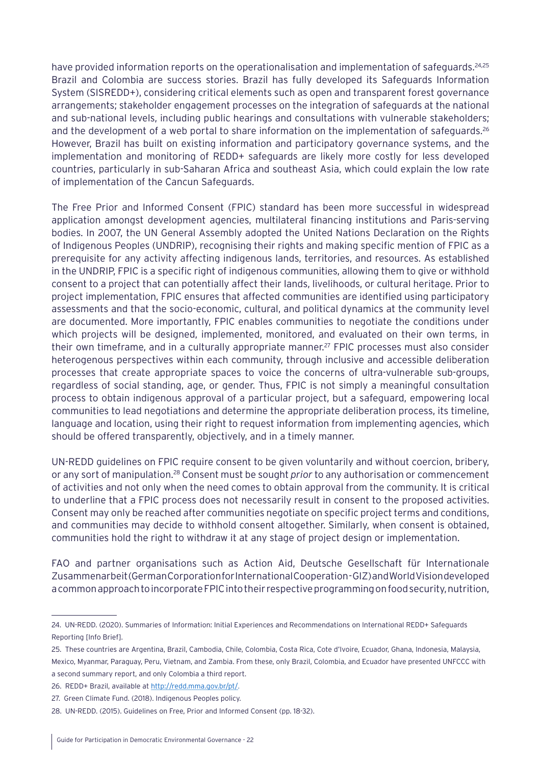have provided information reports on the operationalisation and implementation of safeguards.[24,25] Brazil and Colombia are success stories. Brazil has fully developed its Safeguards Information System (SISREDD+), considering critical elements such as open and transparent forest governance arrangements; stakeholder engagement processes on the integration of safeguards at the national and sub-national levels, including public hearings and consultations with vulnerable stakeholders; and the development of a web portal to share information on the implementation of safeguards.[26] However, Brazil has built on existing information and participatory governance systems, and the implementation and monitoring of REDD+ safeguards are likely more costly for less developed countries, particularly in sub-Saharan Africa and southeast Asia, which could explain the low rate of implementation of the Cancun Safeguards.

The Free Prior and Informed Consent (FPIC) standard has been more successful in widespread application amongst development agencies, multilateral financing institutions and Paris-serving bodies. In 2007, the UN General Assembly adopted the United Nations Declaration on the Rights of Indigenous Peoples (UNDRIP), recognising their rights and making specific mention of FPIC as a prerequisite for any activity affecting indigenous lands, territories, and resources. As established in the UNDRIP, FPIC is a specific right of indigenous communities, allowing them to give or withhold consent to a project that can potentially affect their lands, livelihoods, or cultural heritage. Prior to project implementation, FPIC ensures that affected communities are identified using participatory assessments and that the socio-economic, cultural, and political dynamics at the community level are documented. More importantly, FPIC enables communities to negotiate the conditions under which projects will be designed, implemented, monitored, and evaluated on their own terms, in their own timeframe, and in a culturally appropriate manner.[27] FPIC processes must also consider heterogenous perspectives within each community, through inclusive and accessible deliberation processes that create appropriate spaces to voice the concerns of ultra-vulnerable sub-groups, regardless of social standing, age, or gender. Thus, FPIC is not simply a meaningful consultation process to obtain indigenous approval of a particular project, but a safeguard, empowering local communities to lead negotiations and determine the appropriate deliberation process, its timeline, language and location, using their right to request information from implementing agencies, which should be offered transparently, objectively, and in a timely manner.

UN-REDD guidelines on FPIC require consent to be given voluntarily and without coercion, bribery, or any sort of manipulation.[28] Consent must be sought *prior* to any authorisation or commencement of activities and not only when the need comes to obtain approval from the community. It is critical to underline that a FPIC process does not necessarily result in consent to the proposed activities. Consent may only be reached after communities negotiate on specific project terms and conditions, and communities may decide to withhold consent altogether. Similarly, when consent is obtained, communities hold the right to withdraw it at any stage of project design or implementation.

FAO and partner organisations such as Action Aid, Deutsche Gesellschaft für Internationale Zusammenarbeit (German Corporation for International Cooperation - GIZ) and World Vision developed a common approach to incorporate FPIC into their respective programming on food security, nutrition,

---

24. UN-REDD. (2020). Summaries of Information: Initial Experiences and Recommendations on International REDD+ Safeguards Reporting [Info Brief].

25. These countries are Argentina, Brazil, Cambodia, Chile, Colombia, Costa Rica, Cote d'Ivoire, Ecuador, Ghana, Indonesia, Malaysia, Mexico, Myanmar, Paraguay, Peru, Vietnam, and Zambia. From these, only Brazil, Colombia, and Ecuador have presented UNFCCC with a second summary report, and only Colombia a third report.

26. REDD+ Brazil, available at http://redd.mma.gov.br/pt/.

27. Green Climate Fund. (2018). Indigenous Peoples policy.

28. UN-REDD. (2015). Guidelines on Free, Prior and Informed Consent (pp. 18-32).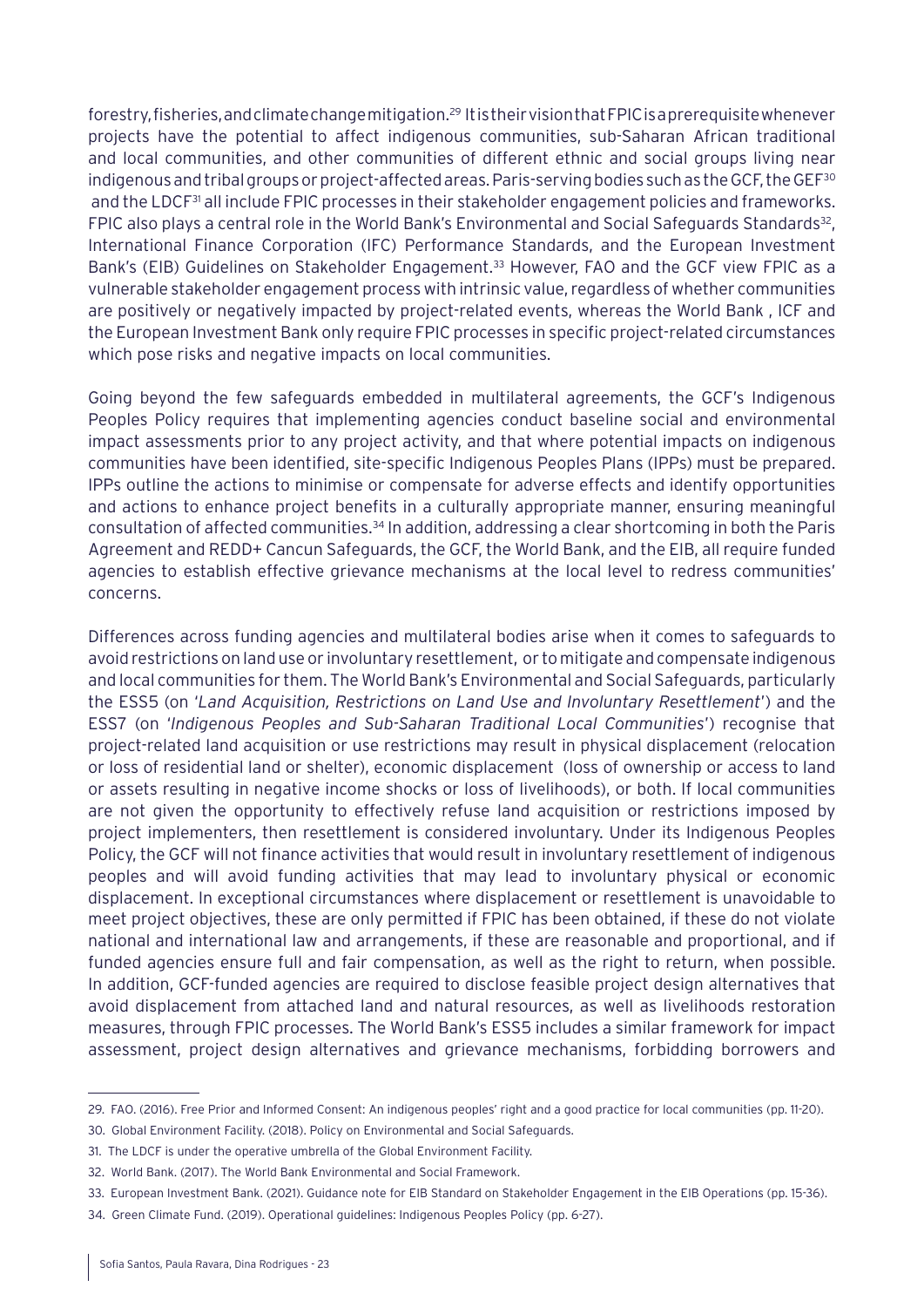forestry, fisheries, and climate change mitigation.[29] It is their vision that FPIC is a prerequisite whenever projects have the potential to affect indigenous communities, sub-Saharan African traditional and local communities, and other communities of different ethnic and social groups living near indigenous and tribal groups or project-affected areas. Paris-serving bodies such as the GCF, the GEF[30] and the LDCF[31] all include FPIC processes in their stakeholder engagement policies and frameworks. FPIC also plays a central role in the World Bank's Environmental and Social Safeguards Standards[32], International Finance Corporation (IFC) Performance Standards, and the European Investment Bank's (EIB) Guidelines on Stakeholder Engagement.[33] However, FAO and the GCF view FPIC as a vulnerable stakeholder engagement process with intrinsic value, regardless of whether communities are positively or negatively impacted by project-related events, whereas the World Bank , ICF and the European Investment Bank only require FPIC processes in specific project-related circumstances which pose risks and negative impacts on local communities.

Going beyond the few safeguards embedded in multilateral agreements, the GCF's Indigenous Peoples Policy requires that implementing agencies conduct baseline social and environmental impact assessments prior to any project activity, and that where potential impacts on indigenous communities have been identified, site-specific Indigenous Peoples Plans (IPPs) must be prepared. IPPs outline the actions to minimise or compensate for adverse effects and identify opportunities and actions to enhance project benefits in a culturally appropriate manner, ensuring meaningful consultation of affected communities.[34] In addition, addressing a clear shortcoming in both the Paris Agreement and REDD+ Cancun Safeguards, the GCF, the World Bank, and the EIB, all require funded agencies to establish effective grievance mechanisms at the local level to redress communities' concerns.

Differences across funding agencies and multilateral bodies arise when it comes to safeguards to avoid restrictions on land use or involuntary resettlement, or to mitigate and compensate indigenous and local communities for them. The World Bank's Environmental and Social Safeguards, particularly the ESS5 (on '*Land Acquisition, Restrictions on Land Use and Involuntary Resettlement*') and the ESS7 (on '*Indigenous Peoples and Sub-Saharan Traditional Local Communities*') recognise that project-related land acquisition or use restrictions may result in physical displacement (relocation or loss of residential land or shelter), economic displacement (loss of ownership or access to land or assets resulting in negative income shocks or loss of livelihoods), or both. If local communities are not given the opportunity to effectively refuse land acquisition or restrictions imposed by project implementers, then resettlement is considered involuntary. Under its Indigenous Peoples Policy, the GCF will not finance activities that would result in involuntary resettlement of indigenous peoples and will avoid funding activities that may lead to involuntary physical or economic displacement. In exceptional circumstances where displacement or resettlement is unavoidable to meet project objectives, these are only permitted if FPIC has been obtained, if these do not violate national and international law and arrangements, if these are reasonable and proportional, and if funded agencies ensure full and fair compensation, as well as the right to return, when possible. In addition, GCF-funded agencies are required to disclose feasible project design alternatives that avoid displacement from attached land and natural resources, as well as livelihoods restoration measures, through FPIC processes. The World Bank's ESS5 includes a similar framework for impact assessment, project design alternatives and grievance mechanisms, forbidding borrowers and

---

29. FAO. (2016). Free Prior and Informed Consent: An indigenous peoples' right and a good practice for local communities (pp. 11-20).
30. Global Environment Facility. (2018). Policy on Environmental and Social Safeguards.
31. The LDCF is under the operative umbrella of the Global Environment Facility.
32. World Bank. (2017). The World Bank Environmental and Social Framework.
33. European Investment Bank. (2021). Guidance note for EIB Standard on Stakeholder Engagement in the EIB Operations (pp. 15-36).
34. Green Climate Fund. (2019). Operational guidelines: Indigenous Peoples Policy (pp. 6-27).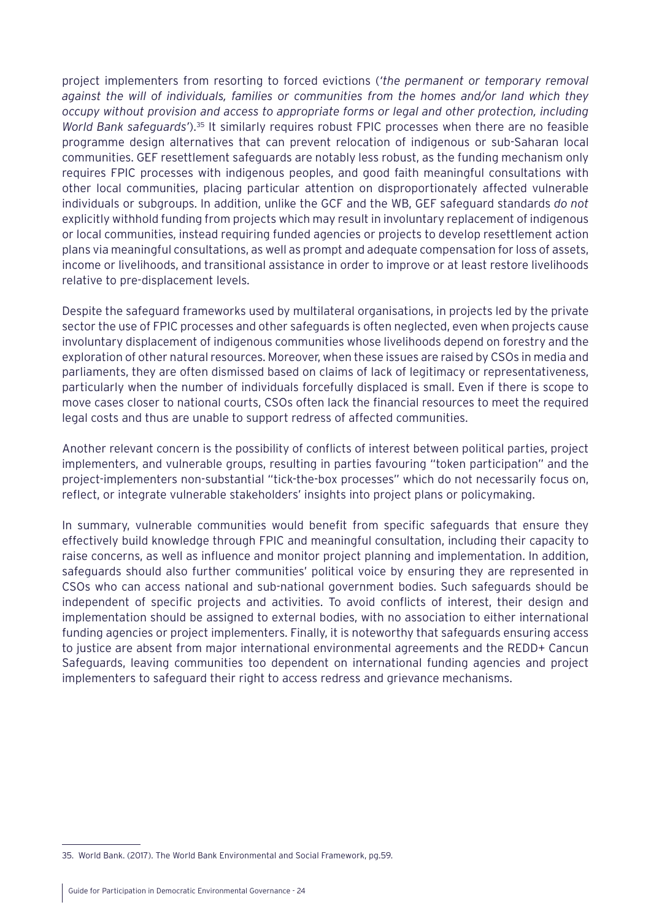project implementers from resorting to forced evictions (*'the permanent or temporary removal against the will of individuals, families or communities from the homes and/or land which they occupy without provision and access to appropriate forms or legal and other protection, including World Bank safeguards'*).[35] It similarly requires robust FPIC processes when there are no feasible programme design alternatives that can prevent relocation of indigenous or sub-Saharan local communities. GEF resettlement safeguards are notably less robust, as the funding mechanism only requires FPIC processes with indigenous peoples, and good faith meaningful consultations with other local communities, placing particular attention on disproportionately affected vulnerable individuals or subgroups. In addition, unlike the GCF and the WB, GEF safeguard standards *do not* explicitly withhold funding from projects which may result in involuntary replacement of indigenous or local communities, instead requiring funded agencies or projects to develop resettlement action plans via meaningful consultations, as well as prompt and adequate compensation for loss of assets, income or livelihoods, and transitional assistance in order to improve or at least restore livelihoods relative to pre-displacement levels.

Despite the safeguard frameworks used by multilateral organisations, in projects led by the private sector the use of FPIC processes and other safeguards is often neglected, even when projects cause involuntary displacement of indigenous communities whose livelihoods depend on forestry and the exploration of other natural resources. Moreover, when these issues are raised by CSOs in media and parliaments, they are often dismissed based on claims of lack of legitimacy or representativeness, particularly when the number of individuals forcefully displaced is small. Even if there is scope to move cases closer to national courts, CSOs often lack the financial resources to meet the required legal costs and thus are unable to support redress of affected communities.

Another relevant concern is the possibility of conflicts of interest between political parties, project implementers, and vulnerable groups, resulting in parties favouring "token participation" and the project-implementers non-substantial "tick-the-box processes" which do not necessarily focus on, reflect, or integrate vulnerable stakeholders' insights into project plans or policymaking.

In summary, vulnerable communities would benefit from specific safeguards that ensure they effectively build knowledge through FPIC and meaningful consultation, including their capacity to raise concerns, as well as influence and monitor project planning and implementation. In addition, safeguards should also further communities' political voice by ensuring they are represented in CSOs who can access national and sub-national government bodies. Such safeguards should be independent of specific projects and activities. To avoid conflicts of interest, their design and implementation should be assigned to external bodies, with no association to either international funding agencies or project implementers. Finally, it is noteworthy that safeguards ensuring access to justice are absent from major international environmental agreements and the REDD+ Cancun Safeguards, leaving communities too dependent on international funding agencies and project implementers to safeguard their right to access redress and grievance mechanisms.

---

35. World Bank. (2017). The World Bank Environmental and Social Framework, pg.59.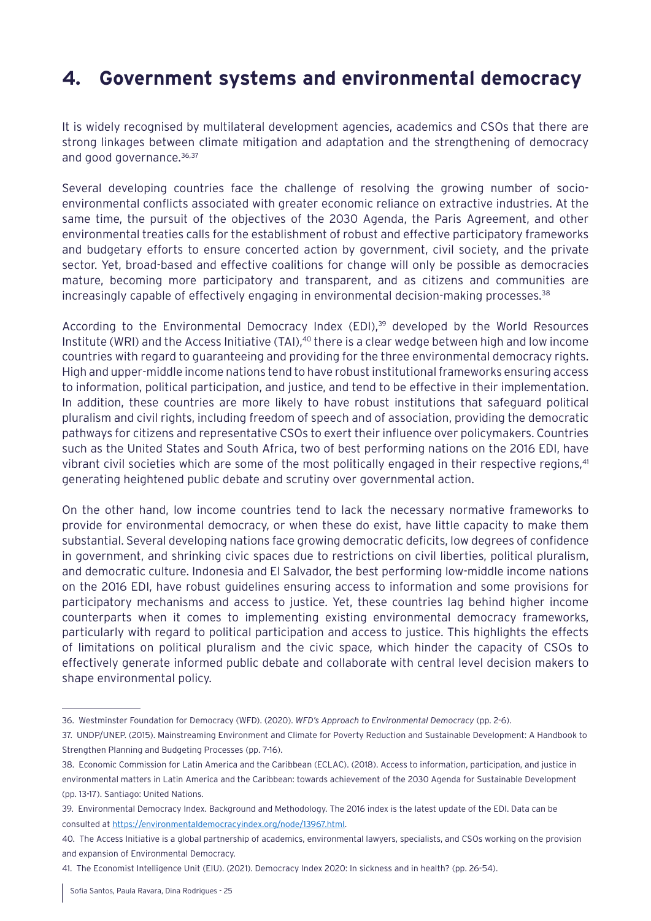# 4. Government systems and environmental democracy

It is widely recognised by multilateral development agencies, academics and CSOs that there are strong linkages between climate mitigation and adaptation and the strengthening of democracy and good governance.[36,37]

Several developing countries face the challenge of resolving the growing number of socio-environmental conflicts associated with greater economic reliance on extractive industries. At the same time, the pursuit of the objectives of the 2030 Agenda, the Paris Agreement, and other environmental treaties calls for the establishment of robust and effective participatory frameworks and budgetary efforts to ensure concerted action by government, civil society, and the private sector. Yet, broad-based and effective coalitions for change will only be possible as democracies mature, becoming more participatory and transparent, and as citizens and communities are increasingly capable of effectively engaging in environmental decision-making processes.[38]

According to the Environmental Democracy Index (EDI),[39] developed by the World Resources Institute (WRI) and the Access Initiative (TAI),[40] there is a clear wedge between high and low income countries with regard to guaranteeing and providing for the three environmental democracy rights. High and upper-middle income nations tend to have robust institutional frameworks ensuring access to information, political participation, and justice, and tend to be effective in their implementation. In addition, these countries are more likely to have robust institutions that safeguard political pluralism and civil rights, including freedom of speech and of association, providing the democratic pathways for citizens and representative CSOs to exert their influence over policymakers. Countries such as the United States and South Africa, two of best performing nations on the 2016 EDI, have vibrant civil societies which are some of the most politically engaged in their respective regions,[41] generating heightened public debate and scrutiny over governmental action.

On the other hand, low income countries tend to lack the necessary normative frameworks to provide for environmental democracy, or when these do exist, have little capacity to make them substantial. Several developing nations face growing democratic deficits, low degrees of confidence in government, and shrinking civic spaces due to restrictions on civil liberties, political pluralism, and democratic culture. Indonesia and El Salvador, the best performing low-middle income nations on the 2016 EDI, have robust guidelines ensuring access to information and some provisions for participatory mechanisms and access to justice. Yet, these countries lag behind higher income counterparts when it comes to implementing existing environmental democracy frameworks, particularly with regard to political participation and access to justice. This highlights the effects of limitations on political pluralism and the civic space, which hinder the capacity of CSOs to effectively generate informed public debate and collaborate with central level decision makers to shape environmental policy.

---

36. Westminster Foundation for Democracy (WFD). (2020). *WFD's Approach to Environmental Democracy* (pp. 2-6).

37. UNDP/UNEP. (2015). Mainstreaming Environment and Climate for Poverty Reduction and Sustainable Development: A Handbook to Strengthen Planning and Budgeting Processes (pp. 7-16).

38. Economic Commission for Latin America and the Caribbean (ECLAC). (2018). Access to information, participation, and justice in environmental matters in Latin America and the Caribbean: towards achievement of the 2030 Agenda for Sustainable Development (pp. 13-17). Santiago: United Nations.

39. Environmental Democracy Index. Background and Methodology. The 2016 index is the latest update of the EDI. Data can be consulted at https://environmentaldemocracyindex.org/node/13967.html.

40. The Access Initiative is a global partnership of academics, environmental lawyers, specialists, and CSOs working on the provision and expansion of Environmental Democracy.

41. The Economist Intelligence Unit (EIU). (2021). Democracy Index 2020: In sickness and in health? (pp. 26-54).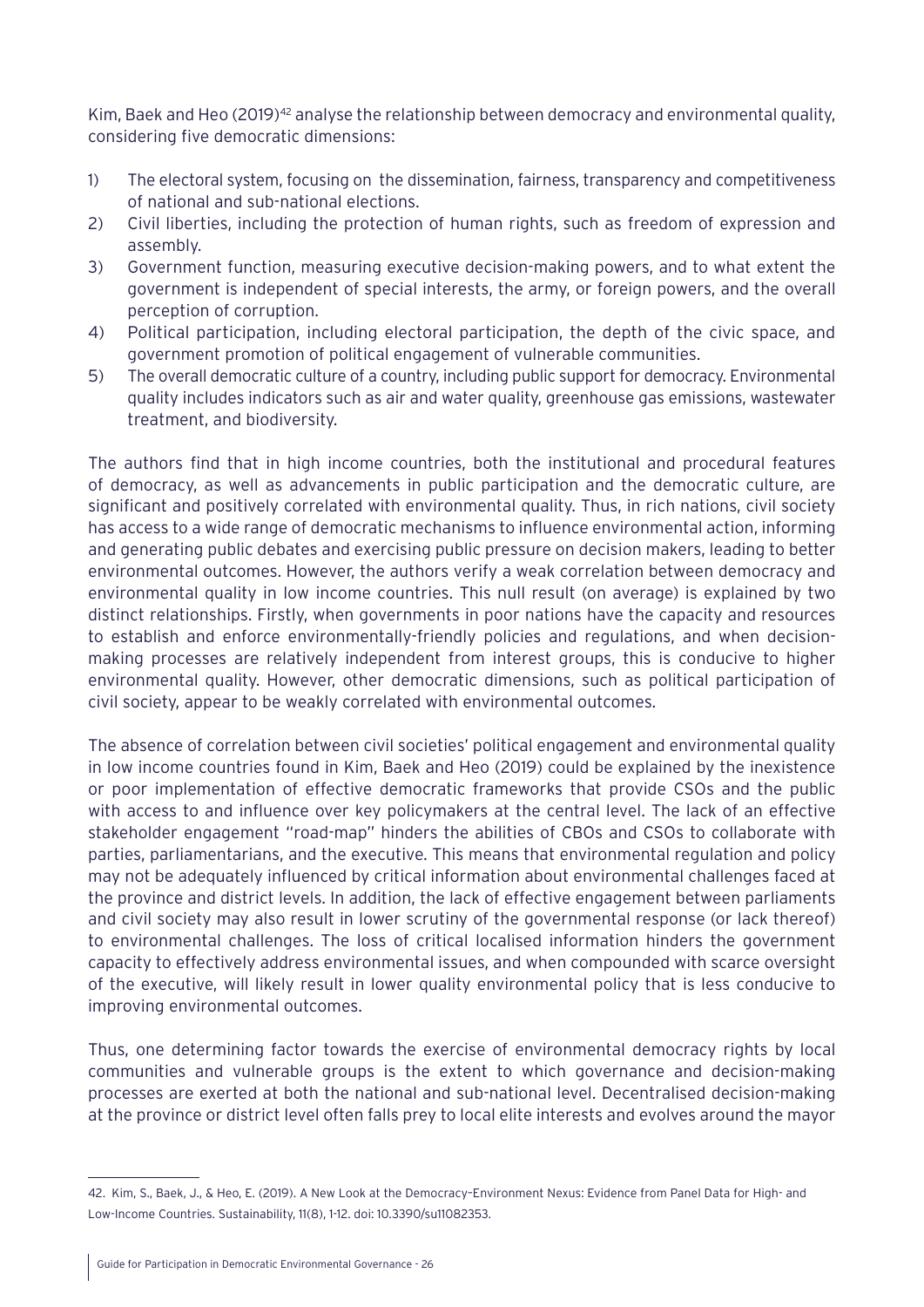Kim, Baek and Heo (2019)[42] analyse the relationship between democracy and environmental quality, considering five democratic dimensions:

1) The electoral system, focusing on the dissemination, fairness, transparency and competitiveness of national and sub-national elections.
2) Civil liberties, including the protection of human rights, such as freedom of expression and assembly.
3) Government function, measuring executive decision-making powers, and to what extent the government is independent of special interests, the army, or foreign powers, and the overall perception of corruption.
4) Political participation, including electoral participation, the depth of the civic space, and government promotion of political engagement of vulnerable communities.
5) The overall democratic culture of a country, including public support for democracy. Environmental quality includes indicators such as air and water quality, greenhouse gas emissions, wastewater treatment, and biodiversity.

The authors find that in high income countries, both the institutional and procedural features of democracy, as well as advancements in public participation and the democratic culture, are significant and positively correlated with environmental quality. Thus, in rich nations, civil society has access to a wide range of democratic mechanisms to influence environmental action, informing and generating public debates and exercising public pressure on decision makers, leading to better environmental outcomes. However, the authors verify a weak correlation between democracy and environmental quality in low income countries. This null result (on average) is explained by two distinct relationships. Firstly, when governments in poor nations have the capacity and resources to establish and enforce environmentally-friendly policies and regulations, and when decision-making processes are relatively independent from interest groups, this is conducive to higher environmental quality. However, other democratic dimensions, such as political participation of civil society, appear to be weakly correlated with environmental outcomes.

The absence of correlation between civil societies' political engagement and environmental quality in low income countries found in Kim, Baek and Heo (2019) could be explained by the inexistence or poor implementation of effective democratic frameworks that provide CSOs and the public with access to and influence over key policymakers at the central level. The lack of an effective stakeholder engagement "road-map" hinders the abilities of CBOs and CSOs to collaborate with parties, parliamentarians, and the executive. This means that environmental regulation and policy may not be adequately influenced by critical information about environmental challenges faced at the province and district levels. In addition, the lack of effective engagement between parliaments and civil society may also result in lower scrutiny of the governmental response (or lack thereof) to environmental challenges. The loss of critical localised information hinders the government capacity to effectively address environmental issues, and when compounded with scarce oversight of the executive, will likely result in lower quality environmental policy that is less conducive to improving environmental outcomes.

Thus, one determining factor towards the exercise of environmental democracy rights by local communities and vulnerable groups is the extent to which governance and decision-making processes are exerted at both the national and sub-national level. Decentralised decision-making at the province or district level often falls prey to local elite interests and evolves around the mayor

---

42. Kim, S., Baek, J., & Heo, E. (2019). A New Look at the Democracy–Environment Nexus: Evidence from Panel Data for High- and Low-Income Countries. Sustainability, 11(8), 1-12. doi: 10.3390/su11082353.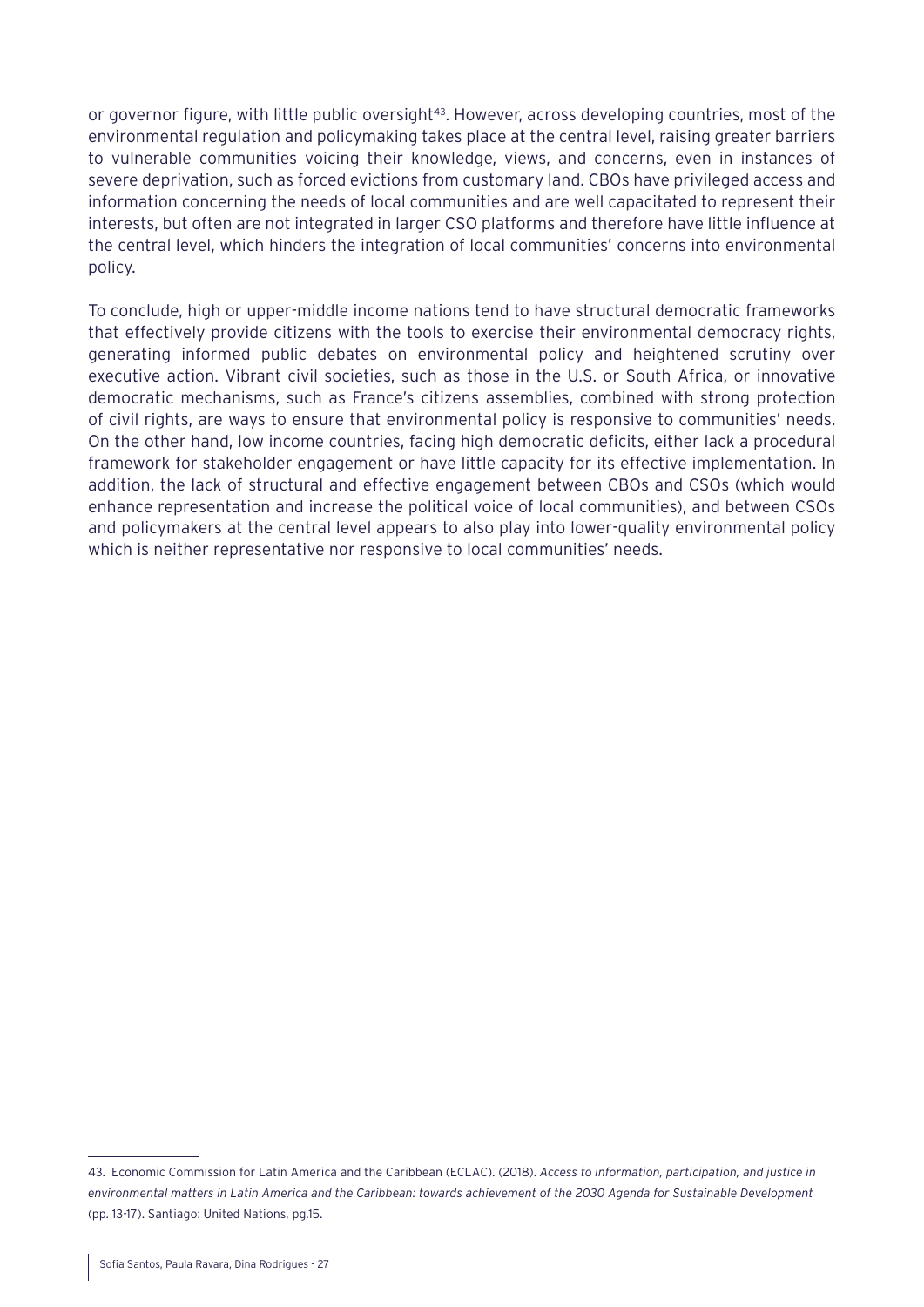or governor figure, with little public oversight[43]. However, across developing countries, most of the environmental regulation and policymaking takes place at the central level, raising greater barriers to vulnerable communities voicing their knowledge, views, and concerns, even in instances of severe deprivation, such as forced evictions from customary land. CBOs have privileged access and information concerning the needs of local communities and are well capacitated to represent their interests, but often are not integrated in larger CSO platforms and therefore have little influence at the central level, which hinders the integration of local communities' concerns into environmental policy.

To conclude, high or upper-middle income nations tend to have structural democratic frameworks that effectively provide citizens with the tools to exercise their environmental democracy rights, generating informed public debates on environmental policy and heightened scrutiny over executive action. Vibrant civil societies, such as those in the U.S. or South Africa, or innovative democratic mechanisms, such as France's citizens assemblies, combined with strong protection of civil rights, are ways to ensure that environmental policy is responsive to communities' needs. On the other hand, low income countries, facing high democratic deficits, either lack a procedural framework for stakeholder engagement or have little capacity for its effective implementation. In addition, the lack of structural and effective engagement between CBOs and CSOs (which would enhance representation and increase the political voice of local communities), and between CSOs and policymakers at the central level appears to also play into lower-quality environmental policy which is neither representative nor responsive to local communities' needs.

---

43. Economic Commission for Latin America and the Caribbean (ECLAC). (2018). *Access to information, participation, and justice in environmental matters in Latin America and the Caribbean: towards achievement of the 2030 Agenda for Sustainable Development* (pp. 13-17). Santiago: United Nations, pg.15.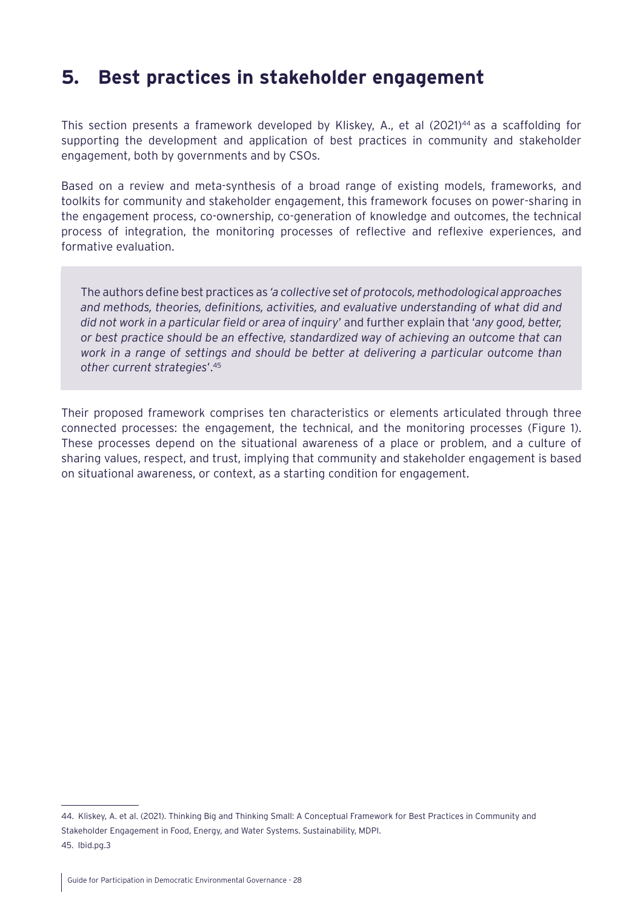# 5. Best practices in stakeholder engagement

This section presents a framework developed by Kliskey, A., et al (2021)[44] as a scaffolding for supporting the development and application of best practices in community and stakeholder engagement, both by governments and by CSOs.

Based on a review and meta-synthesis of a broad range of existing models, frameworks, and toolkits for community and stakeholder engagement, this framework focuses on power-sharing in the engagement process, co-ownership, co-generation of knowledge and outcomes, the technical process of integration, the monitoring processes of reflective and reflexive experiences, and formative evaluation.

> The authors define best practices as *'a collective set of protocols, methodological approaches and methods, theories, definitions, activities, and evaluative understanding of what did and did not work in a particular field or area of inquiry'* and further explain that *'any good, better, or best practice should be an effective, standardized way of achieving an outcome that can work in a range of settings and should be better at delivering a particular outcome than other current strategies'*.[45]

Their proposed framework comprises ten characteristics or elements articulated through three connected processes: the engagement, the technical, and the monitoring processes (Figure 1). These processes depend on the situational awareness of a place or problem, and a culture of sharing values, respect, and trust, implying that community and stakeholder engagement is based on situational awareness, or context, as a starting condition for engagement.

---

44. Kliskey, A. et al. (2021). Thinking Big and Thinking Small: A Conceptual Framework for Best Practices in Community and Stakeholder Engagement in Food, Energy, and Water Systems. Sustainability, MDPI.

45. Ibid.pg.3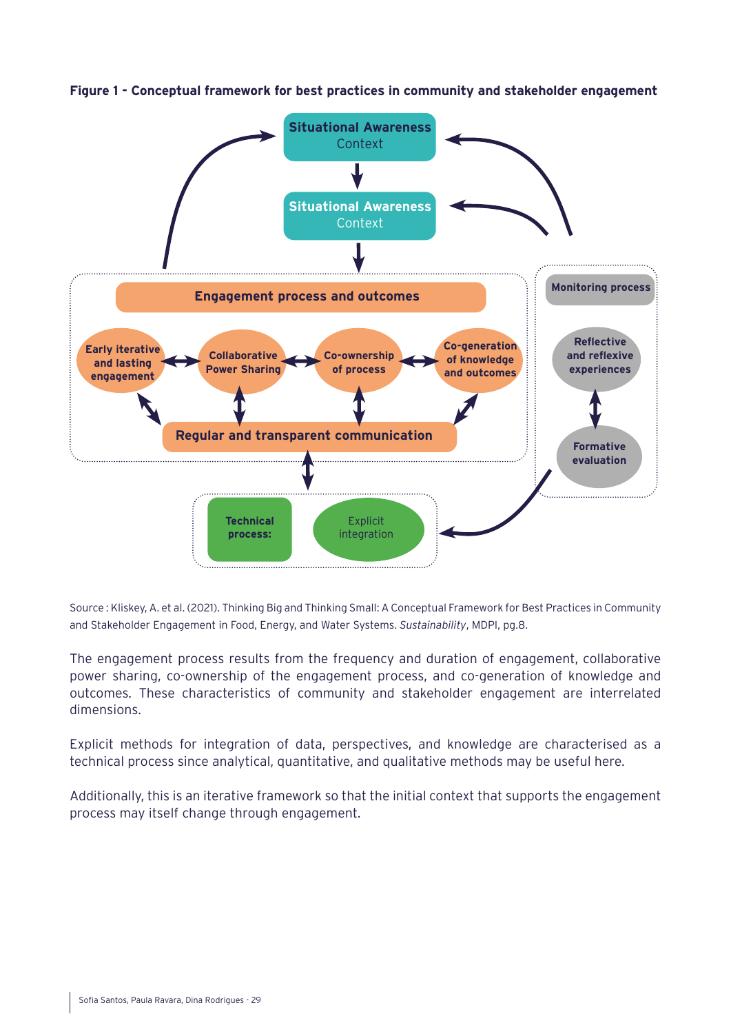**Figure 1 - Conceptual framework for best practices in community and stakeholder engagement**

Situational Awareness
Context

Situational Awareness
Context

Engagement process and outcomes

Early iterative and lasting engagement

Collaborative Power Sharing

Co-ownership of process

Co-generation of knowledge and outcomes

Regular and transparent communication

Monitoring process

Reflective and reflexive experiences

Formative evaluation

Technical process:

Explicit integration

Source : Kliskey, A. et al. (2021). Thinking Big and Thinking Small: A Conceptual Framework for Best Practices in Community and Stakeholder Engagement in Food, Energy, and Water Systems. *Sustainability*, MDPI, pg.8.

The engagement process results from the frequency and duration of engagement, collaborative power sharing, co-ownership of the engagement process, and co-generation of knowledge and outcomes. These characteristics of community and stakeholder engagement are interrelated dimensions.

Explicit methods for integration of data, perspectives, and knowledge are characterised as a technical process since analytical, quantitative, and qualitative methods may be useful here.

Additionally, this is an iterative framework so that the initial context that supports the engagement process may itself change through engagement.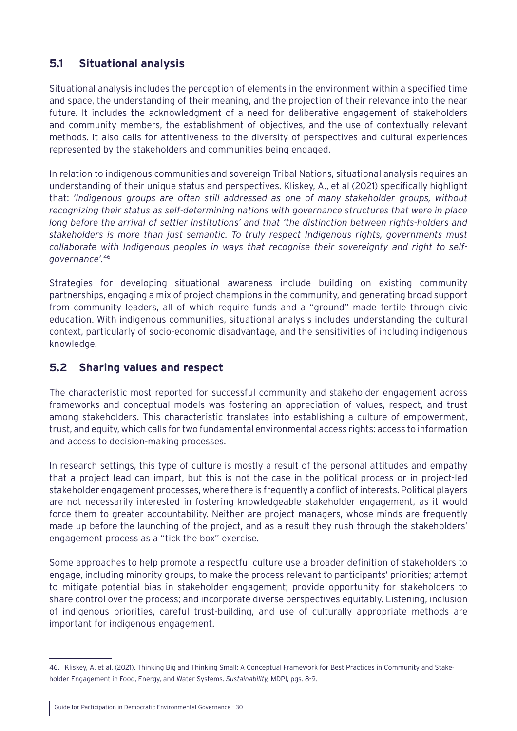## 5.1 Situational analysis

Situational analysis includes the perception of elements in the environment within a specified time and space, the understanding of their meaning, and the projection of their relevance into the near future. It includes the acknowledgment of a need for deliberative engagement of stakeholders and community members, the establishment of objectives, and the use of contextually relevant methods. It also calls for attentiveness to the diversity of perspectives and cultural experiences represented by the stakeholders and communities being engaged.

In relation to indigenous communities and sovereign Tribal Nations, situational analysis requires an understanding of their unique status and perspectives. Kliskey, A., et al (2021) specifically highlight that: *'Indigenous groups are often still addressed as one of many stakeholder groups, without recognizing their status as self-determining nations with governance structures that were in place long before the arrival of settler institutions' and that 'the distinction between rights-holders and stakeholders is more than just semantic. To truly respect Indigenous rights, governments must collaborate with Indigenous peoples in ways that recognise their sovereignty and right to self-governance'.*[46]

Strategies for developing situational awareness include building on existing community partnerships, engaging a mix of project champions in the community, and generating broad support from community leaders, all of which require funds and a "ground" made fertile through civic education. With indigenous communities, situational analysis includes understanding the cultural context, particularly of socio-economic disadvantage, and the sensitivities of including indigenous knowledge.

## 5.2 Sharing values and respect

The characteristic most reported for successful community and stakeholder engagement across frameworks and conceptual models was fostering an appreciation of values, respect, and trust among stakeholders. This characteristic translates into establishing a culture of empowerment, trust, and equity, which calls for two fundamental environmental access rights: access to information and access to decision-making processes.

In research settings, this type of culture is mostly a result of the personal attitudes and empathy that a project lead can impart, but this is not the case in the political process or in project-led stakeholder engagement processes, where there is frequently a conflict of interests. Political players are not necessarily interested in fostering knowledgeable stakeholder engagement, as it would force them to greater accountability. Neither are project managers, whose minds are frequently made up before the launching of the project, and as a result they rush through the stakeholders' engagement process as a "tick the box" exercise.

Some approaches to help promote a respectful culture use a broader definition of stakeholders to engage, including minority groups, to make the process relevant to participants' priorities; attempt to mitigate potential bias in stakeholder engagement; provide opportunity for stakeholders to share control over the process; and incorporate diverse perspectives equitably. Listening, inclusion of indigenous priorities, careful trust-building, and use of culturally appropriate methods are important for indigenous engagement.

---

46. Kliskey, A. et al. (2021). Thinking Big and Thinking Small: A Conceptual Framework for Best Practices in Community and Stakeholder Engagement in Food, Energy, and Water Systems. *Sustainability,* MDPI, pgs. 8-9.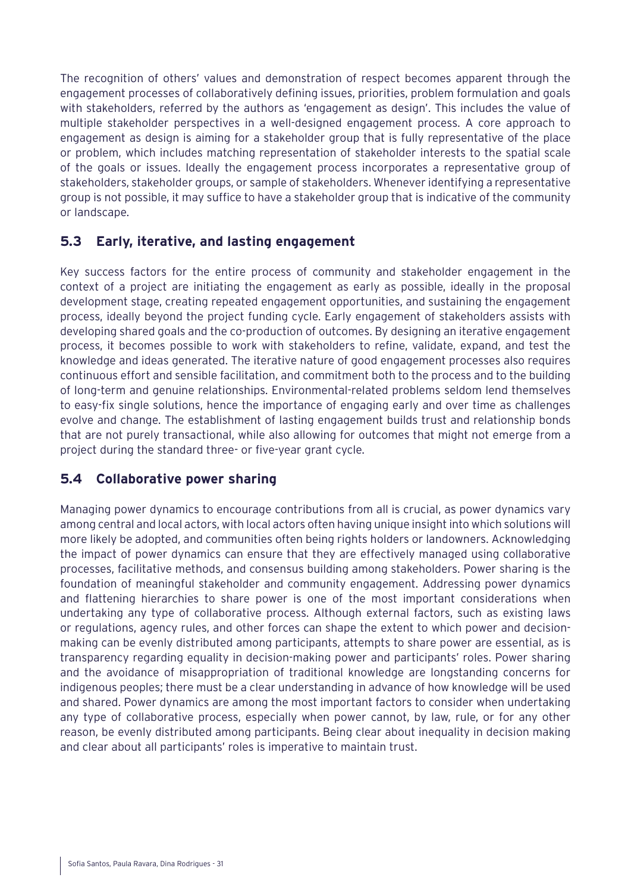The recognition of others' values and demonstration of respect becomes apparent through the engagement processes of collaboratively defining issues, priorities, problem formulation and goals with stakeholders, referred by the authors as 'engagement as design'. This includes the value of multiple stakeholder perspectives in a well-designed engagement process. A core approach to engagement as design is aiming for a stakeholder group that is fully representative of the place or problem, which includes matching representation of stakeholder interests to the spatial scale of the goals or issues. Ideally the engagement process incorporates a representative group of stakeholders, stakeholder groups, or sample of stakeholders. Whenever identifying a representative group is not possible, it may suffice to have a stakeholder group that is indicative of the community or landscape.

## 5.3 Early, iterative, and lasting engagement

Key success factors for the entire process of community and stakeholder engagement in the context of a project are initiating the engagement as early as possible, ideally in the proposal development stage, creating repeated engagement opportunities, and sustaining the engagement process, ideally beyond the project funding cycle. Early engagement of stakeholders assists with developing shared goals and the co-production of outcomes. By designing an iterative engagement process, it becomes possible to work with stakeholders to refine, validate, expand, and test the knowledge and ideas generated. The iterative nature of good engagement processes also requires continuous effort and sensible facilitation, and commitment both to the process and to the building of long-term and genuine relationships. Environmental-related problems seldom lend themselves to easy-fix single solutions, hence the importance of engaging early and over time as challenges evolve and change. The establishment of lasting engagement builds trust and relationship bonds that are not purely transactional, while also allowing for outcomes that might not emerge from a project during the standard three- or five-year grant cycle.

## 5.4 Collaborative power sharing

Managing power dynamics to encourage contributions from all is crucial, as power dynamics vary among central and local actors, with local actors often having unique insight into which solutions will more likely be adopted, and communities often being rights holders or landowners. Acknowledging the impact of power dynamics can ensure that they are effectively managed using collaborative processes, facilitative methods, and consensus building among stakeholders. Power sharing is the foundation of meaningful stakeholder and community engagement. Addressing power dynamics and flattening hierarchies to share power is one of the most important considerations when undertaking any type of collaborative process. Although external factors, such as existing laws or regulations, agency rules, and other forces can shape the extent to which power and decision-making can be evenly distributed among participants, attempts to share power are essential, as is transparency regarding equality in decision-making power and participants' roles. Power sharing and the avoidance of misappropriation of traditional knowledge are longstanding concerns for indigenous peoples; there must be a clear understanding in advance of how knowledge will be used and shared. Power dynamics are among the most important factors to consider when undertaking any type of collaborative process, especially when power cannot, by law, rule, or for any other reason, be evenly distributed among participants. Being clear about inequality in decision making and clear about all participants' roles is imperative to maintain trust.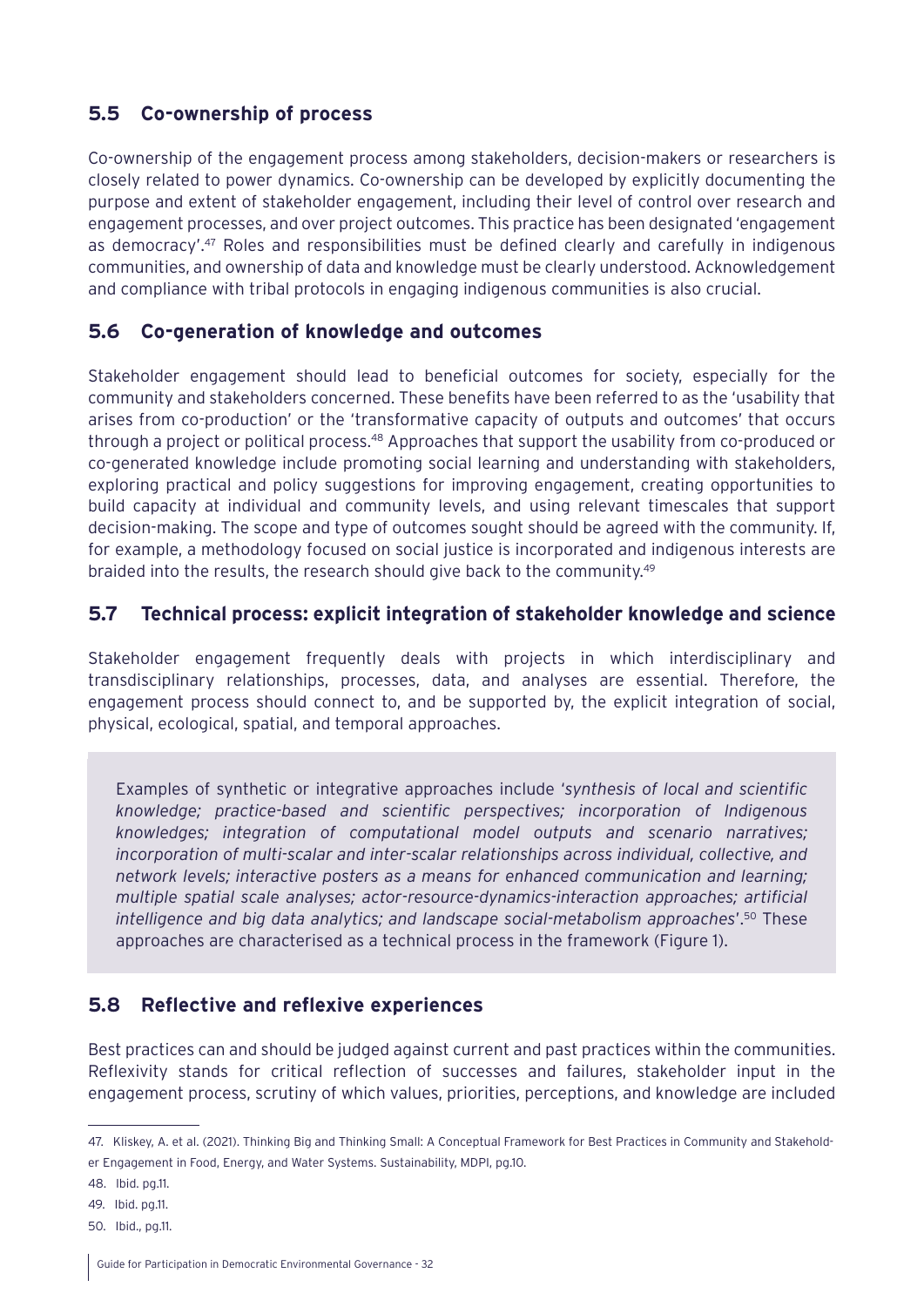## 5.5 Co-ownership of process

Co-ownership of the engagement process among stakeholders, decision-makers or researchers is closely related to power dynamics. Co-ownership can be developed by explicitly documenting the purpose and extent of stakeholder engagement, including their level of control over research and engagement processes, and over project outcomes. This practice has been designated 'engagement as democracy'.[47] Roles and responsibilities must be defined clearly and carefully in indigenous communities, and ownership of data and knowledge must be clearly understood. Acknowledgement and compliance with tribal protocols in engaging indigenous communities is also crucial.

## 5.6 Co-generation of knowledge and outcomes

Stakeholder engagement should lead to beneficial outcomes for society, especially for the community and stakeholders concerned. These benefits have been referred to as the 'usability that arises from co-production' or the 'transformative capacity of outputs and outcomes' that occurs through a project or political process.[48] Approaches that support the usability from co-produced or co-generated knowledge include promoting social learning and understanding with stakeholders, exploring practical and policy suggestions for improving engagement, creating opportunities to build capacity at individual and community levels, and using relevant timescales that support decision-making. The scope and type of outcomes sought should be agreed with the community. If, for example, a methodology focused on social justice is incorporated and indigenous interests are braided into the results, the research should give back to the community.[49]

## 5.7 Technical process: explicit integration of stakeholder knowledge and science

Stakeholder engagement frequently deals with projects in which interdisciplinary and transdisciplinary relationships, processes, data, and analyses are essential. Therefore, the engagement process should connect to, and be supported by, the explicit integration of social, physical, ecological, spatial, and temporal approaches.

> Examples of synthetic or integrative approaches include '*synthesis of local and scientific knowledge; practice-based and scientific perspectives; incorporation of Indigenous knowledges; integration of computational model outputs and scenario narratives; incorporation of multi-scalar and inter-scalar relationships across individual, collective, and network levels; interactive posters as a means for enhanced communication and learning; multiple spatial scale analyses; actor-resource-dynamics-interaction approaches; artificial intelligence and big data analytics; and landscape social-metabolism approaches*'.[50] These approaches are characterised as a technical process in the framework (Figure 1).

## 5.8 Reflective and reflexive experiences

Best practices can and should be judged against current and past practices within the communities. Reflexivity stands for critical reflection of successes and failures, stakeholder input in the engagement process, scrutiny of which values, priorities, perceptions, and knowledge are included

---

47. Kliskey, A. et al. (2021). Thinking Big and Thinking Small: A Conceptual Framework for Best Practices in Community and Stakeholder Engagement in Food, Energy, and Water Systems. Sustainability, MDPI, pg.10.

48. Ibid. pg.11.

49. Ibid. pg.11.

50. Ibid., pg.11.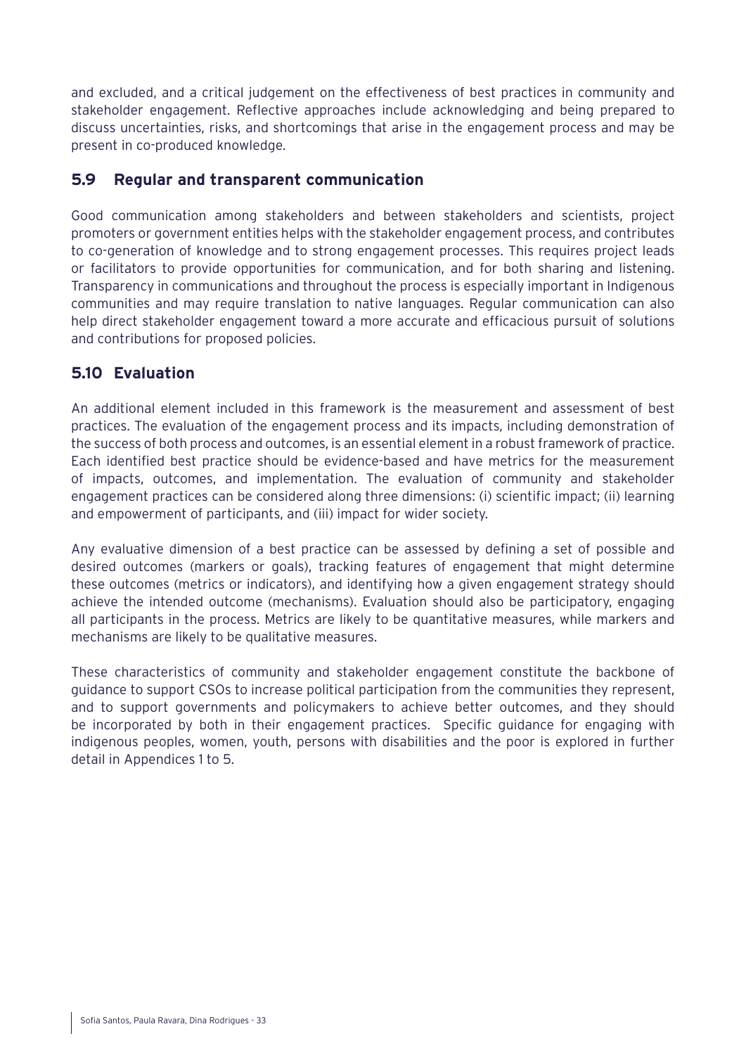and excluded, and a critical judgement on the effectiveness of best practices in community and stakeholder engagement. Reflective approaches include acknowledging and being prepared to discuss uncertainties, risks, and shortcomings that arise in the engagement process and may be present in co-produced knowledge.

## 5.9 Regular and transparent communication

Good communication among stakeholders and between stakeholders and scientists, project promoters or government entities helps with the stakeholder engagement process, and contributes to co-generation of knowledge and to strong engagement processes. This requires project leads or facilitators to provide opportunities for communication, and for both sharing and listening. Transparency in communications and throughout the process is especially important in Indigenous communities and may require translation to native languages. Regular communication can also help direct stakeholder engagement toward a more accurate and efficacious pursuit of solutions and contributions for proposed policies.

## 5.10 Evaluation

An additional element included in this framework is the measurement and assessment of best practices. The evaluation of the engagement process and its impacts, including demonstration of the success of both process and outcomes, is an essential element in a robust framework of practice. Each identified best practice should be evidence-based and have metrics for the measurement of impacts, outcomes, and implementation. The evaluation of community and stakeholder engagement practices can be considered along three dimensions: (i) scientific impact; (ii) learning and empowerment of participants, and (iii) impact for wider society.

Any evaluative dimension of a best practice can be assessed by defining a set of possible and desired outcomes (markers or goals), tracking features of engagement that might determine these outcomes (metrics or indicators), and identifying how a given engagement strategy should achieve the intended outcome (mechanisms). Evaluation should also be participatory, engaging all participants in the process. Metrics are likely to be quantitative measures, while markers and mechanisms are likely to be qualitative measures.

These characteristics of community and stakeholder engagement constitute the backbone of guidance to support CSOs to increase political participation from the communities they represent, and to support governments and policymakers to achieve better outcomes, and they should be incorporated by both in their engagement practices. Specific guidance for engaging with indigenous peoples, women, youth, persons with disabilities and the poor is explored in further detail in Appendices 1 to 5.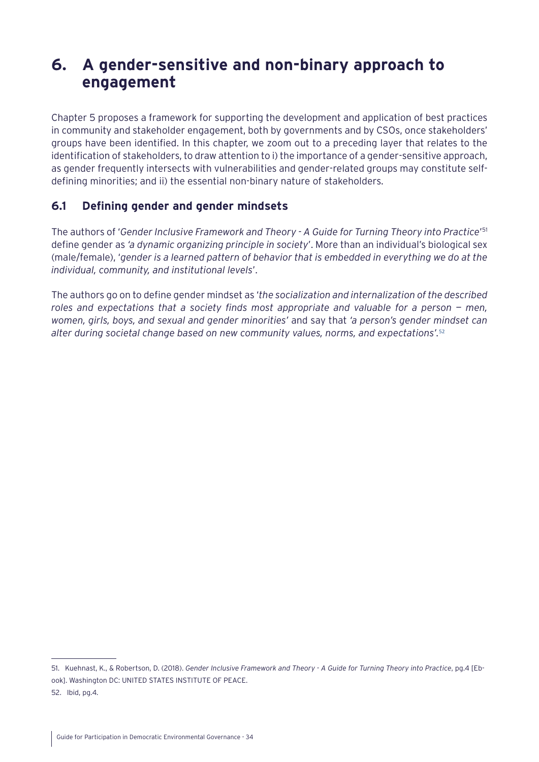# 6. A gender-sensitive and non-binary approach to engagement

Chapter 5 proposes a framework for supporting the development and application of best practices in community and stakeholder engagement, both by governments and by CSOs, once stakeholders' groups have been identified. In this chapter, we zoom out to a preceding layer that relates to the identification of stakeholders, to draw attention to i) the importance of a gender-sensitive approach, as gender frequently intersects with vulnerabilities and gender-related groups may constitute self-defining minorities; and ii) the essential non-binary nature of stakeholders.

## 6.1 Defining gender and gender mindsets

The authors of '*Gender Inclusive Framework and Theory - A Guide for Turning Theory into Practice*'[51] define gender as *'a dynamic organizing principle in society*'. More than an individual's biological sex (male/female), '*gender is a learned pattern of behavior that is embedded in everything we do at the individual, community, and institutional levels*'.

The authors go on to define gender mindset as '*the socialization and internalization of the described roles and expectations that a society finds most appropriate and valuable for a person — men, women, girls, boys, and sexual and gender minorities*' and say that *'a person's gender mindset can alter during societal change based on new community values, norms, and expectations'*.[52]

---

51. Kuehnast, K., & Robertson, D. (2018). *Gender Inclusive Framework and Theory - A Guide for Turning Theory into Practice*, pg.4 [Ebook]. Washington DC: UNITED STATES INSTITUTE OF PEACE.

52. Ibid, pg.4.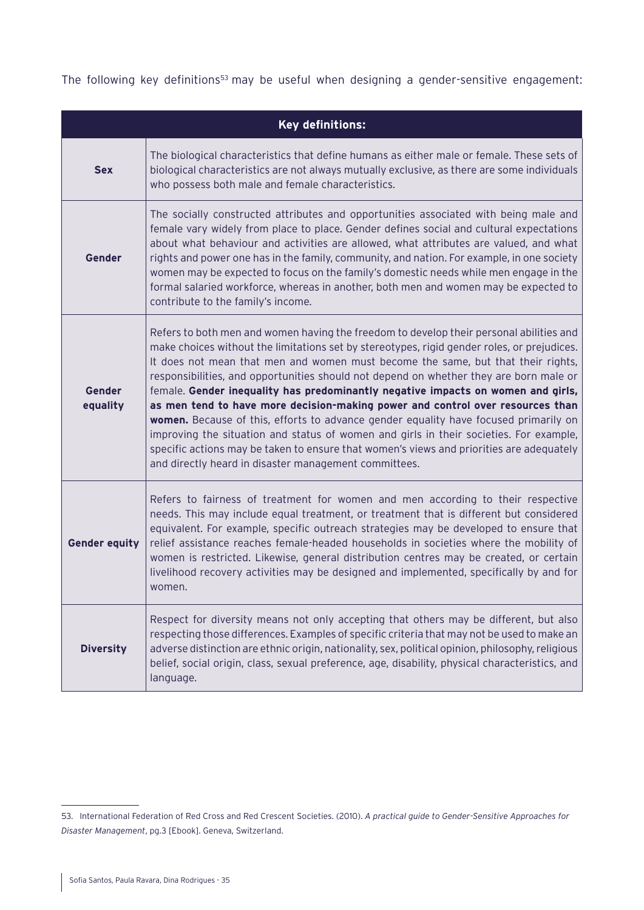The following key definitions[53] may be useful when designing a gender-sensitive engagement:

| Key definitions: | |
|---|---|
| **Sex** | The biological characteristics that define humans as either male or female. These sets of biological characteristics are not always mutually exclusive, as there are some individuals who possess both male and female characteristics. |
| **Gender** | The socially constructed attributes and opportunities associated with being male and female vary widely from place to place. Gender defines social and cultural expectations about what behaviour and activities are allowed, what attributes are valued, and what rights and power one has in the family, community, and nation. For example, in one society women may be expected to focus on the family's domestic needs while men engage in the formal salaried workforce, whereas in another, both men and women may be expected to contribute to the family's income. |
| **Gender equality** | Refers to both men and women having the freedom to develop their personal abilities and make choices without the limitations set by stereotypes, rigid gender roles, or prejudices. It does not mean that men and women must become the same, but that their rights, responsibilities, and opportunities should not depend on whether they are born male or female. **Gender inequality has predominantly negative impacts on women and girls, as men tend to have more decision-making power and control over resources than women.** Because of this, efforts to advance gender equality have focused primarily on improving the situation and status of women and girls in their societies. For example, specific actions may be taken to ensure that women's views and priorities are adequately and directly heard in disaster management committees. |
| **Gender equity** | Refers to fairness of treatment for women and men according to their respective needs. This may include equal treatment, or treatment that is different but considered equivalent. For example, specific outreach strategies may be developed to ensure that relief assistance reaches female-headed households in societies where the mobility of women is restricted. Likewise, general distribution centres may be created, or certain livelihood recovery activities may be designed and implemented, specifically by and for women. |
| **Diversity** | Respect for diversity means not only accepting that others may be different, but also respecting those differences. Examples of specific criteria that may not be used to make an adverse distinction are ethnic origin, nationality, sex, political opinion, philosophy, religious belief, social origin, class, sexual preference, age, disability, physical characteristics, and language. |

53. International Federation of Red Cross and Red Crescent Societies. (2010). *A practical guide to Gender-Sensitive Approaches for Disaster Management*, pg.3 [Ebook]. Geneva, Switzerland.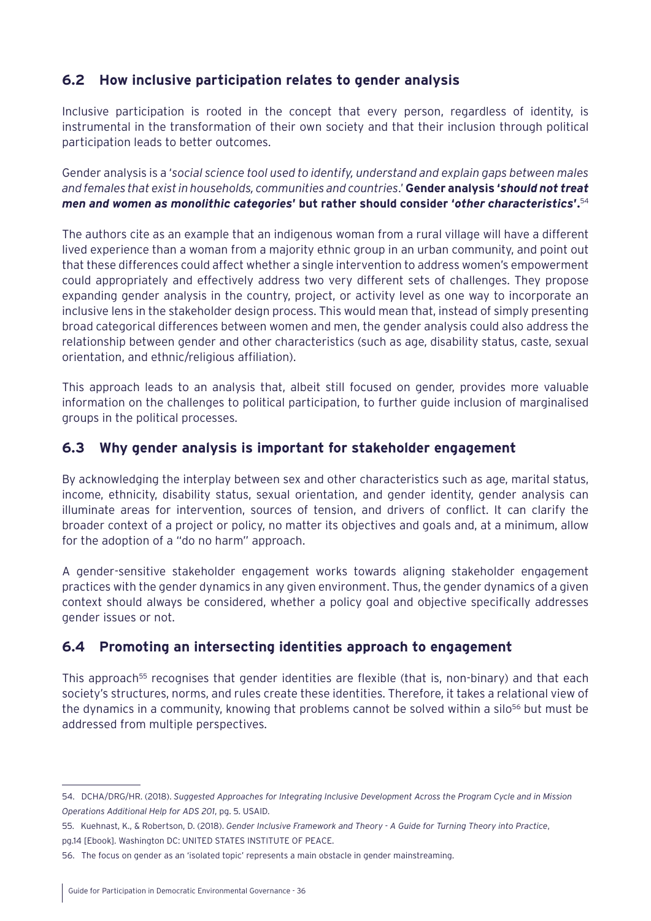## 6.2 How inclusive participation relates to gender analysis

Inclusive participation is rooted in the concept that every person, regardless of identity, is instrumental in the transformation of their own society and that their inclusion through political participation leads to better outcomes.

Gender analysis is a '*social science tool used to identify, understand and explain gaps between males and females that exist in households, communities and countries*.' **Gender analysis '*should not treat men and women as monolithic categories*' but rather should consider '*other characteristics*'.**[54]

The authors cite as an example that an indigenous woman from a rural village will have a different lived experience than a woman from a majority ethnic group in an urban community, and point out that these differences could affect whether a single intervention to address women's empowerment could appropriately and effectively address two very different sets of challenges. They propose expanding gender analysis in the country, project, or activity level as one way to incorporate an inclusive lens in the stakeholder design process. This would mean that, instead of simply presenting broad categorical differences between women and men, the gender analysis could also address the relationship between gender and other characteristics (such as age, disability status, caste, sexual orientation, and ethnic/religious affiliation).

This approach leads to an analysis that, albeit still focused on gender, provides more valuable information on the challenges to political participation, to further guide inclusion of marginalised groups in the political processes.

## 6.3 Why gender analysis is important for stakeholder engagement

By acknowledging the interplay between sex and other characteristics such as age, marital status, income, ethnicity, disability status, sexual orientation, and gender identity, gender analysis can illuminate areas for intervention, sources of tension, and drivers of conflict. It can clarify the broader context of a project or policy, no matter its objectives and goals and, at a minimum, allow for the adoption of a "do no harm" approach.

A gender-sensitive stakeholder engagement works towards aligning stakeholder engagement practices with the gender dynamics in any given environment. Thus, the gender dynamics of a given context should always be considered, whether a policy goal and objective specifically addresses gender issues or not.

## 6.4 Promoting an intersecting identities approach to engagement

This approach[55] recognises that gender identities are flexible (that is, non-binary) and that each society's structures, norms, and rules create these identities. Therefore, it takes a relational view of the dynamics in a community, knowing that problems cannot be solved within a silo[56] but must be addressed from multiple perspectives.

---

54. DCHA/DRG/HR. (2018). *Suggested Approaches for Integrating Inclusive Development Across the Program Cycle and in Mission Operations Additional Help for ADS 201*, pg. 5. USAID.

55. Kuehnast, K., & Robertson, D. (2018). *Gender Inclusive Framework and Theory - A Guide for Turning Theory into Practice*, pg.14 [Ebook]. Washington DC: UNITED STATES INSTITUTE OF PEACE.

56. The focus on gender as an 'isolated topic' represents a main obstacle in gender mainstreaming.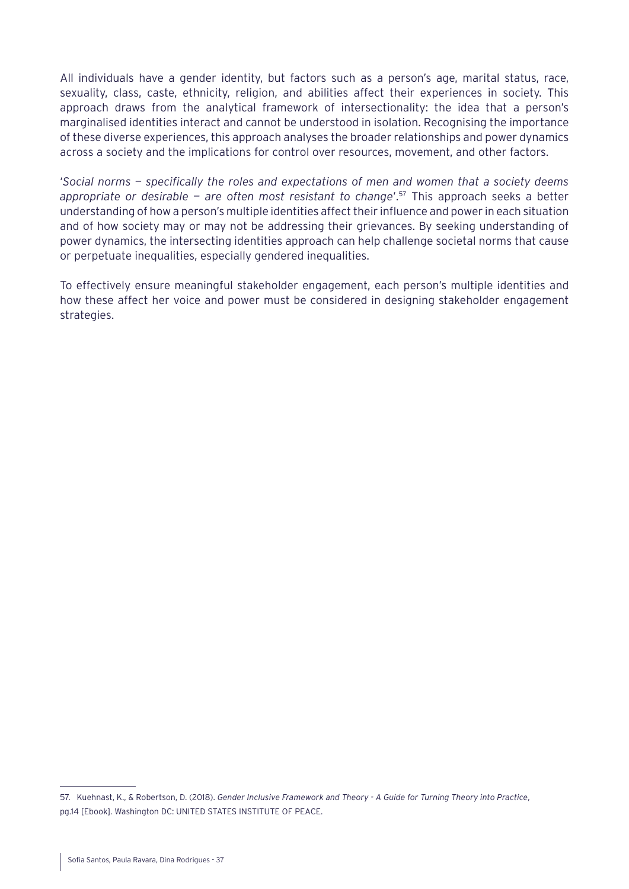All individuals have a gender identity, but factors such as a person's age, marital status, race, sexuality, class, caste, ethnicity, religion, and abilities affect their experiences in society. This approach draws from the analytical framework of intersectionality: the idea that a person's marginalised identities interact and cannot be understood in isolation. Recognising the importance of these diverse experiences, this approach analyses the broader relationships and power dynamics across a society and the implications for control over resources, movement, and other factors.

'*Social norms — specifically the roles and expectations of men and women that a society deems appropriate or desirable — are often most resistant to change*'.[57] This approach seeks a better understanding of how a person's multiple identities affect their influence and power in each situation and of how society may or may not be addressing their grievances. By seeking understanding of power dynamics, the intersecting identities approach can help challenge societal norms that cause or perpetuate inequalities, especially gendered inequalities.

To effectively ensure meaningful stakeholder engagement, each person's multiple identities and how these affect her voice and power must be considered in designing stakeholder engagement strategies.

---

57. Kuehnast, K., & Robertson, D. (2018). *Gender Inclusive Framework and Theory - A Guide for Turning Theory into Practice*, pg.14 [Ebook]. Washington DC: UNITED STATES INSTITUTE OF PEACE.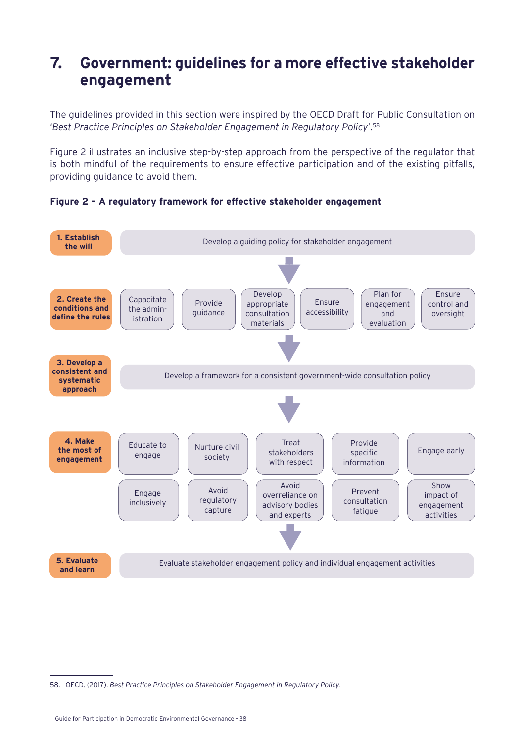# 7. Government: guidelines for a more effective stakeholder engagement

The guidelines provided in this section were inspired by the OECD Draft for Public Consultation on '*Best Practice Principles on Stakeholder Engagement in Regulatory Policy*'.[58]

Figure 2 illustrates an inclusive step-by-step approach from the perspective of the regulator that is both mindful of the requirements to ensure effective participation and of the existing pitfalls, providing guidance to avoid them.

**Figure 2 – A regulatory framework for effective stakeholder engagement**

**1. Establish the will**
- Develop a guiding policy for stakeholder engagement

**2. Create the conditions and define the rules**
- Capacitate the administration
- Provide guidance
- Develop appropriate consultation materials
- Ensure accessibility
- Plan for engagement and evaluation
- Ensure control and oversight

**3. Develop a consistent and systematic approach**
- Develop a framework for a consistent government-wide consultation policy

**4. Make the most of engagement**
- Educate to engage
- Nurture civil society
- Treat stakeholders with respect
- Provide specific information
- Engage early
- Engage inclusively
- Avoid regulatory capture
- Avoid overreliance on advisory bodies and experts
- Prevent consultation fatigue
- Show impact of engagement activities

**5. Evaluate and learn**
- Evaluate stakeholder engagement policy and individual engagement activities

---

58. OECD. (2017). *Best Practice Principles on Stakeholder Engagement in Regulatory Policy.*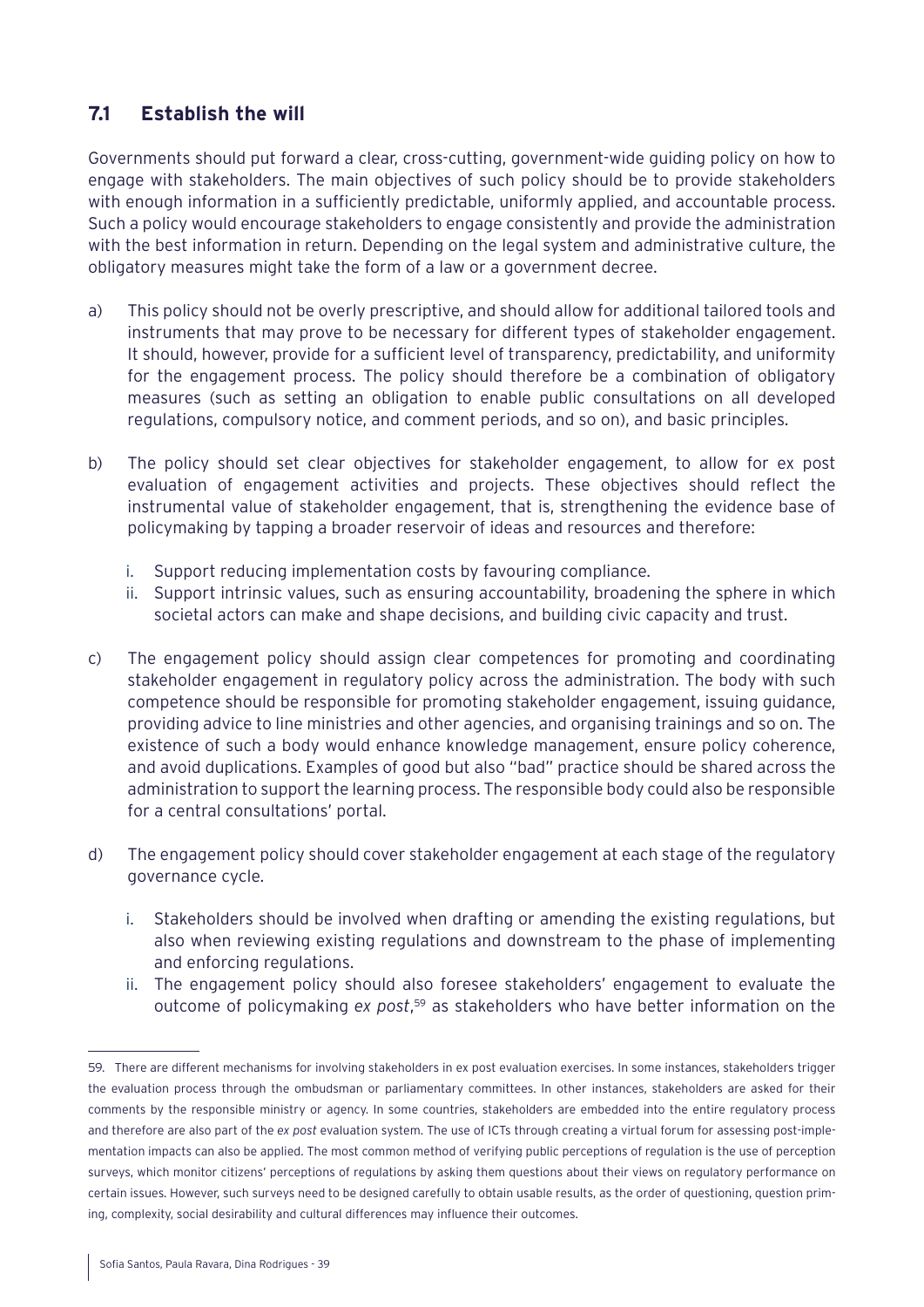## 7.1 Establish the will

Governments should put forward a clear, cross-cutting, government-wide guiding policy on how to engage with stakeholders. The main objectives of such policy should be to provide stakeholders with enough information in a sufficiently predictable, uniformly applied, and accountable process. Such a policy would encourage stakeholders to engage consistently and provide the administration with the best information in return. Depending on the legal system and administrative culture, the obligatory measures might take the form of a law or a government decree.

a) This policy should not be overly prescriptive, and should allow for additional tailored tools and instruments that may prove to be necessary for different types of stakeholder engagement. It should, however, provide for a sufficient level of transparency, predictability, and uniformity for the engagement process. The policy should therefore be a combination of obligatory measures (such as setting an obligation to enable public consultations on all developed regulations, compulsory notice, and comment periods, and so on), and basic principles.

b) The policy should set clear objectives for stakeholder engagement, to allow for ex post evaluation of engagement activities and projects. These objectives should reflect the instrumental value of stakeholder engagement, that is, strengthening the evidence base of policymaking by tapping a broader reservoir of ideas and resources and therefore:

   i. Support reducing implementation costs by favouring compliance.
   ii. Support intrinsic values, such as ensuring accountability, broadening the sphere in which societal actors can make and shape decisions, and building civic capacity and trust.

c) The engagement policy should assign clear competences for promoting and coordinating stakeholder engagement in regulatory policy across the administration. The body with such competence should be responsible for promoting stakeholder engagement, issuing guidance, providing advice to line ministries and other agencies, and organising trainings and so on. The existence of such a body would enhance knowledge management, ensure policy coherence, and avoid duplications. Examples of good but also "bad" practice should be shared across the administration to support the learning process. The responsible body could also be responsible for a central consultations' portal.

d) The engagement policy should cover stakeholder engagement at each stage of the regulatory governance cycle.

   i. Stakeholders should be involved when drafting or amending the existing regulations, but also when reviewing existing regulations and downstream to the phase of implementing and enforcing regulations.
   ii. The engagement policy should also foresee stakeholders' engagement to evaluate the outcome of policymaking *ex post*,[59] as stakeholders who have better information on the

---

59. There are different mechanisms for involving stakeholders in ex post evaluation exercises. In some instances, stakeholders trigger the evaluation process through the ombudsman or parliamentary committees. In other instances, stakeholders are asked for their comments by the responsible ministry or agency. In some countries, stakeholders are embedded into the entire regulatory process and therefore are also part of the *ex post* evaluation system. The use of ICTs through creating a virtual forum for assessing post-implementation impacts can also be applied. The most common method of verifying public perceptions of regulation is the use of perception surveys, which monitor citizens' perceptions of regulations by asking them questions about their views on regulatory performance on certain issues. However, such surveys need to be designed carefully to obtain usable results, as the order of questioning, question priming, complexity, social desirability and cultural differences may influence their outcomes.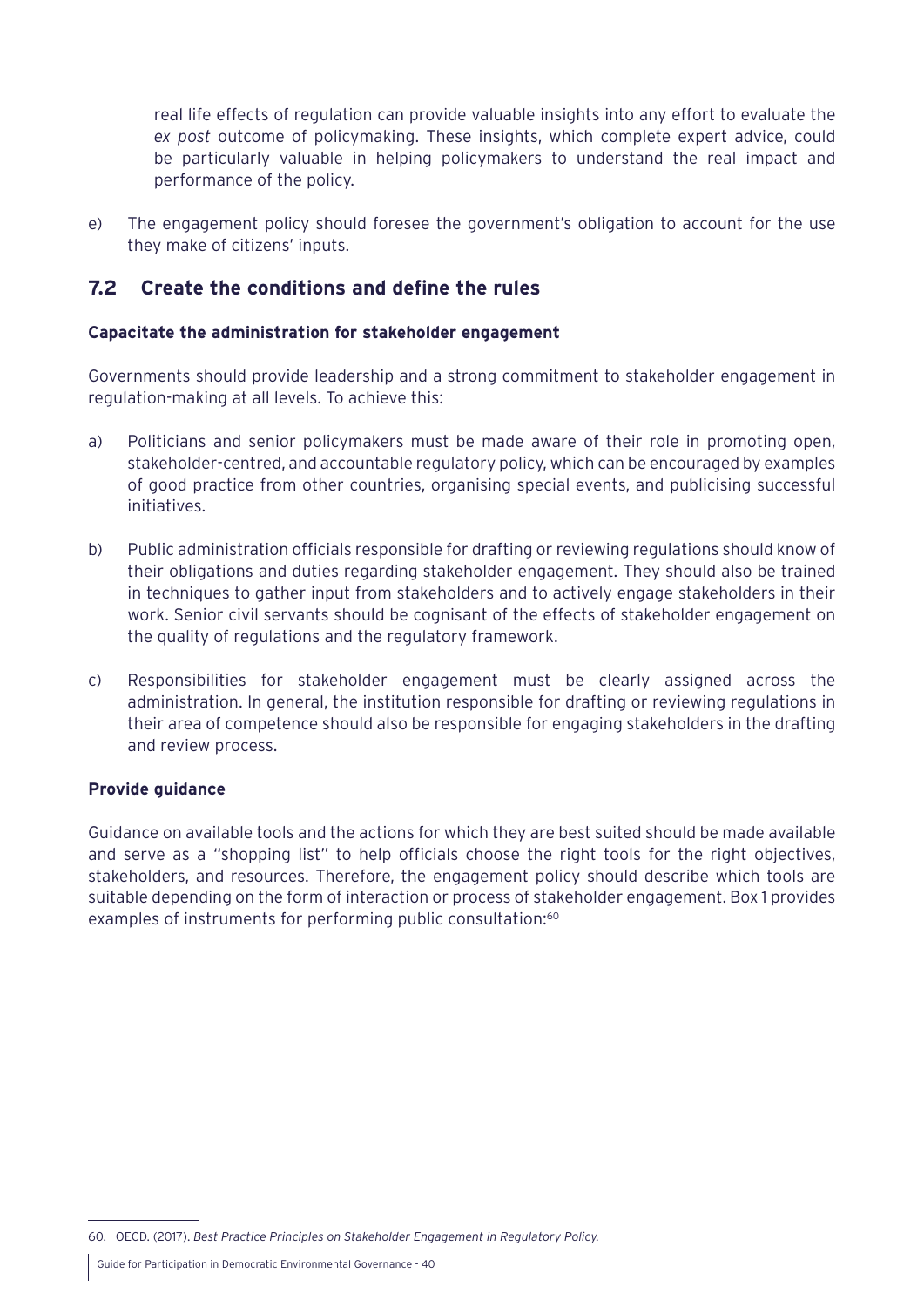real life effects of regulation can provide valuable insights into any effort to evaluate the *ex post* outcome of policymaking. These insights, which complete expert advice, could be particularly valuable in helping policymakers to understand the real impact and performance of the policy.

e) The engagement policy should foresee the government's obligation to account for the use they make of citizens' inputs.

## 7.2 Create the conditions and define the rules

**Capacitate the administration for stakeholder engagement**

Governments should provide leadership and a strong commitment to stakeholder engagement in regulation-making at all levels. To achieve this:

a) Politicians and senior policymakers must be made aware of their role in promoting open, stakeholder-centred, and accountable regulatory policy, which can be encouraged by examples of good practice from other countries, organising special events, and publicising successful initiatives.

b) Public administration officials responsible for drafting or reviewing regulations should know of their obligations and duties regarding stakeholder engagement. They should also be trained in techniques to gather input from stakeholders and to actively engage stakeholders in their work. Senior civil servants should be cognisant of the effects of stakeholder engagement on the quality of regulations and the regulatory framework.

c) Responsibilities for stakeholder engagement must be clearly assigned across the administration. In general, the institution responsible for drafting or reviewing regulations in their area of competence should also be responsible for engaging stakeholders in the drafting and review process.

**Provide guidance**

Guidance on available tools and the actions for which they are best suited should be made available and serve as a "shopping list" to help officials choose the right tools for the right objectives, stakeholders, and resources. Therefore, the engagement policy should describe which tools are suitable depending on the form of interaction or process of stakeholder engagement. Box 1 provides examples of instruments for performing public consultation:[60]

---

60. OECD. (2017). *Best Practice Principles on Stakeholder Engagement in Regulatory Policy.*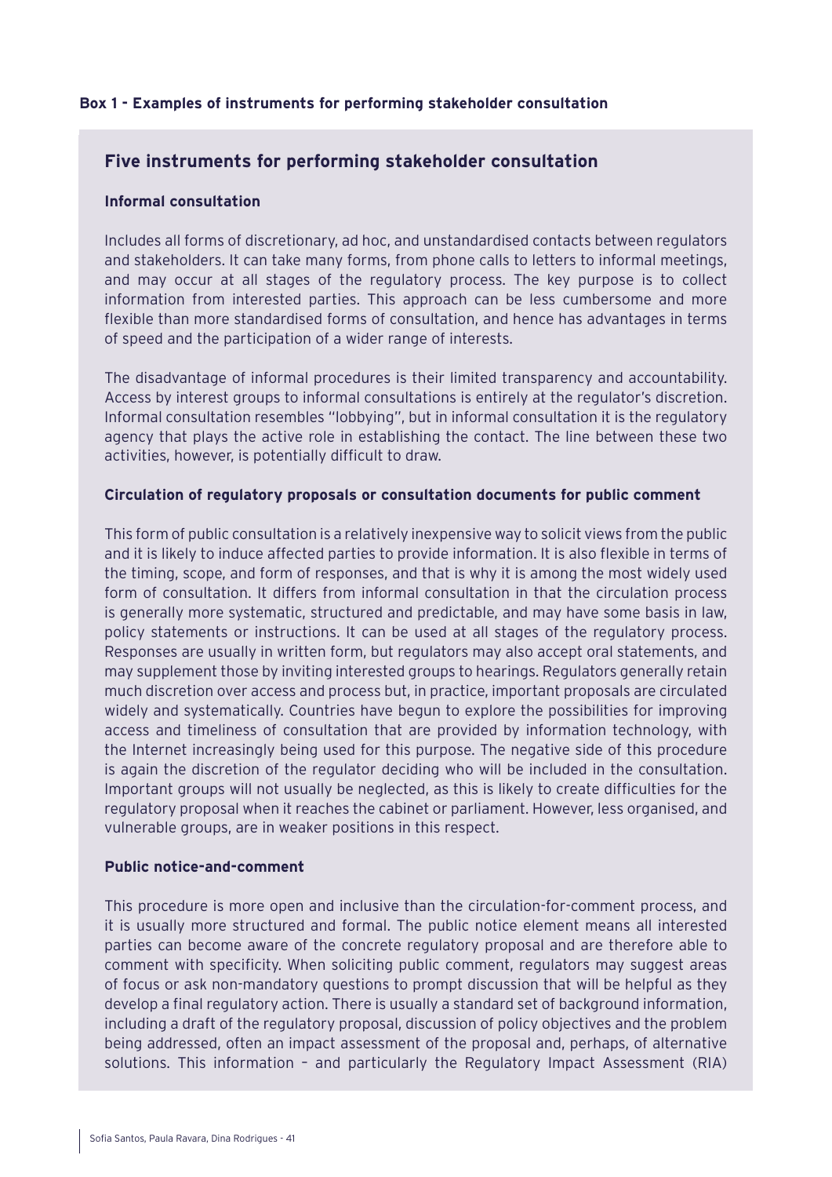**Box 1 - Examples of instruments for performing stakeholder consultation**

## Five instruments for performing stakeholder consultation

### Informal consultation

Includes all forms of discretionary, ad hoc, and unstandardised contacts between regulators and stakeholders. It can take many forms, from phone calls to letters to informal meetings, and may occur at all stages of the regulatory process. The key purpose is to collect information from interested parties. This approach can be less cumbersome and more flexible than more standardised forms of consultation, and hence has advantages in terms of speed and the participation of a wider range of interests.

The disadvantage of informal procedures is their limited transparency and accountability. Access by interest groups to informal consultations is entirely at the regulator's discretion. Informal consultation resembles "lobbying", but in informal consultation it is the regulatory agency that plays the active role in establishing the contact. The line between these two activities, however, is potentially difficult to draw.

### Circulation of regulatory proposals or consultation documents for public comment

This form of public consultation is a relatively inexpensive way to solicit views from the public and it is likely to induce affected parties to provide information. It is also flexible in terms of the timing, scope, and form of responses, and that is why it is among the most widely used form of consultation. It differs from informal consultation in that the circulation process is generally more systematic, structured and predictable, and may have some basis in law, policy statements or instructions. It can be used at all stages of the regulatory process. Responses are usually in written form, but regulators may also accept oral statements, and may supplement those by inviting interested groups to hearings. Regulators generally retain much discretion over access and process but, in practice, important proposals are circulated widely and systematically. Countries have begun to explore the possibilities for improving access and timeliness of consultation that are provided by information technology, with the Internet increasingly being used for this purpose. The negative side of this procedure is again the discretion of the regulator deciding who will be included in the consultation. Important groups will not usually be neglected, as this is likely to create difficulties for the regulatory proposal when it reaches the cabinet or parliament. However, less organised, and vulnerable groups, are in weaker positions in this respect.

### Public notice-and-comment

This procedure is more open and inclusive than the circulation-for-comment process, and it is usually more structured and formal. The public notice element means all interested parties can become aware of the concrete regulatory proposal and are therefore able to comment with specificity. When soliciting public comment, regulators may suggest areas of focus or ask non-mandatory questions to prompt discussion that will be helpful as they develop a final regulatory action. There is usually a standard set of background information, including a draft of the regulatory proposal, discussion of policy objectives and the problem being addressed, often an impact assessment of the proposal and, perhaps, of alternative solutions. This information – and particularly the Regulatory Impact Assessment (RIA)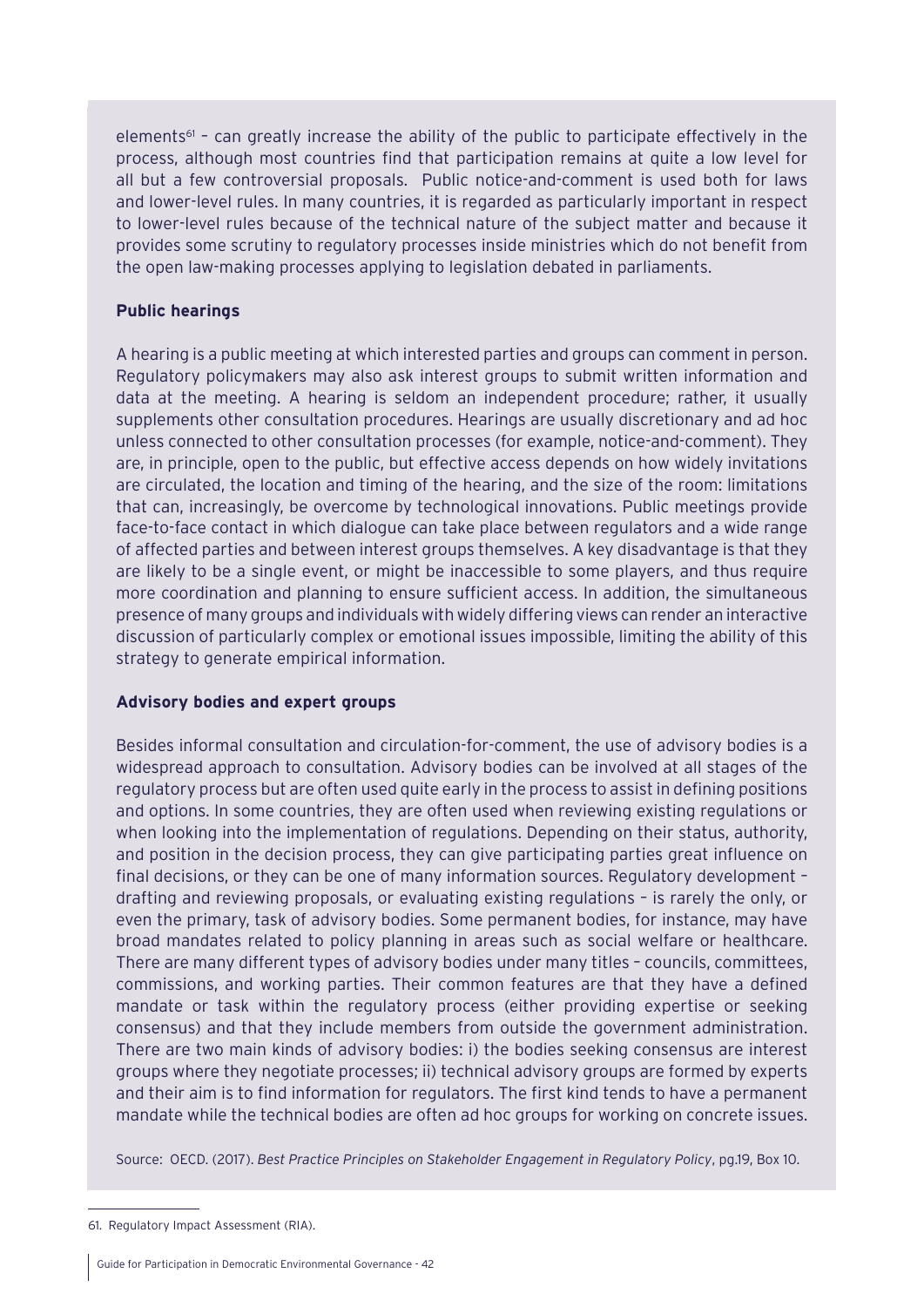elements[61] – can greatly increase the ability of the public to participate effectively in the process, although most countries find that participation remains at quite a low level for all but a few controversial proposals. Public notice-and-comment is used both for laws and lower-level rules. In many countries, it is regarded as particularly important in respect to lower-level rules because of the technical nature of the subject matter and because it provides some scrutiny to regulatory processes inside ministries which do not benefit from the open law-making processes applying to legislation debated in parliaments.

**Public hearings**

A hearing is a public meeting at which interested parties and groups can comment in person. Regulatory policymakers may also ask interest groups to submit written information and data at the meeting. A hearing is seldom an independent procedure; rather, it usually supplements other consultation procedures. Hearings are usually discretionary and ad hoc unless connected to other consultation processes (for example, notice-and-comment). They are, in principle, open to the public, but effective access depends on how widely invitations are circulated, the location and timing of the hearing, and the size of the room: limitations that can, increasingly, be overcome by technological innovations. Public meetings provide face-to-face contact in which dialogue can take place between regulators and a wide range of affected parties and between interest groups themselves. A key disadvantage is that they are likely to be a single event, or might be inaccessible to some players, and thus require more coordination and planning to ensure sufficient access. In addition, the simultaneous presence of many groups and individuals with widely differing views can render an interactive discussion of particularly complex or emotional issues impossible, limiting the ability of this strategy to generate empirical information.

**Advisory bodies and expert groups**

Besides informal consultation and circulation-for-comment, the use of advisory bodies is a widespread approach to consultation. Advisory bodies can be involved at all stages of the regulatory process but are often used quite early in the process to assist in defining positions and options. In some countries, they are often used when reviewing existing regulations or when looking into the implementation of regulations. Depending on their status, authority, and position in the decision process, they can give participating parties great influence on final decisions, or they can be one of many information sources. Regulatory development – drafting and reviewing proposals, or evaluating existing regulations – is rarely the only, or even the primary, task of advisory bodies. Some permanent bodies, for instance, may have broad mandates related to policy planning in areas such as social welfare or healthcare. There are many different types of advisory bodies under many titles – councils, committees, commissions, and working parties. Their common features are that they have a defined mandate or task within the regulatory process (either providing expertise or seeking consensus) and that they include members from outside the government administration. There are two main kinds of advisory bodies: i) the bodies seeking consensus are interest groups where they negotiate processes; ii) technical advisory groups are formed by experts and their aim is to find information for regulators. The first kind tends to have a permanent mandate while the technical bodies are often ad hoc groups for working on concrete issues.

Source: OECD. (2017). *Best Practice Principles on Stakeholder Engagement in Regulatory Policy*, pg.19, Box 10.

61. Regulatory Impact Assessment (RIA).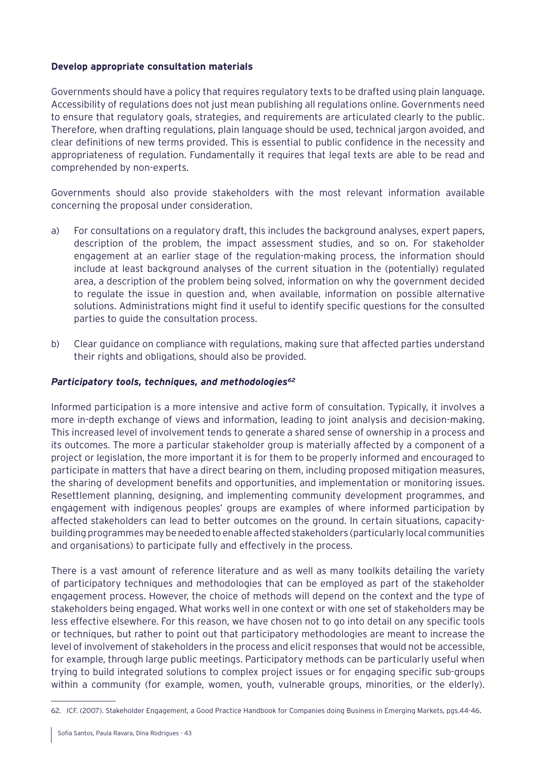**Develop appropriate consultation materials**

Governments should have a policy that requires regulatory texts to be drafted using plain language. Accessibility of regulations does not just mean publishing all regulations online. Governments need to ensure that regulatory goals, strategies, and requirements are articulated clearly to the public. Therefore, when drafting regulations, plain language should be used, technical jargon avoided, and clear definitions of new terms provided. This is essential to public confidence in the necessity and appropriateness of regulation. Fundamentally it requires that legal texts are able to be read and comprehended by non-experts.

Governments should also provide stakeholders with the most relevant information available concerning the proposal under consideration.

a) For consultations on a regulatory draft, this includes the background analyses, expert papers, description of the problem, the impact assessment studies, and so on. For stakeholder engagement at an earlier stage of the regulation-making process, the information should include at least background analyses of the current situation in the (potentially) regulated area, a description of the problem being solved, information on why the government decided to regulate the issue in question and, when available, information on possible alternative solutions. Administrations might find it useful to identify specific questions for the consulted parties to guide the consultation process.

b) Clear guidance on compliance with regulations, making sure that affected parties understand their rights and obligations, should also be provided.

***Participatory tools, techniques, and methodologies***[62]

Informed participation is a more intensive and active form of consultation. Typically, it involves a more in-depth exchange of views and information, leading to joint analysis and decision-making. This increased level of involvement tends to generate a shared sense of ownership in a process and its outcomes. The more a particular stakeholder group is materially affected by a component of a project or legislation, the more important it is for them to be properly informed and encouraged to participate in matters that have a direct bearing on them, including proposed mitigation measures, the sharing of development benefits and opportunities, and implementation or monitoring issues. Resettlement planning, designing, and implementing community development programmes, and engagement with indigenous peoples' groups are examples of where informed participation by affected stakeholders can lead to better outcomes on the ground. In certain situations, capacity-building programmes may be needed to enable affected stakeholders (particularly local communities and organisations) to participate fully and effectively in the process.

There is a vast amount of reference literature and as well as many toolkits detailing the variety of participatory techniques and methodologies that can be employed as part of the stakeholder engagement process. However, the choice of methods will depend on the context and the type of stakeholders being engaged. What works well in one context or with one set of stakeholders may be less effective elsewhere. For this reason, we have chosen not to go into detail on any specific tools or techniques, but rather to point out that participatory methodologies are meant to increase the level of involvement of stakeholders in the process and elicit responses that would not be accessible, for example, through large public meetings. Participatory methods can be particularly useful when trying to build integrated solutions to complex project issues or for engaging specific sub-groups within a community (for example, women, youth, vulnerable groups, minorities, or the elderly).

62. ICF. (2007). Stakeholder Engagement, a Good Practice Handbook for Companies doing Business in Emerging Markets, pgs.44-46.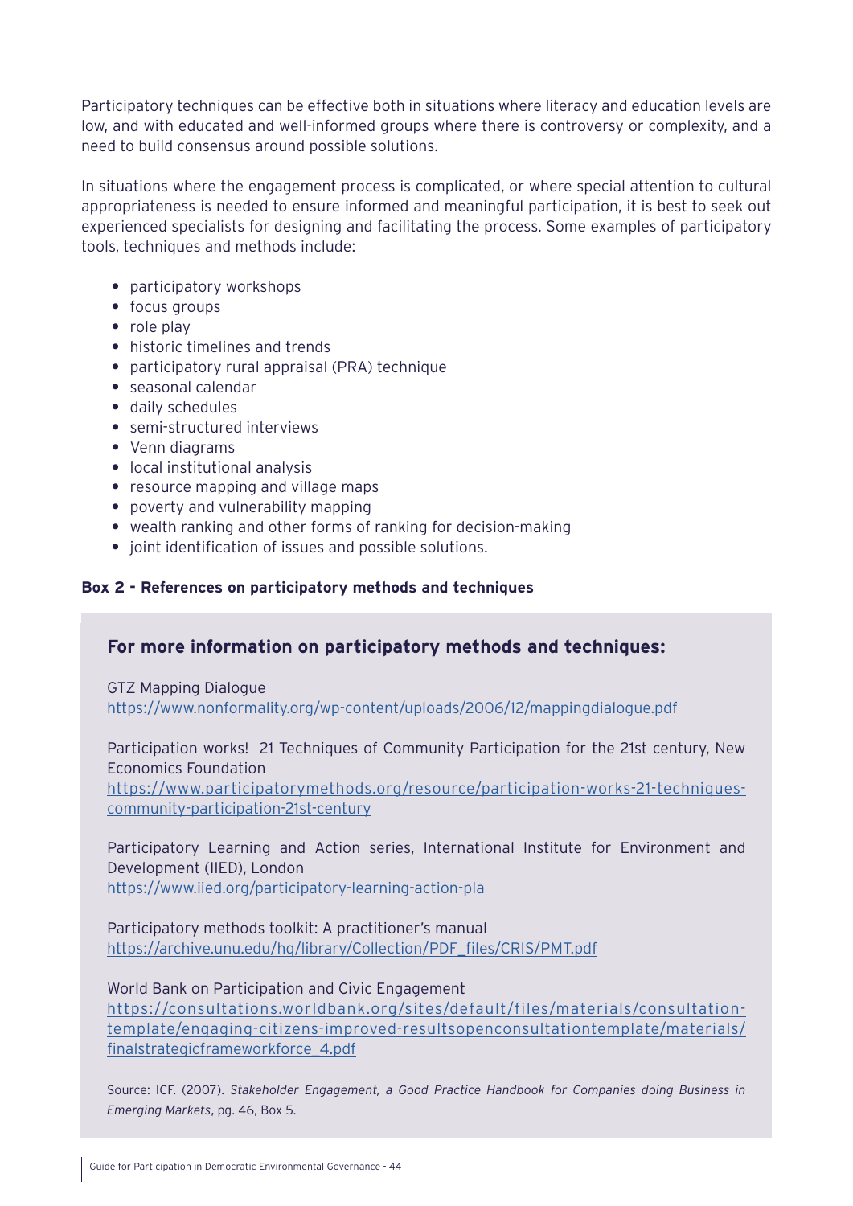Participatory techniques can be effective both in situations where literacy and education levels are low, and with educated and well-informed groups where there is controversy or complexity, and a need to build consensus around possible solutions.

In situations where the engagement process is complicated, or where special attention to cultural appropriateness is needed to ensure informed and meaningful participation, it is best to seek out experienced specialists for designing and facilitating the process. Some examples of participatory tools, techniques and methods include:

- participatory workshops
- focus groups
- role play
- historic timelines and trends
- participatory rural appraisal (PRA) technique
- seasonal calendar
- daily schedules
- semi-structured interviews
- Venn diagrams
- local institutional analysis
- resource mapping and village maps
- poverty and vulnerability mapping
- wealth ranking and other forms of ranking for decision-making
- joint identification of issues and possible solutions.

**Box 2 - References on participatory methods and techniques**

## For more information on participatory methods and techniques:

GTZ Mapping Dialogue
https://www.nonformality.org/wp-content/uploads/2006/12/mappingdialogue.pdf

Participation works! 21 Techniques of Community Participation for the 21st century, New Economics Foundation
https://www.participatorymethods.org/resource/participation-works-21-techniques-community-participation-21st-century

Participatory Learning and Action series, International Institute for Environment and Development (IIED), London
https://www.iied.org/participatory-learning-action-pla

Participatory methods toolkit: A practitioner's manual
https://archive.unu.edu/hq/library/Collection/PDF_files/CRIS/PMT.pdf

World Bank on Participation and Civic Engagement
https://consultations.worldbank.org/sites/default/files/materials/consultation-template/engaging-citizens-improved-resultsopenconsultationtemplate/materials/finalstrategicframeworkforce_4.pdf

Source: ICF. (2007). *Stakeholder Engagement, a Good Practice Handbook for Companies doing Business in Emerging Markets*, pg. 46, Box 5.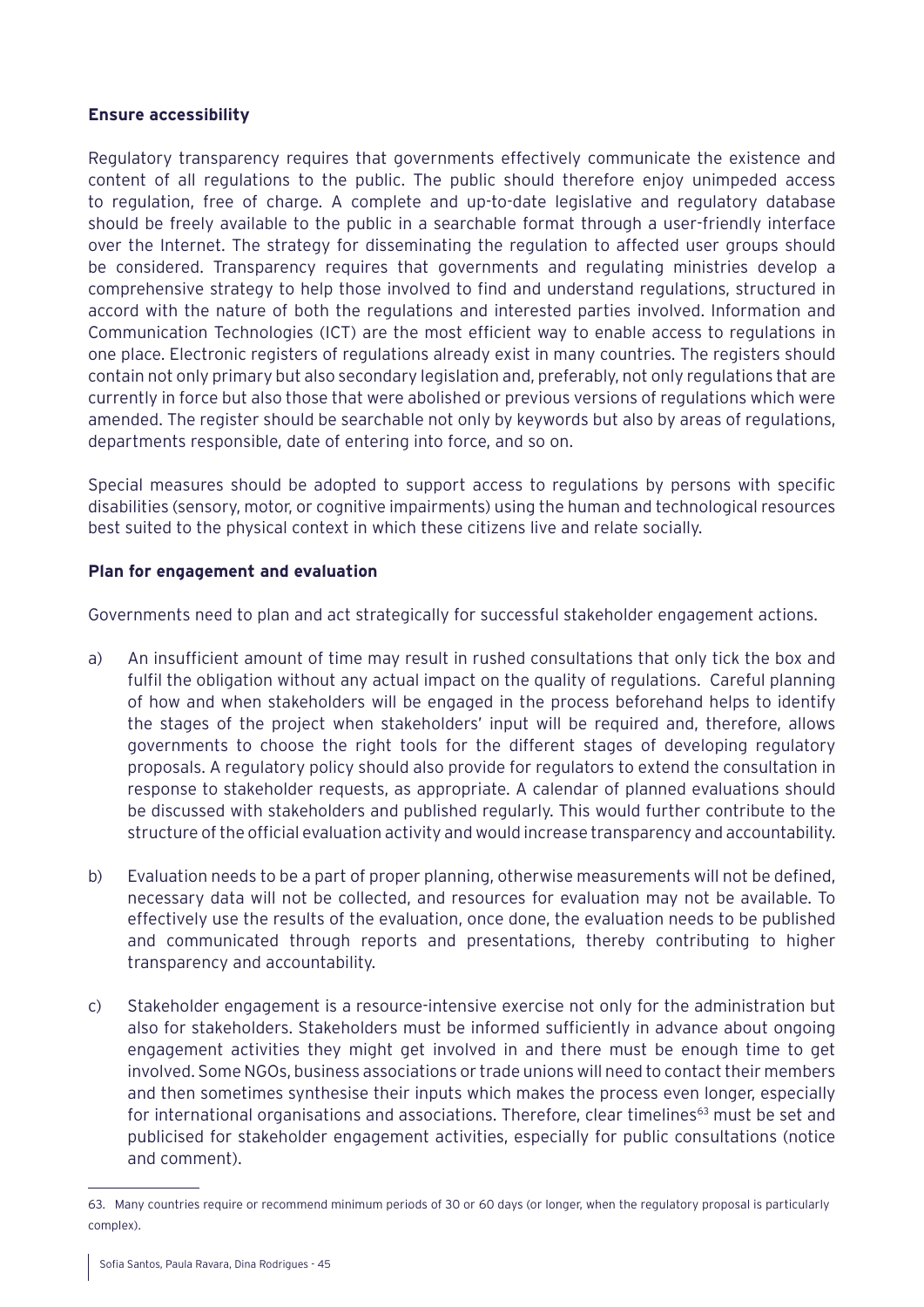**Ensure accessibility**

Regulatory transparency requires that governments effectively communicate the existence and content of all regulations to the public. The public should therefore enjoy unimpeded access to regulation, free of charge. A complete and up-to-date legislative and regulatory database should be freely available to the public in a searchable format through a user-friendly interface over the Internet. The strategy for disseminating the regulation to affected user groups should be considered. Transparency requires that governments and regulating ministries develop a comprehensive strategy to help those involved to find and understand regulations, structured in accord with the nature of both the regulations and interested parties involved. Information and Communication Technologies (ICT) are the most efficient way to enable access to regulations in one place. Electronic registers of regulations already exist in many countries. The registers should contain not only primary but also secondary legislation and, preferably, not only regulations that are currently in force but also those that were abolished or previous versions of regulations which were amended. The register should be searchable not only by keywords but also by areas of regulations, departments responsible, date of entering into force, and so on.

Special measures should be adopted to support access to regulations by persons with specific disabilities (sensory, motor, or cognitive impairments) using the human and technological resources best suited to the physical context in which these citizens live and relate socially.

**Plan for engagement and evaluation**

Governments need to plan and act strategically for successful stakeholder engagement actions.

a) An insufficient amount of time may result in rushed consultations that only tick the box and fulfil the obligation without any actual impact on the quality of regulations. Careful planning of how and when stakeholders will be engaged in the process beforehand helps to identify the stages of the project when stakeholders' input will be required and, therefore, allows governments to choose the right tools for the different stages of developing regulatory proposals. A regulatory policy should also provide for regulators to extend the consultation in response to stakeholder requests, as appropriate. A calendar of planned evaluations should be discussed with stakeholders and published regularly. This would further contribute to the structure of the official evaluation activity and would increase transparency and accountability.

b) Evaluation needs to be a part of proper planning, otherwise measurements will not be defined, necessary data will not be collected, and resources for evaluation may not be available. To effectively use the results of the evaluation, once done, the evaluation needs to be published and communicated through reports and presentations, thereby contributing to higher transparency and accountability.

c) Stakeholder engagement is a resource-intensive exercise not only for the administration but also for stakeholders. Stakeholders must be informed sufficiently in advance about ongoing engagement activities they might get involved in and there must be enough time to get involved. Some NGOs, business associations or trade unions will need to contact their members and then sometimes synthesise their inputs which makes the process even longer, especially for international organisations and associations. Therefore, clear timelines[63] must be set and publicised for stakeholder engagement activities, especially for public consultations (notice and comment).

63. Many countries require or recommend minimum periods of 30 or 60 days (or longer, when the regulatory proposal is particularly complex).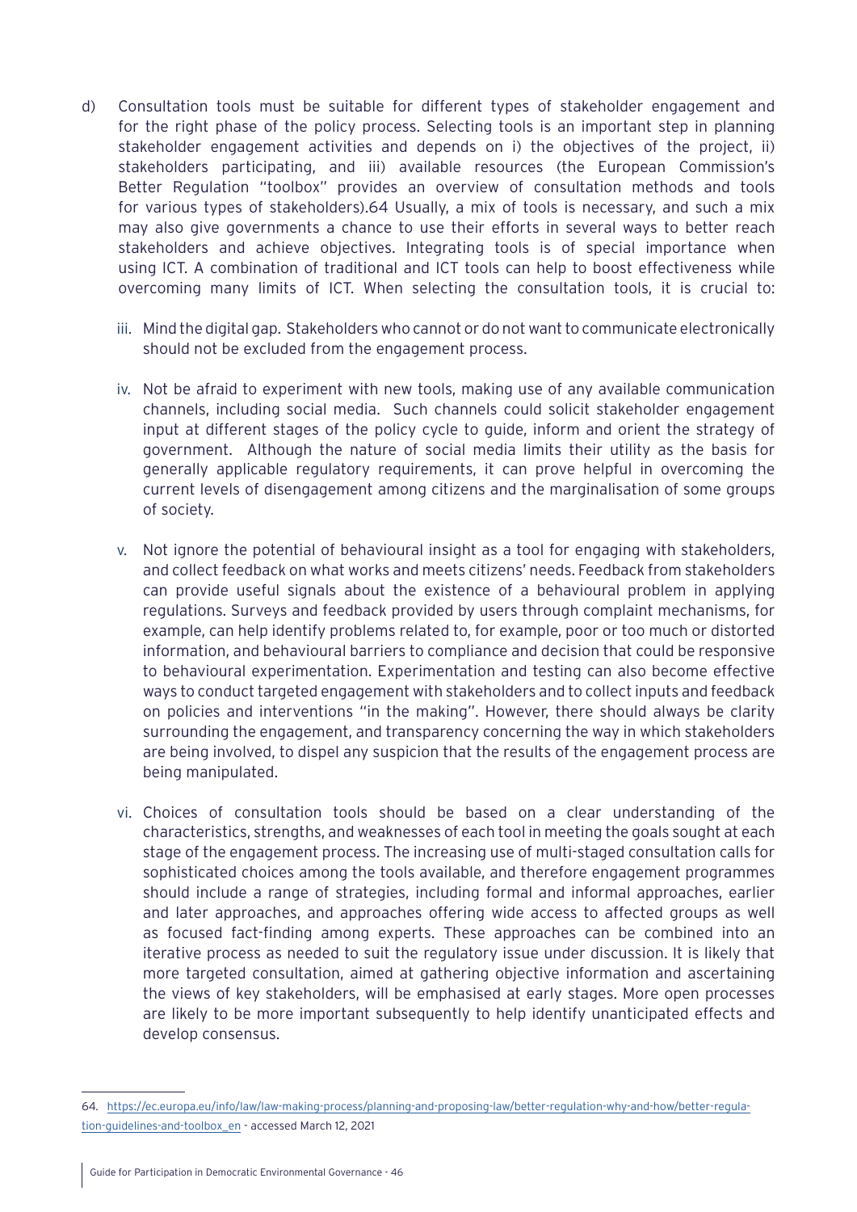d) Consultation tools must be suitable for different types of stakeholder engagement and for the right phase of the policy process. Selecting tools is an important step in planning stakeholder engagement activities and depends on i) the objectives of the project, ii) stakeholders participating, and iii) available resources (the European Commission's Better Regulation "toolbox" provides an overview of consultation methods and tools for various types of stakeholders).[64] Usually, a mix of tools is necessary, and such a mix may also give governments a chance to use their efforts in several ways to better reach stakeholders and achieve objectives. Integrating tools is of special importance when using ICT. A combination of traditional and ICT tools can help to boost effectiveness while overcoming many limits of ICT. When selecting the consultation tools, it is crucial to:

   iii. Mind the digital gap. Stakeholders who cannot or do not want to communicate electronically should not be excluded from the engagement process.

   iv. Not be afraid to experiment with new tools, making use of any available communication channels, including social media. Such channels could solicit stakeholder engagement input at different stages of the policy cycle to guide, inform and orient the strategy of government. Although the nature of social media limits their utility as the basis for generally applicable regulatory requirements, it can prove helpful in overcoming the current levels of disengagement among citizens and the marginalisation of some groups of society.

   v. Not ignore the potential of behavioural insight as a tool for engaging with stakeholders, and collect feedback on what works and meets citizens' needs. Feedback from stakeholders can provide useful signals about the existence of a behavioural problem in applying regulations. Surveys and feedback provided by users through complaint mechanisms, for example, can help identify problems related to, for example, poor or too much or distorted information, and behavioural barriers to compliance and decision that could be responsive to behavioural experimentation. Experimentation and testing can also become effective ways to conduct targeted engagement with stakeholders and to collect inputs and feedback on policies and interventions "in the making". However, there should always be clarity surrounding the engagement, and transparency concerning the way in which stakeholders are being involved, to dispel any suspicion that the results of the engagement process are being manipulated.

   vi. Choices of consultation tools should be based on a clear understanding of the characteristics, strengths, and weaknesses of each tool in meeting the goals sought at each stage of the engagement process. The increasing use of multi-staged consultation calls for sophisticated choices among the tools available, and therefore engagement programmes should include a range of strategies, including formal and informal approaches, earlier and later approaches, and approaches offering wide access to affected groups as well as focused fact-finding among experts. These approaches can be combined into an iterative process as needed to suit the regulatory issue under discussion. It is likely that more targeted consultation, aimed at gathering objective information and ascertaining the views of key stakeholders, will be emphasised at early stages. More open processes are likely to be more important subsequently to help identify unanticipated effects and develop consensus.

---

64. https://ec.europa.eu/info/law/law-making-process/planning-and-proposing-law/better-regulation-why-and-how/better-regulation-guidelines-and-toolbox_en - accessed March 12, 2021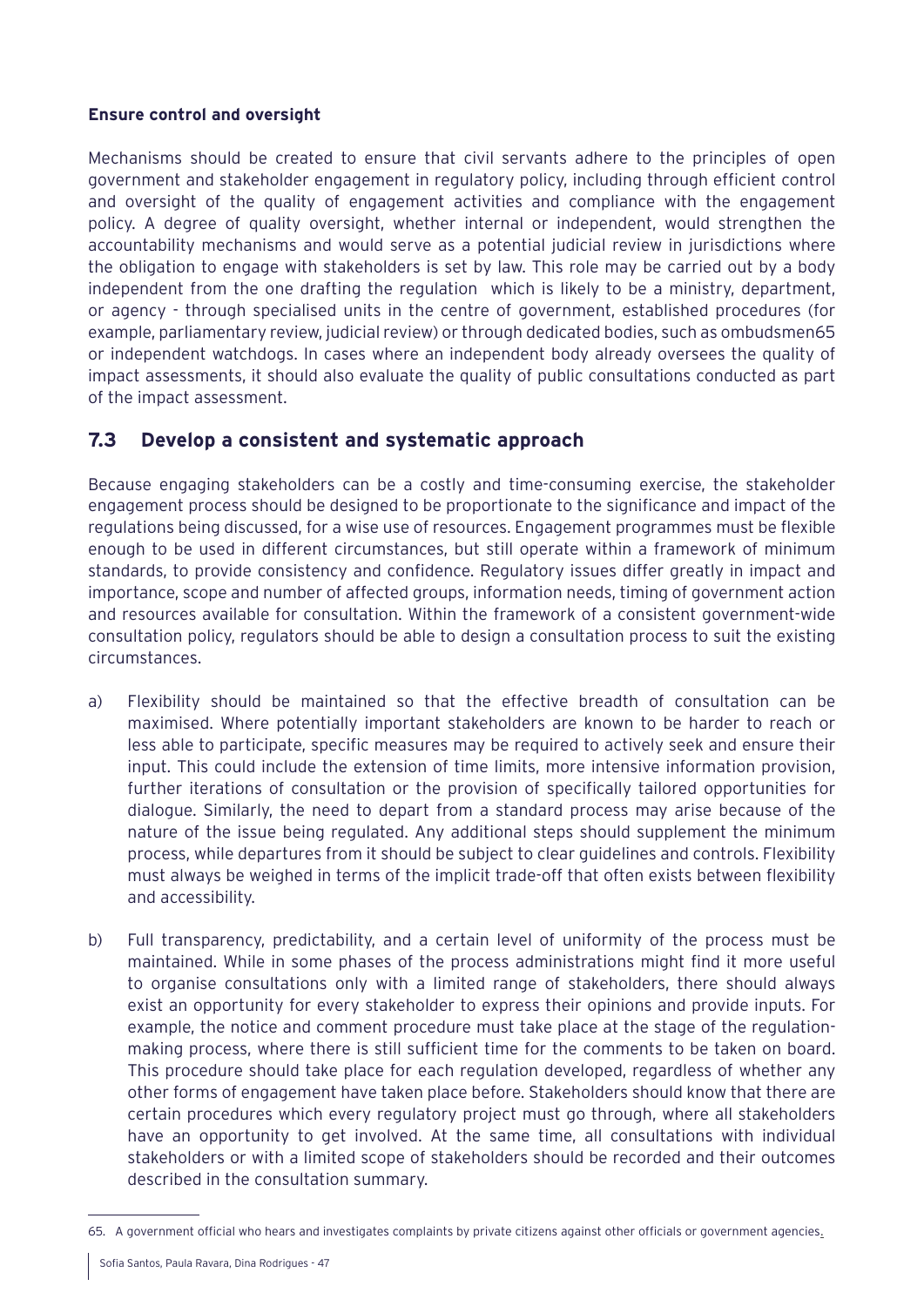**Ensure control and oversight**

Mechanisms should be created to ensure that civil servants adhere to the principles of open government and stakeholder engagement in regulatory policy, including through efficient control and oversight of the quality of engagement activities and compliance with the engagement policy. A degree of quality oversight, whether internal or independent, would strengthen the accountability mechanisms and would serve as a potential judicial review in jurisdictions where the obligation to engage with stakeholders is set by law. This role may be carried out by a body independent from the one drafting the regulation which is likely to be a ministry, department, or agency - through specialised units in the centre of government, established procedures (for example, parliamentary review, judicial review) or through dedicated bodies, such as ombudsmen[65] or independent watchdogs. In cases where an independent body already oversees the quality of impact assessments, it should also evaluate the quality of public consultations conducted as part of the impact assessment.

## 7.3 Develop a consistent and systematic approach

Because engaging stakeholders can be a costly and time-consuming exercise, the stakeholder engagement process should be designed to be proportionate to the significance and impact of the regulations being discussed, for a wise use of resources. Engagement programmes must be flexible enough to be used in different circumstances, but still operate within a framework of minimum standards, to provide consistency and confidence. Regulatory issues differ greatly in impact and importance, scope and number of affected groups, information needs, timing of government action and resources available for consultation. Within the framework of a consistent government-wide consultation policy, regulators should be able to design a consultation process to suit the existing circumstances.

a) Flexibility should be maintained so that the effective breadth of consultation can be maximised. Where potentially important stakeholders are known to be harder to reach or less able to participate, specific measures may be required to actively seek and ensure their input. This could include the extension of time limits, more intensive information provision, further iterations of consultation or the provision of specifically tailored opportunities for dialogue. Similarly, the need to depart from a standard process may arise because of the nature of the issue being regulated. Any additional steps should supplement the minimum process, while departures from it should be subject to clear guidelines and controls. Flexibility must always be weighed in terms of the implicit trade-off that often exists between flexibility and accessibility.

b) Full transparency, predictability, and a certain level of uniformity of the process must be maintained. While in some phases of the process administrations might find it more useful to organise consultations only with a limited range of stakeholders, there should always exist an opportunity for every stakeholder to express their opinions and provide inputs. For example, the notice and comment procedure must take place at the stage of the regulation-making process, where there is still sufficient time for the comments to be taken on board. This procedure should take place for each regulation developed, regardless of whether any other forms of engagement have taken place before. Stakeholders should know that there are certain procedures which every regulatory project must go through, where all stakeholders have an opportunity to get involved. At the same time, all consultations with individual stakeholders or with a limited scope of stakeholders should be recorded and their outcomes described in the consultation summary.

---

65. A government official who hears and investigates complaints by private citizens against other officials or government agencies.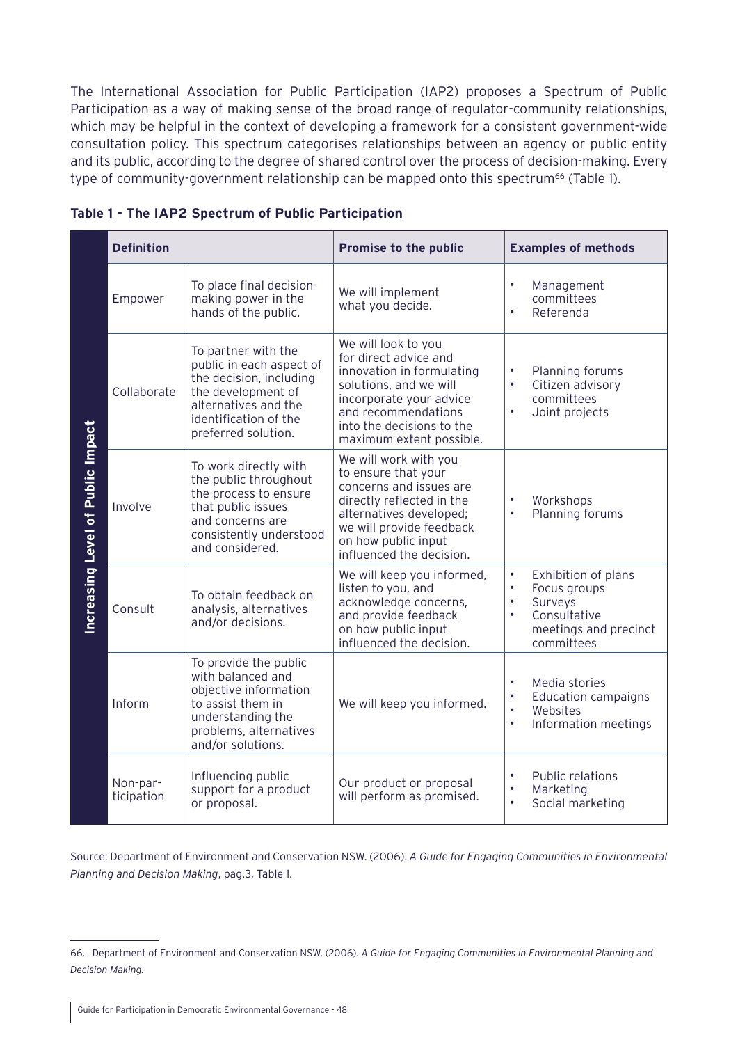The International Association for Public Participation (IAP2) proposes a Spectrum of Public Participation as a way of making sense of the broad range of regulator-community relationships, which may be helpful in the context of developing a framework for a consistent government-wide consultation policy. This spectrum categorises relationships between an agency or public entity and its public, according to the degree of shared control over the process of decision-making. Every type of community-government relationship can be mapped onto this spectrum[66] (Table 1).

**Table 1 - The IAP2 Spectrum of Public Participation**

| | Definition | | Promise to the public | Examples of methods |
|---|---|---|---|---|
| Increasing Level of Public Impact | Empower | To place final decision-making power in the hands of the public. | We will implement what you decide. | • Management committees<br>• Referenda |
| | Collaborate | To partner with the public in each aspect of the decision, including the development of alternatives and the identification of the preferred solution. | We will look to you for direct advice and innovation in formulating solutions, and we will incorporate your advice and recommendations into the decisions to the maximum extent possible. | • Planning forums<br>• Citizen advisory committees<br>• Joint projects |
| | Involve | To work directly with the public throughout the process to ensure that public issues and concerns are consistently understood and considered. | We will work with you to ensure that your concerns and issues are directly reflected in the alternatives developed; we will provide feedback on how public input influenced the decision. | • Workshops<br>• Planning forums |
| | Consult | To obtain feedback on analysis, alternatives and/or decisions. | We will keep you informed, listen to you, and acknowledge concerns, and provide feedback on how public input influenced the decision. | • Exhibition of plans<br>• Focus groups<br>• Surveys<br>• Consultative meetings and precinct committees |
| | Inform | To provide the public with balanced and objective information to assist them in understanding the problems, alternatives and/or solutions. | We will keep you informed. | • Media stories<br>• Education campaigns<br>• Websites<br>• Information meetings |
| | Non-participation | Influencing public support for a product or proposal. | Our product or proposal will perform as promised. | • Public relations<br>• Marketing<br>• Social marketing |

Source: Department of Environment and Conservation NSW. (2006). *A Guide for Engaging Communities in Environmental Planning and Decision Making*, pag.3, Table 1.

---

66. Department of Environment and Conservation NSW. (2006). *A Guide for Engaging Communities in Environmental Planning and Decision Making.*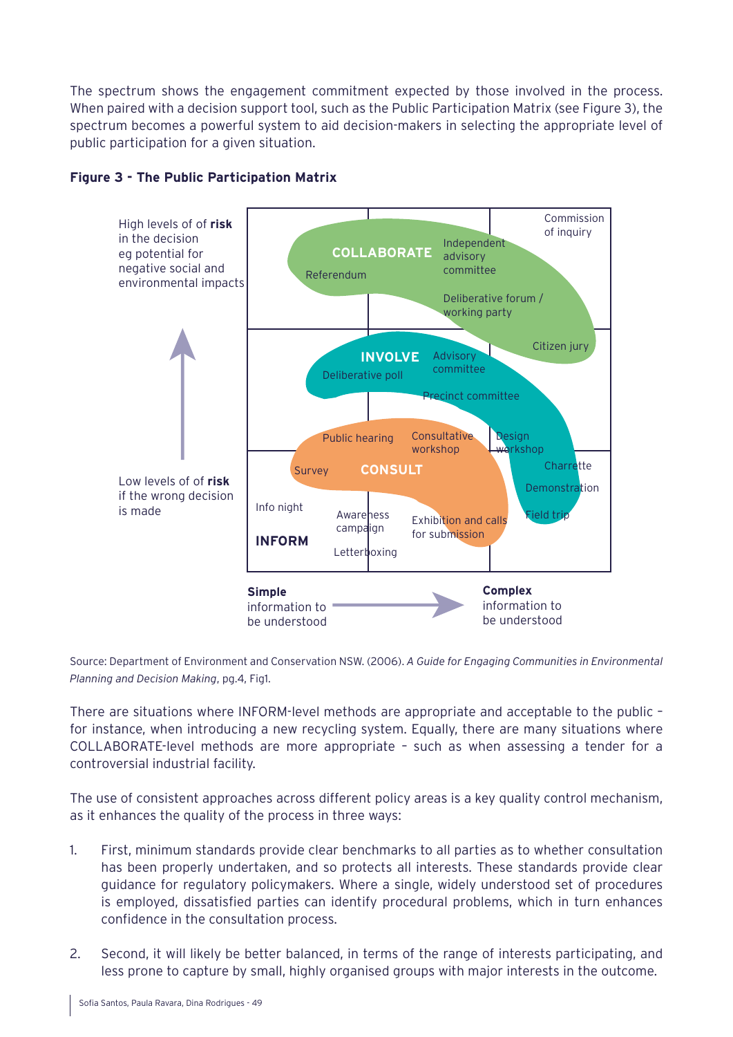The spectrum shows the engagement commitment expected by those involved in the process. When paired with a decision support tool, such as the Public Participation Matrix (see Figure 3), the spectrum becomes a powerful system to aid decision-makers in selecting the appropriate level of public participation for a given situation.

**Figure 3 - The Public Participation Matrix**

Source: Department of Environment and Conservation NSW. (2006). *A Guide for Engaging Communities in Environmental Planning and Decision Making*, pg.4, Fig1.

There are situations where INFORM-level methods are appropriate and acceptable to the public – for instance, when introducing a new recycling system. Equally, there are many situations where COLLABORATE-level methods are more appropriate – such as when assessing a tender for a controversial industrial facility.

The use of consistent approaches across different policy areas is a key quality control mechanism, as it enhances the quality of the process in three ways:

1. First, minimum standards provide clear benchmarks to all parties as to whether consultation has been properly undertaken, and so protects all interests. These standards provide clear guidance for regulatory policymakers. Where a single, widely understood set of procedures is employed, dissatisfied parties can identify procedural problems, which in turn enhances confidence in the consultation process.

2. Second, it will likely be better balanced, in terms of the range of interests participating, and less prone to capture by small, highly organised groups with major interests in the outcome.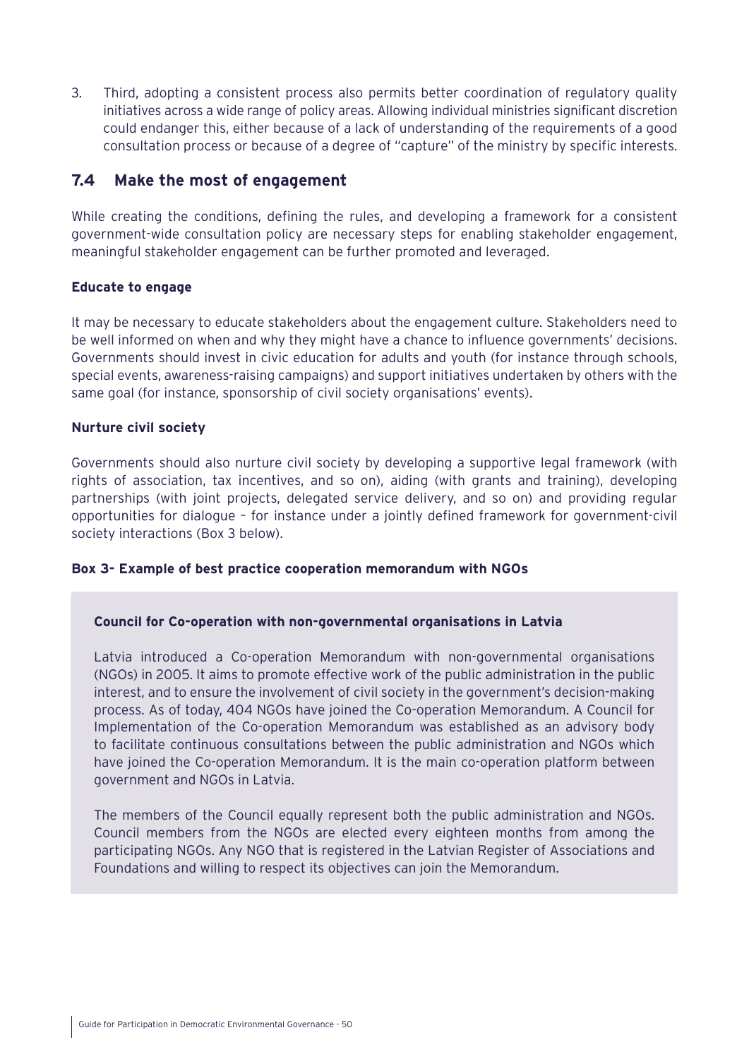3. Third, adopting a consistent process also permits better coordination of regulatory quality initiatives across a wide range of policy areas. Allowing individual ministries significant discretion could endanger this, either because of a lack of understanding of the requirements of a good consultation process or because of a degree of "capture" of the ministry by specific interests.

## 7.4 Make the most of engagement

While creating the conditions, defining the rules, and developing a framework for a consistent government-wide consultation policy are necessary steps for enabling stakeholder engagement, meaningful stakeholder engagement can be further promoted and leveraged.

**Educate to engage**

It may be necessary to educate stakeholders about the engagement culture. Stakeholders need to be well informed on when and why they might have a chance to influence governments' decisions. Governments should invest in civic education for adults and youth (for instance through schools, special events, awareness-raising campaigns) and support initiatives undertaken by others with the same goal (for instance, sponsorship of civil society organisations' events).

**Nurture civil society**

Governments should also nurture civil society by developing a supportive legal framework (with rights of association, tax incentives, and so on), aiding (with grants and training), developing partnerships (with joint projects, delegated service delivery, and so on) and providing regular opportunities for dialogue – for instance under a jointly defined framework for government-civil society interactions (Box 3 below).

**Box 3- Example of best practice cooperation memorandum with NGOs**

**Council for Co-operation with non-governmental organisations in Latvia**

Latvia introduced a Co-operation Memorandum with non-governmental organisations (NGOs) in 2005. It aims to promote effective work of the public administration in the public interest, and to ensure the involvement of civil society in the government's decision-making process. As of today, 404 NGOs have joined the Co-operation Memorandum. A Council for Implementation of the Co-operation Memorandum was established as an advisory body to facilitate continuous consultations between the public administration and NGOs which have joined the Co-operation Memorandum. It is the main co-operation platform between government and NGOs in Latvia.

The members of the Council equally represent both the public administration and NGOs. Council members from the NGOs are elected every eighteen months from among the participating NGOs. Any NGO that is registered in the Latvian Register of Associations and Foundations and willing to respect its objectives can join the Memorandum.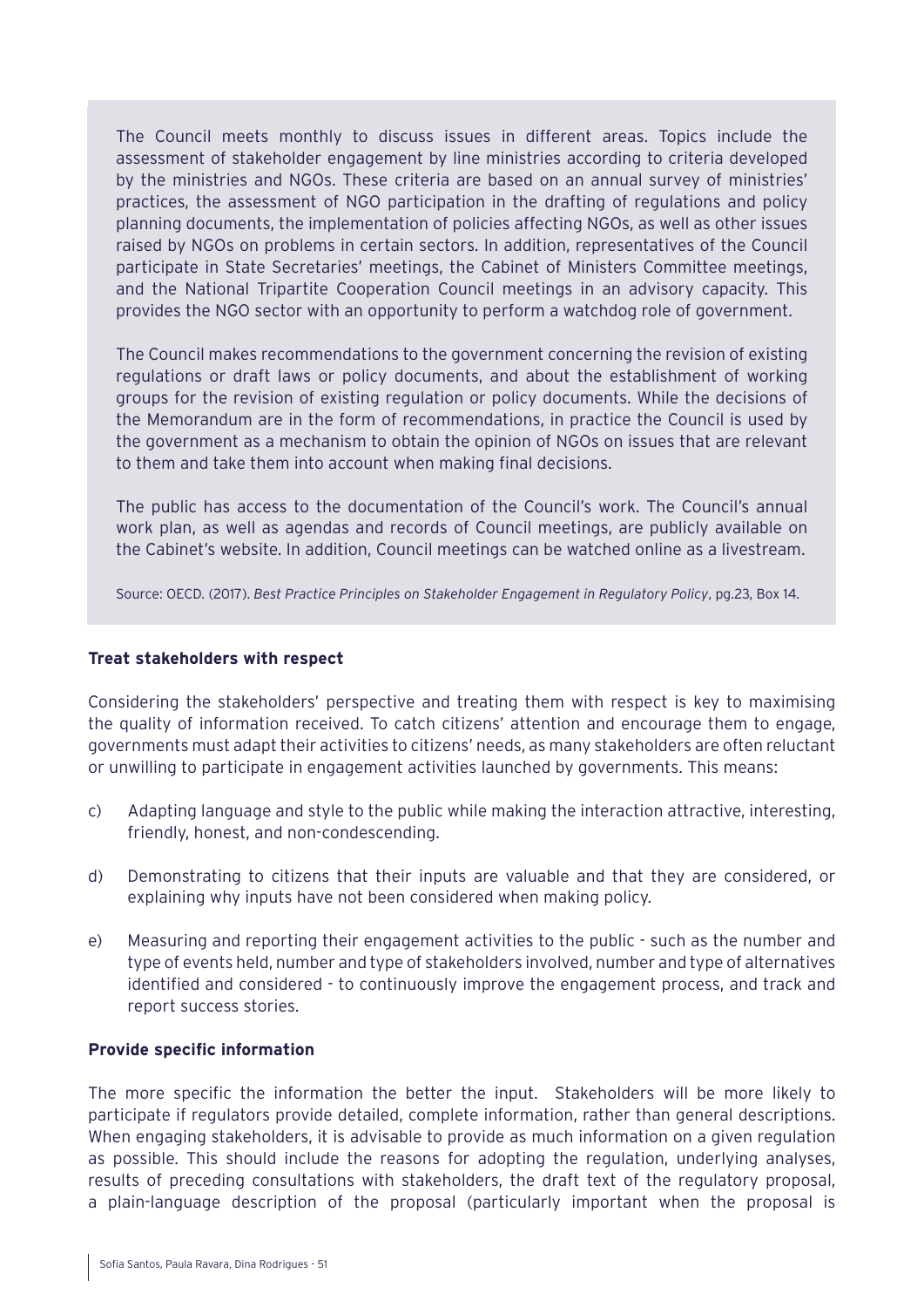The Council meets monthly to discuss issues in different areas. Topics include the assessment of stakeholder engagement by line ministries according to criteria developed by the ministries and NGOs. These criteria are based on an annual survey of ministries' practices, the assessment of NGO participation in the drafting of regulations and policy planning documents, the implementation of policies affecting NGOs, as well as other issues raised by NGOs on problems in certain sectors. In addition, representatives of the Council participate in State Secretaries' meetings, the Cabinet of Ministers Committee meetings, and the National Tripartite Cooperation Council meetings in an advisory capacity. This provides the NGO sector with an opportunity to perform a watchdog role of government.

The Council makes recommendations to the government concerning the revision of existing regulations or draft laws or policy documents, and about the establishment of working groups for the revision of existing regulation or policy documents. While the decisions of the Memorandum are in the form of recommendations, in practice the Council is used by the government as a mechanism to obtain the opinion of NGOs on issues that are relevant to them and take them into account when making final decisions.

The public has access to the documentation of the Council's work. The Council's annual work plan, as well as agendas and records of Council meetings, are publicly available on the Cabinet's website. In addition, Council meetings can be watched online as a livestream.

Source: OECD. (2017). *Best Practice Principles on Stakeholder Engagement in Regulatory Policy*, pg.23, Box 14.

**Treat stakeholders with respect**

Considering the stakeholders' perspective and treating them with respect is key to maximising the quality of information received. To catch citizens' attention and encourage them to engage, governments must adapt their activities to citizens' needs, as many stakeholders are often reluctant or unwilling to participate in engagement activities launched by governments. This means:

c) Adapting language and style to the public while making the interaction attractive, interesting, friendly, honest, and non-condescending.

d) Demonstrating to citizens that their inputs are valuable and that they are considered, or explaining why inputs have not been considered when making policy.

e) Measuring and reporting their engagement activities to the public - such as the number and type of events held, number and type of stakeholders involved, number and type of alternatives identified and considered - to continuously improve the engagement process, and track and report success stories.

**Provide specific information**

The more specific the information the better the input. Stakeholders will be more likely to participate if regulators provide detailed, complete information, rather than general descriptions. When engaging stakeholders, it is advisable to provide as much information on a given regulation as possible. This should include the reasons for adopting the regulation, underlying analyses, results of preceding consultations with stakeholders, the draft text of the regulatory proposal, a plain-language description of the proposal (particularly important when the proposal is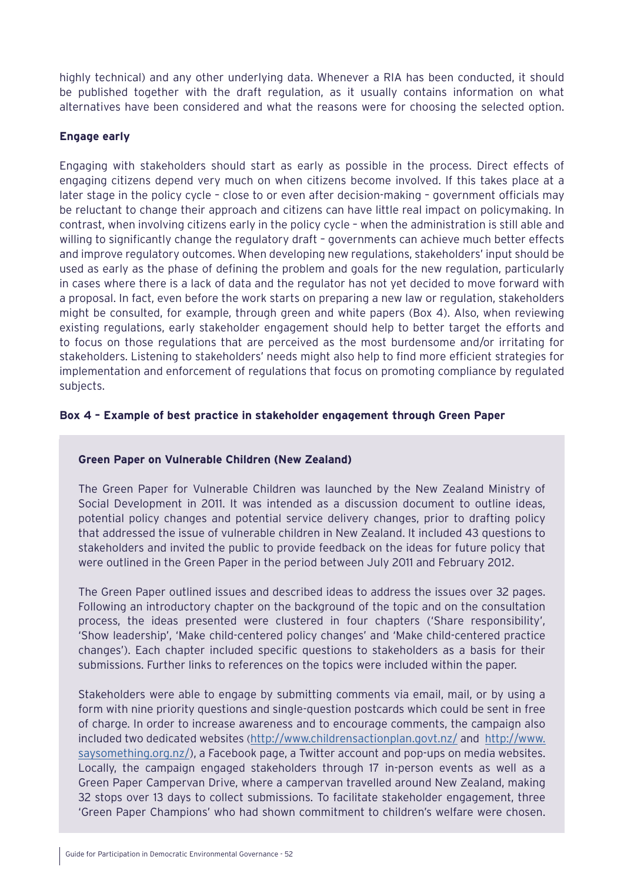highly technical) and any other underlying data. Whenever a RIA has been conducted, it should be published together with the draft regulation, as it usually contains information on what alternatives have been considered and what the reasons were for choosing the selected option.

**Engage early**

Engaging with stakeholders should start as early as possible in the process. Direct effects of engaging citizens depend very much on when citizens become involved. If this takes place at a later stage in the policy cycle – close to or even after decision-making – government officials may be reluctant to change their approach and citizens can have little real impact on policymaking. In contrast, when involving citizens early in the policy cycle – when the administration is still able and willing to significantly change the regulatory draft – governments can achieve much better effects and improve regulatory outcomes. When developing new regulations, stakeholders' input should be used as early as the phase of defining the problem and goals for the new regulation, particularly in cases where there is a lack of data and the regulator has not yet decided to move forward with a proposal. In fact, even before the work starts on preparing a new law or regulation, stakeholders might be consulted, for example, through green and white papers (Box 4). Also, when reviewing existing regulations, early stakeholder engagement should help to better target the efforts and to focus on those regulations that are perceived as the most burdensome and/or irritating for stakeholders. Listening to stakeholders' needs might also help to find more efficient strategies for implementation and enforcement of regulations that focus on promoting compliance by regulated subjects.

**Box 4 – Example of best practice in stakeholder engagement through Green Paper**

**Green Paper on Vulnerable Children (New Zealand)**

The Green Paper for Vulnerable Children was launched by the New Zealand Ministry of Social Development in 2011. It was intended as a discussion document to outline ideas, potential policy changes and potential service delivery changes, prior to drafting policy that addressed the issue of vulnerable children in New Zealand. It included 43 questions to stakeholders and invited the public to provide feedback on the ideas for future policy that were outlined in the Green Paper in the period between July 2011 and February 2012.

The Green Paper outlined issues and described ideas to address the issues over 32 pages. Following an introductory chapter on the background of the topic and on the consultation process, the ideas presented were clustered in four chapters ('Share responsibility', 'Show leadership', 'Make child-centered policy changes' and 'Make child-centered practice changes'). Each chapter included specific questions to stakeholders as a basis for their submissions. Further links to references on the topics were included within the paper.

Stakeholders were able to engage by submitting comments via email, mail, or by using a form with nine priority questions and single-question postcards which could be sent in free of charge. In order to increase awareness and to encourage comments, the campaign also included two dedicated websites (http://www.childrensactionplan.govt.nz/ and http://www.saysomething.org.nz/), a Facebook page, a Twitter account and pop-ups on media websites. Locally, the campaign engaged stakeholders through 17 in-person events as well as a Green Paper Campervan Drive, where a campervan travelled around New Zealand, making 32 stops over 13 days to collect submissions. To facilitate stakeholder engagement, three 'Green Paper Champions' who had shown commitment to children's welfare were chosen.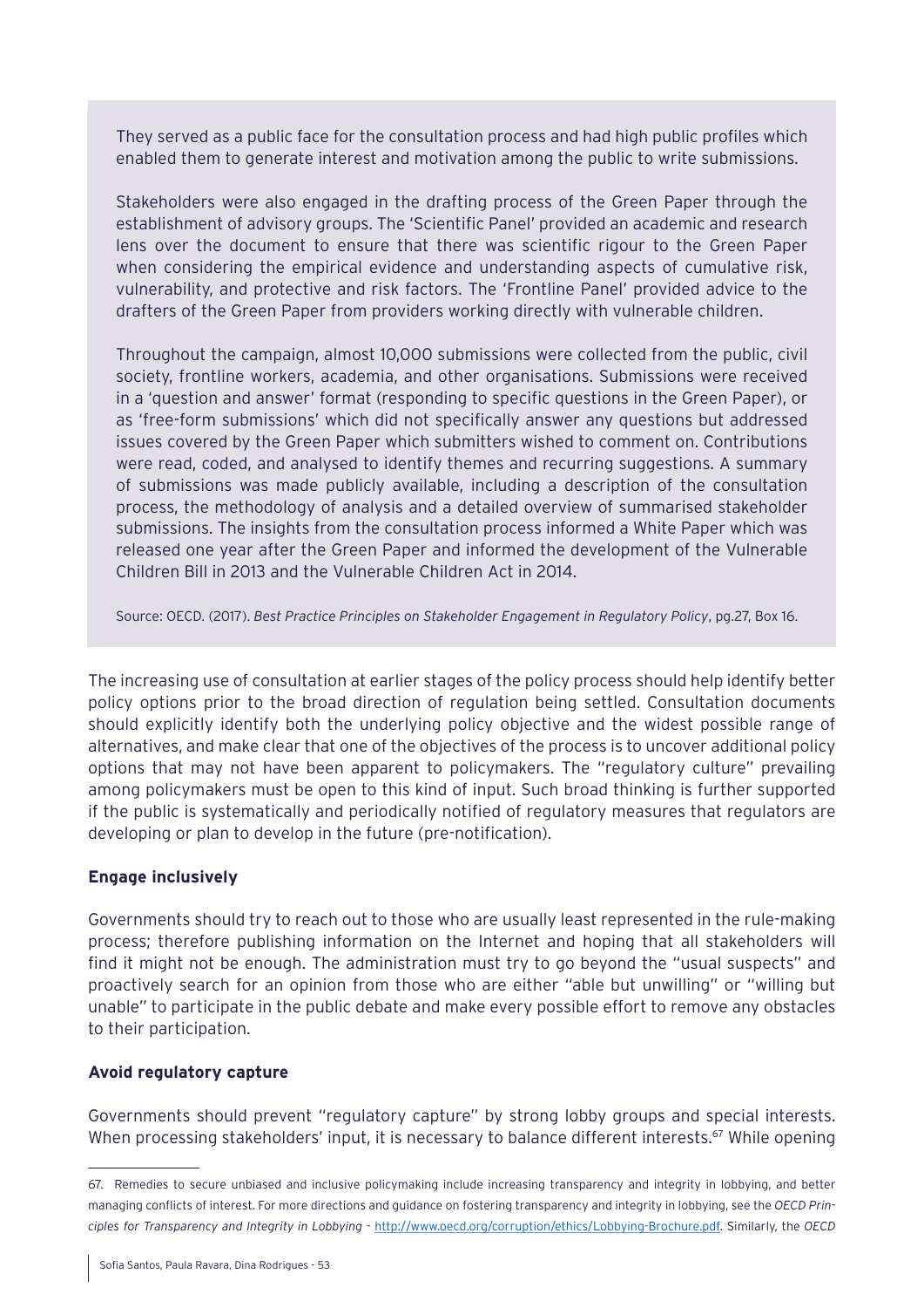They served as a public face for the consultation process and had high public profiles which enabled them to generate interest and motivation among the public to write submissions.

Stakeholders were also engaged in the drafting process of the Green Paper through the establishment of advisory groups. The 'Scientific Panel' provided an academic and research lens over the document to ensure that there was scientific rigour to the Green Paper when considering the empirical evidence and understanding aspects of cumulative risk, vulnerability, and protective and risk factors. The 'Frontline Panel' provided advice to the drafters of the Green Paper from providers working directly with vulnerable children.

Throughout the campaign, almost 10,000 submissions were collected from the public, civil society, frontline workers, academia, and other organisations. Submissions were received in a 'question and answer' format (responding to specific questions in the Green Paper), or as 'free-form submissions' which did not specifically answer any questions but addressed issues covered by the Green Paper which submitters wished to comment on. Contributions were read, coded, and analysed to identify themes and recurring suggestions. A summary of submissions was made publicly available, including a description of the consultation process, the methodology of analysis and a detailed overview of summarised stakeholder submissions. The insights from the consultation process informed a White Paper which was released one year after the Green Paper and informed the development of the Vulnerable Children Bill in 2013 and the Vulnerable Children Act in 2014.

Source: OECD. (2017). *Best Practice Principles on Stakeholder Engagement in Regulatory Policy*, pg.27, Box 16.

The increasing use of consultation at earlier stages of the policy process should help identify better policy options prior to the broad direction of regulation being settled. Consultation documents should explicitly identify both the underlying policy objective and the widest possible range of alternatives, and make clear that one of the objectives of the process is to uncover additional policy options that may not have been apparent to policymakers. The "regulatory culture" prevailing among policymakers must be open to this kind of input. Such broad thinking is further supported if the public is systematically and periodically notified of regulatory measures that regulators are developing or plan to develop in the future (pre-notification).

**Engage inclusively**

Governments should try to reach out to those who are usually least represented in the rule-making process; therefore publishing information on the Internet and hoping that all stakeholders will find it might not be enough. The administration must try to go beyond the "usual suspects" and proactively search for an opinion from those who are either "able but unwilling" or "willing but unable" to participate in the public debate and make every possible effort to remove any obstacles to their participation.

**Avoid regulatory capture**

Governments should prevent "regulatory capture" by strong lobby groups and special interests. When processing stakeholders' input, it is necessary to balance different interests.[67] While opening

---

67. Remedies to secure unbiased and inclusive policymaking include increasing transparency and integrity in lobbying, and better managing conflicts of interest. For more directions and guidance on fostering transparency and integrity in lobbying, see the *OECD Principles for Transparency and Integrity in Lobbying* - http://www.oecd.org/corruption/ethics/Lobbying-Brochure.pdf. Similarly, the *OECD*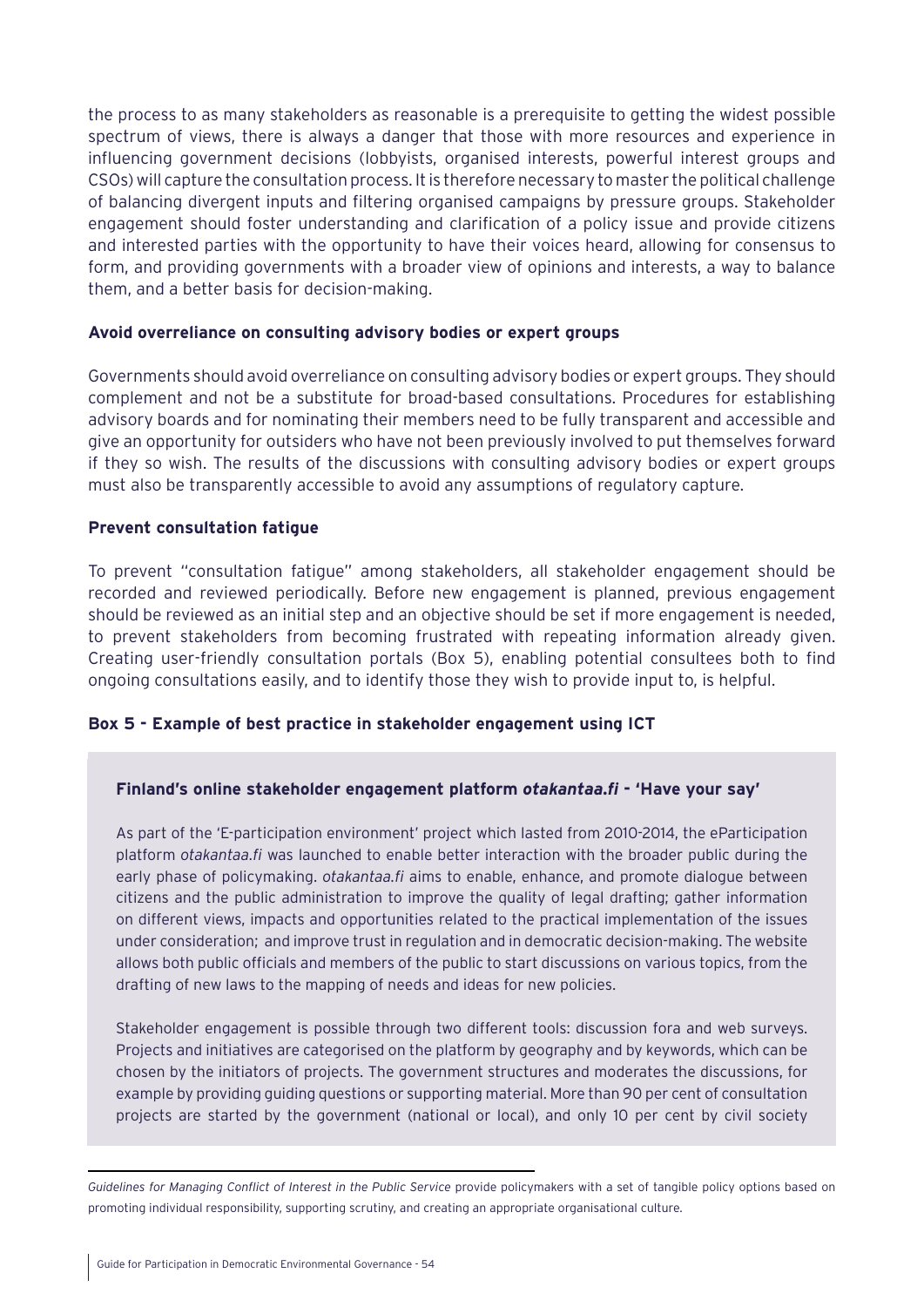the process to as many stakeholders as reasonable is a prerequisite to getting the widest possible spectrum of views, there is always a danger that those with more resources and experience in influencing government decisions (lobbyists, organised interests, powerful interest groups and CSOs) will capture the consultation process. It is therefore necessary to master the political challenge of balancing divergent inputs and filtering organised campaigns by pressure groups. Stakeholder engagement should foster understanding and clarification of a policy issue and provide citizens and interested parties with the opportunity to have their voices heard, allowing for consensus to form, and providing governments with a broader view of opinions and interests, a way to balance them, and a better basis for decision-making.

### Avoid overreliance on consulting advisory bodies or expert groups

Governments should avoid overreliance on consulting advisory bodies or expert groups. They should complement and not be a substitute for broad-based consultations. Procedures for establishing advisory boards and for nominating their members need to be fully transparent and accessible and give an opportunity for outsiders who have not been previously involved to put themselves forward if they so wish. The results of the discussions with consulting advisory bodies or expert groups must also be transparently accessible to avoid any assumptions of regulatory capture.

### Prevent consultation fatigue

To prevent "consultation fatigue" among stakeholders, all stakeholder engagement should be recorded and reviewed periodically. Before new engagement is planned, previous engagement should be reviewed as an initial step and an objective should be set if more engagement is needed, to prevent stakeholders from becoming frustrated with repeating information already given. Creating user-friendly consultation portals (Box 5), enabling potential consultees both to find ongoing consultations easily, and to identify those they wish to provide input to, is helpful.

### Box 5 - Example of best practice in stakeholder engagement using ICT

**Finland's online stakeholder engagement platform *otakantaa.fi* - 'Have your say'**

As part of the 'E-participation environment' project which lasted from 2010-2014, the eParticipation platform *otakantaa.fi* was launched to enable better interaction with the broader public during the early phase of policymaking. *otakantaa.fi* aims to enable, enhance, and promote dialogue between citizens and the public administration to improve the quality of legal drafting; gather information on different views, impacts and opportunities related to the practical implementation of the issues under consideration; and improve trust in regulation and in democratic decision-making. The website allows both public officials and members of the public to start discussions on various topics, from the drafting of new laws to the mapping of needs and ideas for new policies.

Stakeholder engagement is possible through two different tools: discussion fora and web surveys. Projects and initiatives are categorised on the platform by geography and by keywords, which can be chosen by the initiators of projects. The government structures and moderates the discussions, for example by providing guiding questions or supporting material. More than 90 per cent of consultation projects are started by the government (national or local), and only 10 per cent by civil society

---

*Guidelines for Managing Conflict of Interest in the Public Service* provide policymakers with a set of tangible policy options based on promoting individual responsibility, supporting scrutiny, and creating an appropriate organisational culture.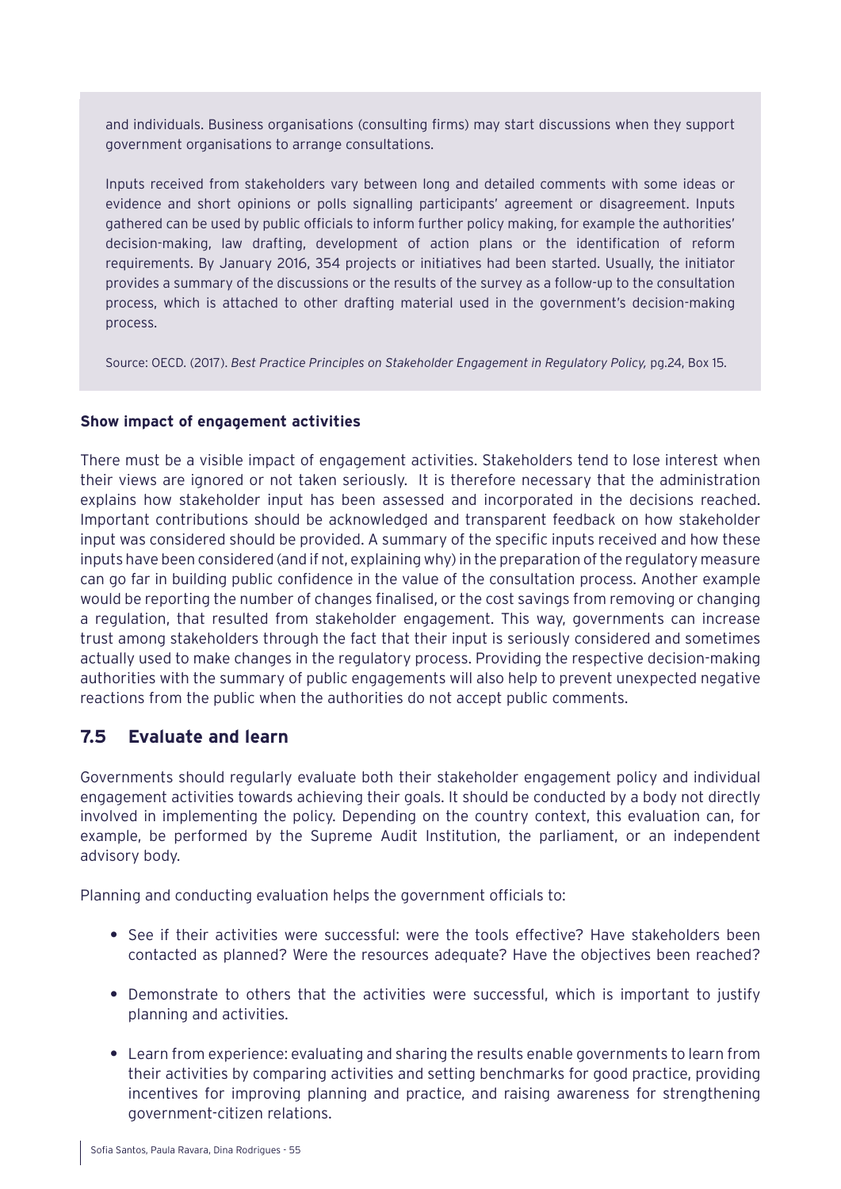and individuals. Business organisations (consulting firms) may start discussions when they support government organisations to arrange consultations.

Inputs received from stakeholders vary between long and detailed comments with some ideas or evidence and short opinions or polls signalling participants' agreement or disagreement. Inputs gathered can be used by public officials to inform further policy making, for example the authorities' decision-making, law drafting, development of action plans or the identification of reform requirements. By January 2016, 354 projects or initiatives had been started. Usually, the initiator provides a summary of the discussions or the results of the survey as a follow-up to the consultation process, which is attached to other drafting material used in the government's decision-making process.

Source: OECD. (2017). *Best Practice Principles on Stakeholder Engagement in Regulatory Policy,* pg.24, Box 15.

**Show impact of engagement activities**

There must be a visible impact of engagement activities. Stakeholders tend to lose interest when their views are ignored or not taken seriously. It is therefore necessary that the administration explains how stakeholder input has been assessed and incorporated in the decisions reached. Important contributions should be acknowledged and transparent feedback on how stakeholder input was considered should be provided. A summary of the specific inputs received and how these inputs have been considered (and if not, explaining why) in the preparation of the regulatory measure can go far in building public confidence in the value of the consultation process. Another example would be reporting the number of changes finalised, or the cost savings from removing or changing a regulation, that resulted from stakeholder engagement. This way, governments can increase trust among stakeholders through the fact that their input is seriously considered and sometimes actually used to make changes in the regulatory process. Providing the respective decision-making authorities with the summary of public engagements will also help to prevent unexpected negative reactions from the public when the authorities do not accept public comments.

## 7.5 Evaluate and learn

Governments should regularly evaluate both their stakeholder engagement policy and individual engagement activities towards achieving their goals. It should be conducted by a body not directly involved in implementing the policy. Depending on the country context, this evaluation can, for example, be performed by the Supreme Audit Institution, the parliament, or an independent advisory body.

Planning and conducting evaluation helps the government officials to:

- See if their activities were successful: were the tools effective? Have stakeholders been contacted as planned? Were the resources adequate? Have the objectives been reached?
- Demonstrate to others that the activities were successful, which is important to justify planning and activities.
- Learn from experience: evaluating and sharing the results enable governments to learn from their activities by comparing activities and setting benchmarks for good practice, providing incentives for improving planning and practice, and raising awareness for strengthening government-citizen relations.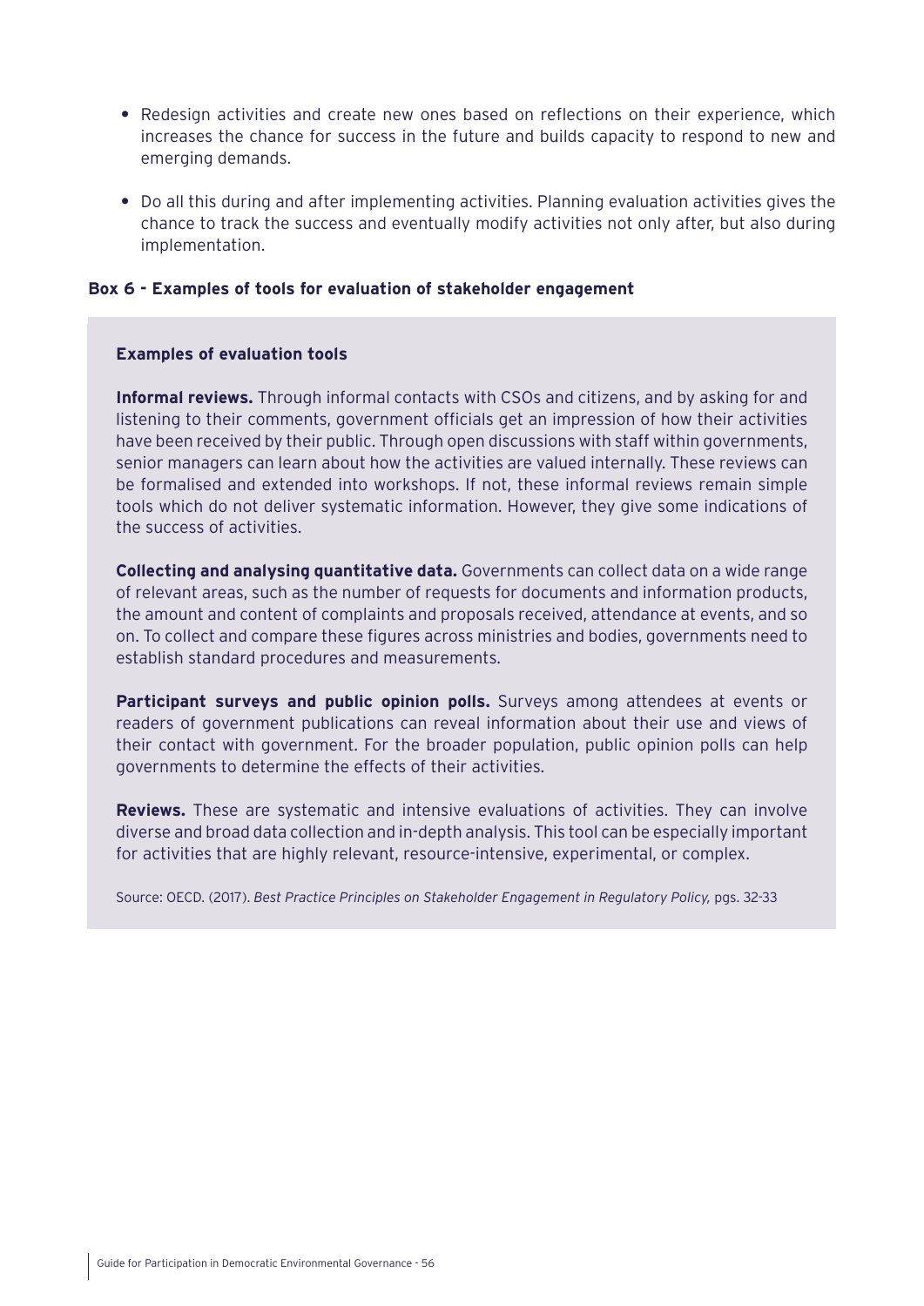- Redesign activities and create new ones based on reflections on their experience, which increases the chance for success in the future and builds capacity to respond to new and emerging demands.

- Do all this during and after implementing activities. Planning evaluation activities gives the chance to track the success and eventually modify activities not only after, but also during implementation.

**Box 6 - Examples of tools for evaluation of stakeholder engagement**

**Examples of evaluation tools**

**Informal reviews.** Through informal contacts with CSOs and citizens, and by asking for and listening to their comments, government officials get an impression of how their activities have been received by their public. Through open discussions with staff within governments, senior managers can learn about how the activities are valued internally. These reviews can be formalised and extended into workshops. If not, these informal reviews remain simple tools which do not deliver systematic information. However, they give some indications of the success of activities.

**Collecting and analysing quantitative data.** Governments can collect data on a wide range of relevant areas, such as the number of requests for documents and information products, the amount and content of complaints and proposals received, attendance at events, and so on. To collect and compare these figures across ministries and bodies, governments need to establish standard procedures and measurements.

**Participant surveys and public opinion polls.** Surveys among attendees at events or readers of government publications can reveal information about their use and views of their contact with government. For the broader population, public opinion polls can help governments to determine the effects of their activities.

**Reviews.** These are systematic and intensive evaluations of activities. They can involve diverse and broad data collection and in-depth analysis. This tool can be especially important for activities that are highly relevant, resource-intensive, experimental, or complex.

Source: OECD. (2017). *Best Practice Principles on Stakeholder Engagement in Regulatory Policy,* pgs. 32-33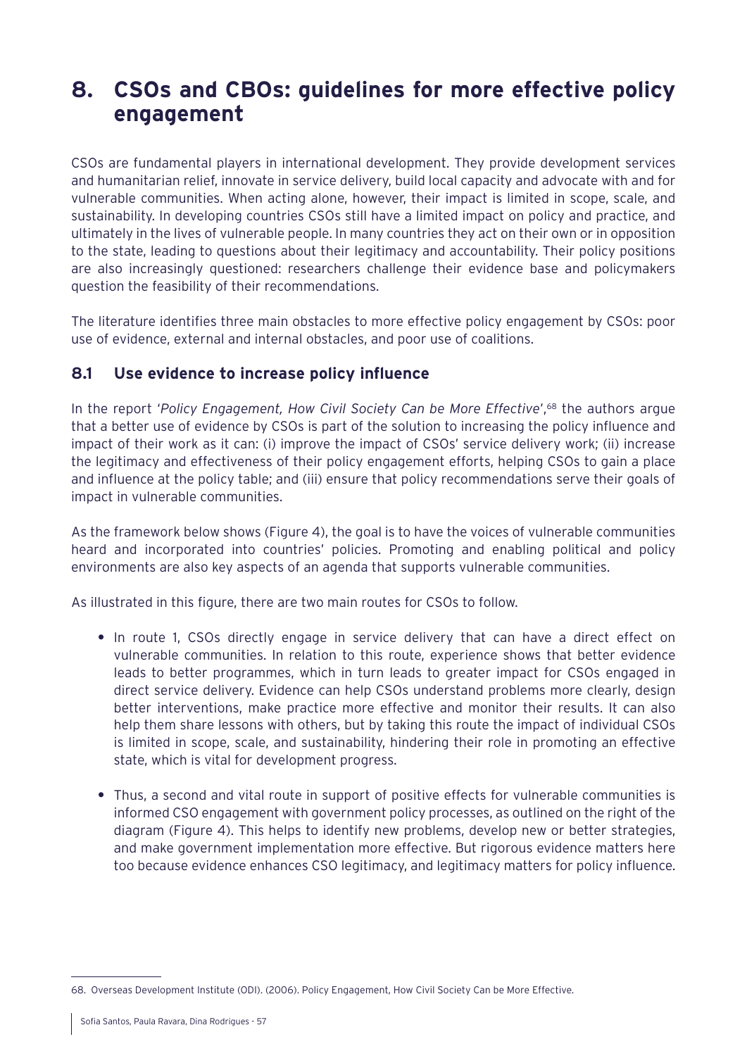# 8. CSOs and CBOs: guidelines for more effective policy engagement

CSOs are fundamental players in international development. They provide development services and humanitarian relief, innovate in service delivery, build local capacity and advocate with and for vulnerable communities. When acting alone, however, their impact is limited in scope, scale, and sustainability. In developing countries CSOs still have a limited impact on policy and practice, and ultimately in the lives of vulnerable people. In many countries they act on their own or in opposition to the state, leading to questions about their legitimacy and accountability. Their policy positions are also increasingly questioned: researchers challenge their evidence base and policymakers question the feasibility of their recommendations.

The literature identifies three main obstacles to more effective policy engagement by CSOs: poor use of evidence, external and internal obstacles, and poor use of coalitions.

## 8.1 Use evidence to increase policy influence

In the report '*Policy Engagement, How Civil Society Can be More Effective*',[68] the authors argue that a better use of evidence by CSOs is part of the solution to increasing the policy influence and impact of their work as it can: (i) improve the impact of CSOs' service delivery work; (ii) increase the legitimacy and effectiveness of their policy engagement efforts, helping CSOs to gain a place and influence at the policy table; and (iii) ensure that policy recommendations serve their goals of impact in vulnerable communities.

As the framework below shows (Figure 4), the goal is to have the voices of vulnerable communities heard and incorporated into countries' policies. Promoting and enabling political and policy environments are also key aspects of an agenda that supports vulnerable communities.

As illustrated in this figure, there are two main routes for CSOs to follow.

- In route 1, CSOs directly engage in service delivery that can have a direct effect on vulnerable communities. In relation to this route, experience shows that better evidence leads to better programmes, which in turn leads to greater impact for CSOs engaged in direct service delivery. Evidence can help CSOs understand problems more clearly, design better interventions, make practice more effective and monitor their results. It can also help them share lessons with others, but by taking this route the impact of individual CSOs is limited in scope, scale, and sustainability, hindering their role in promoting an effective state, which is vital for development progress.
- Thus, a second and vital route in support of positive effects for vulnerable communities is informed CSO engagement with government policy processes, as outlined on the right of the diagram (Figure 4). This helps to identify new problems, develop new or better strategies, and make government implementation more effective. But rigorous evidence matters here too because evidence enhances CSO legitimacy, and legitimacy matters for policy influence.

---

68. Overseas Development Institute (ODI). (2006). Policy Engagement, How Civil Society Can be More Effective.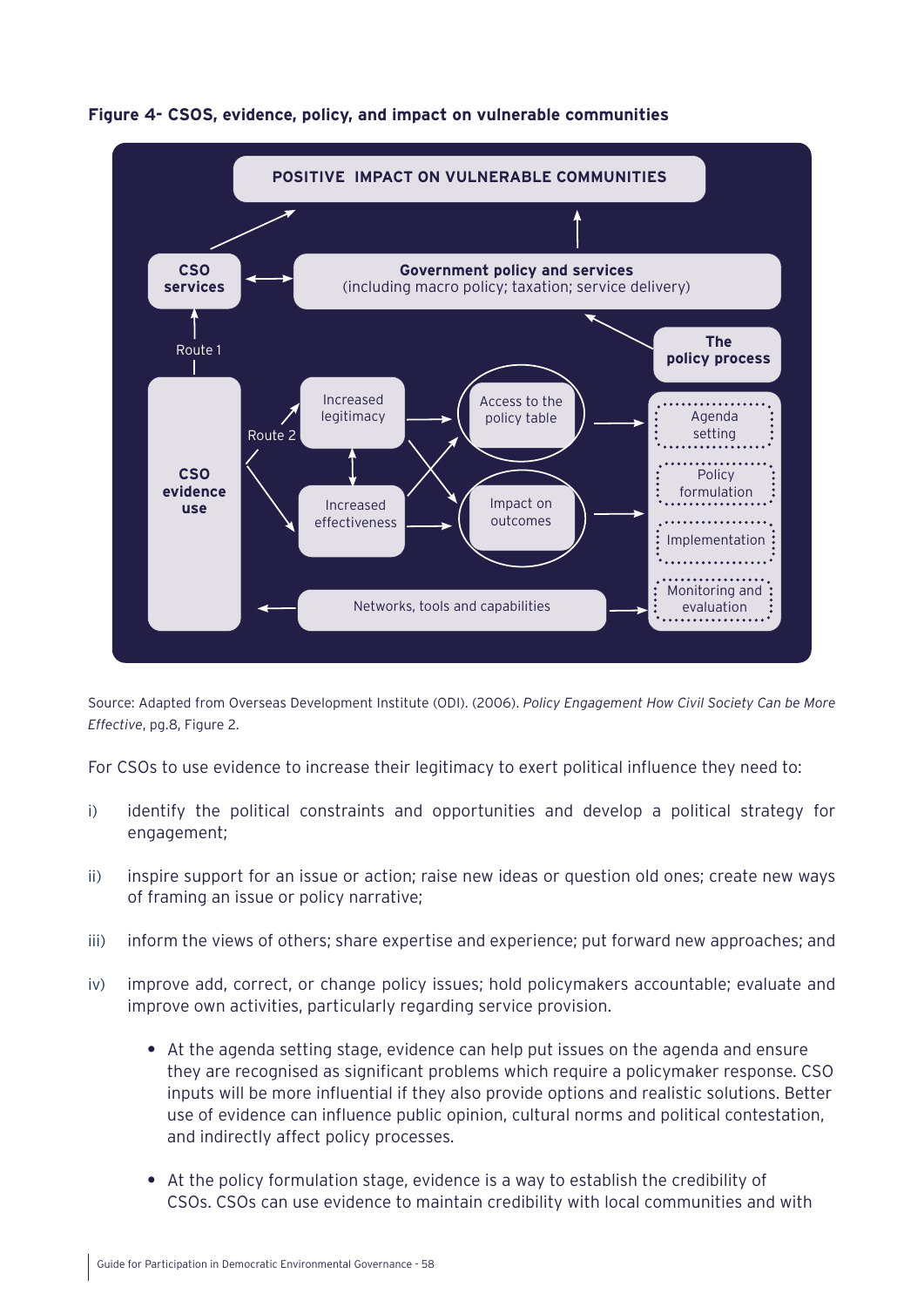**Figure 4- CSOS, evidence, policy, and impact on vulnerable communities**

POSITIVE IMPACT ON VULNERABLE COMMUNITIES

**CSO services**

**Government policy and services** (including macro policy; taxation; service delivery)

**The policy process**

Route 1

Route 2

**CSO evidence use**

Increased legitimacy

Increased effectiveness

Access to the policy table

Impact on outcomes

Agenda setting

Policy formulation

Implementation

Monitoring and evaluation

Networks, tools and capabilities

Source: Adapted from Overseas Development Institute (ODI). (2006). *Policy Engagement How Civil Society Can be More Effective*, pg.8, Figure 2.

For CSOs to use evidence to increase their legitimacy to exert political influence they need to:

i) identify the political constraints and opportunities and develop a political strategy for engagement;

ii) inspire support for an issue or action; raise new ideas or question old ones; create new ways of framing an issue or policy narrative;

iii) inform the views of others; share expertise and experience; put forward new approaches; and

iv) improve add, correct, or change policy issues; hold policymakers accountable; evaluate and improve own activities, particularly regarding service provision.

- At the agenda setting stage, evidence can help put issues on the agenda and ensure they are recognised as significant problems which require a policymaker response. CSO inputs will be more influential if they also provide options and realistic solutions. Better use of evidence can influence public opinion, cultural norms and political contestation, and indirectly affect policy processes.

- At the policy formulation stage, evidence is a way to establish the credibility of CSOs. CSOs can use evidence to maintain credibility with local communities and with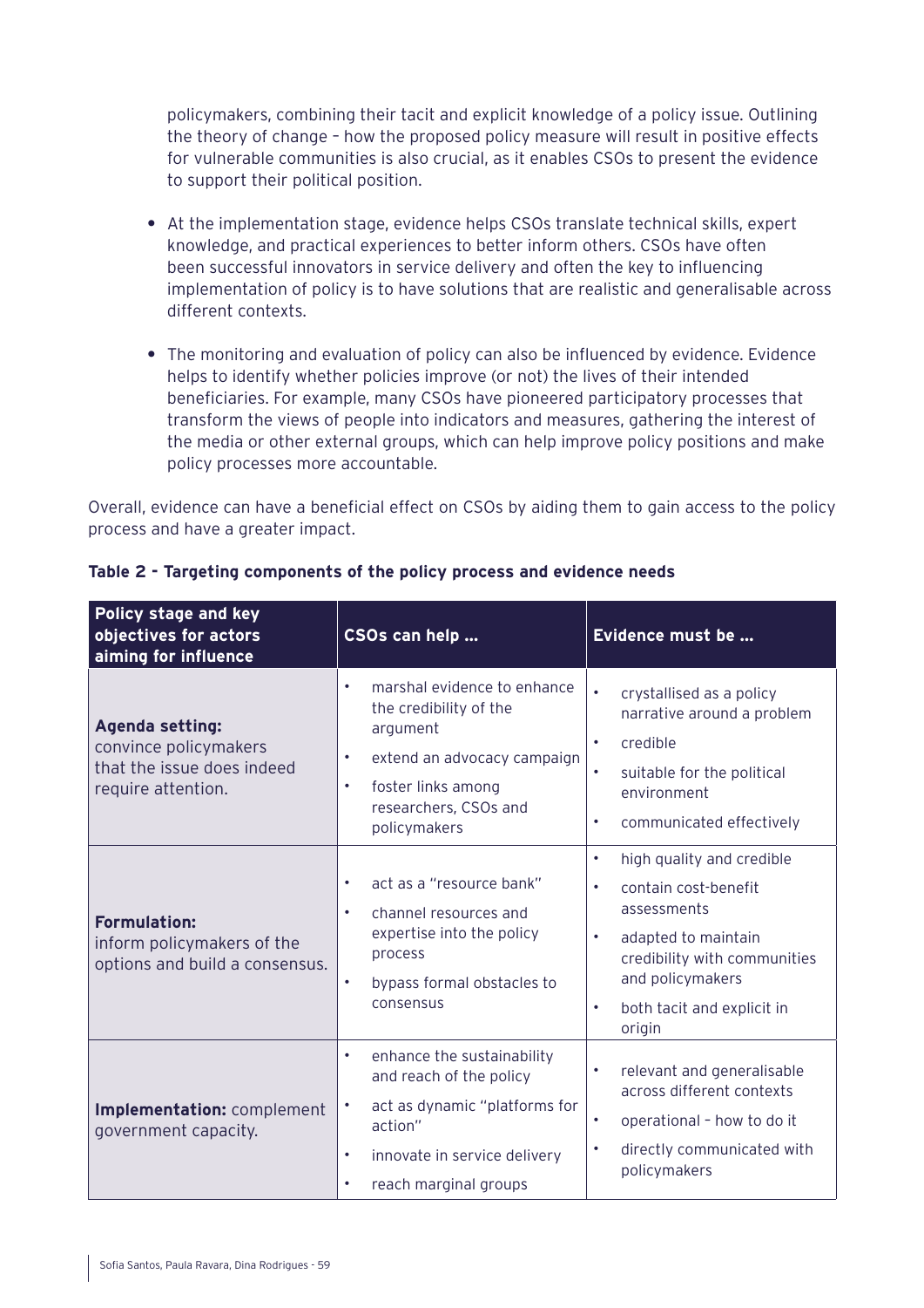policymakers, combining their tacit and explicit knowledge of a policy issue. Outlining the theory of change – how the proposed policy measure will result in positive effects for vulnerable communities is also crucial, as it enables CSOs to present the evidence to support their political position.

- At the implementation stage, evidence helps CSOs translate technical skills, expert knowledge, and practical experiences to better inform others. CSOs have often been successful innovators in service delivery and often the key to influencing implementation of policy is to have solutions that are realistic and generalisable across different contexts.

- The monitoring and evaluation of policy can also be influenced by evidence. Evidence helps to identify whether policies improve (or not) the lives of their intended beneficiaries. For example, many CSOs have pioneered participatory processes that transform the views of people into indicators and measures, gathering the interest of the media or other external groups, which can help improve policy positions and make policy processes more accountable.

Overall, evidence can have a beneficial effect on CSOs by aiding them to gain access to the policy process and have a greater impact.

**Table 2 - Targeting components of the policy process and evidence needs**

| Policy stage and key objectives for actors aiming for influence | CSOs can help … | Evidence must be … |
|---|---|---|
| **Agenda setting:** convince policymakers that the issue does indeed require attention. | • marshal evidence to enhance the credibility of the argument<br>• extend an advocacy campaign<br>• foster links among researchers, CSOs and policymakers | • crystallised as a policy narrative around a problem<br>• credible<br>• suitable for the political environment<br>• communicated effectively |
| **Formulation:** inform policymakers of the options and build a consensus. | • act as a "resource bank"<br>• channel resources and expertise into the policy process<br>• bypass formal obstacles to consensus | • high quality and credible<br>• contain cost-benefit assessments<br>• adapted to maintain credibility with communities and policymakers<br>• both tacit and explicit in origin |
| **Implementation:** complement government capacity. | • enhance the sustainability and reach of the policy<br>• act as dynamic "platforms for action"<br>• innovate in service delivery<br>• reach marginal groups | • relevant and generalisable across different contexts<br>• operational – how to do it<br>• directly communicated with policymakers |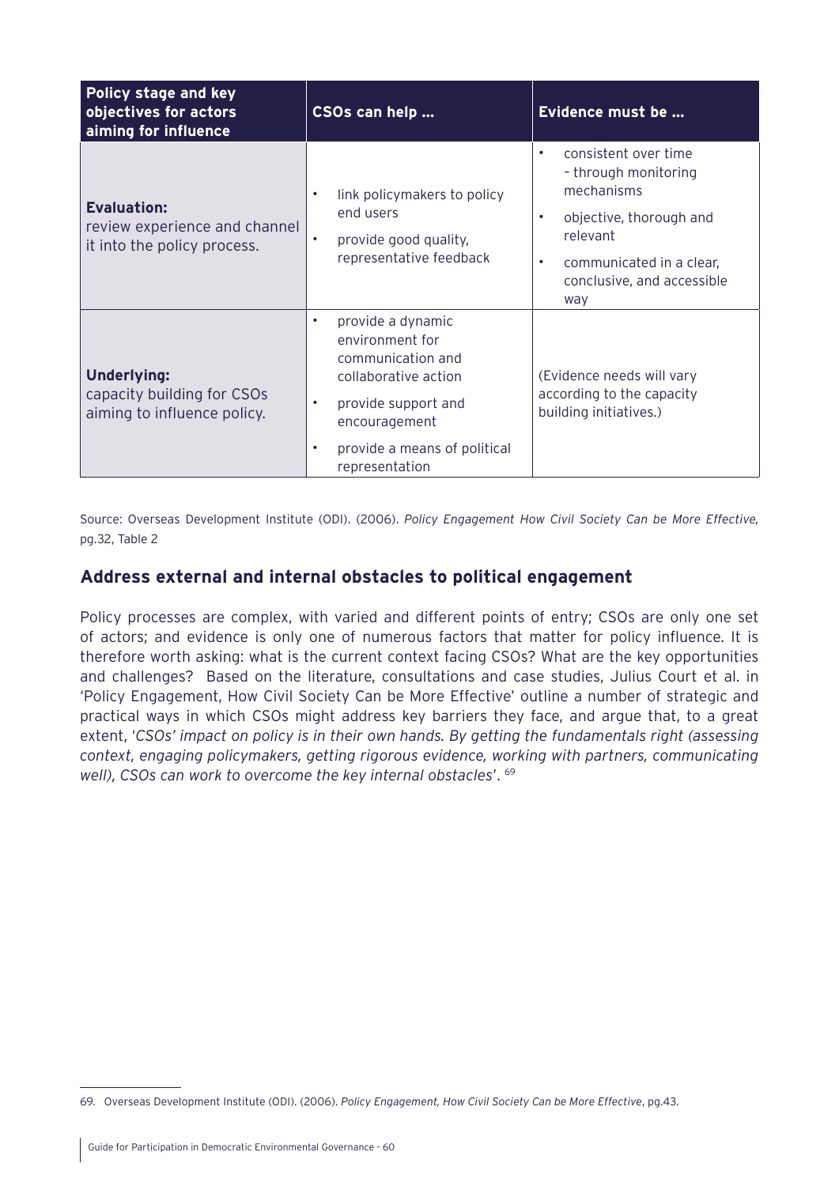| **Policy stage and key objectives for actors aiming for influence** | **CSOs can help ...** | **Evidence must be ...** |
|---|---|---|
| **Evaluation:** review experience and channel it into the policy process. | • link policymakers to policy end users<br>• provide good quality, representative feedback | • consistent over time – through monitoring mechanisms<br>• objective, thorough and relevant<br>• communicated in a clear, conclusive, and accessible way |
| **Underlying:** capacity building for CSOs aiming to influence policy. | • provide a dynamic environment for communication and collaborative action<br>• provide support and encouragement<br>• provide a means of political representation | (Evidence needs will vary according to the capacity building initiatives.) |

Source: Overseas Development Institute (ODI). (2006). *Policy Engagement How Civil Society Can be More Effective,* pg.32, Table 2

## Address external and internal obstacles to political engagement

Policy processes are complex, with varied and different points of entry; CSOs are only one set of actors; and evidence is only one of numerous factors that matter for policy influence. It is therefore worth asking: what is the current context facing CSOs? What are the key opportunities and challenges? Based on the literature, consultations and case studies, Julius Court et al. in 'Policy Engagement, How Civil Society Can be More Effective' outline a number of strategic and practical ways in which CSOs might address key barriers they face, and argue that, to a great extent, '*CSOs' impact on policy is in their own hands. By getting the fundamentals right (assessing context, engaging policymakers, getting rigorous evidence, working with partners, communicating well), CSOs can work to overcome the key internal obstacles*'. [69]

---

69. Overseas Development Institute (ODI). (2006). *Policy Engagement, How Civil Society Can be More Effective*, pg.43.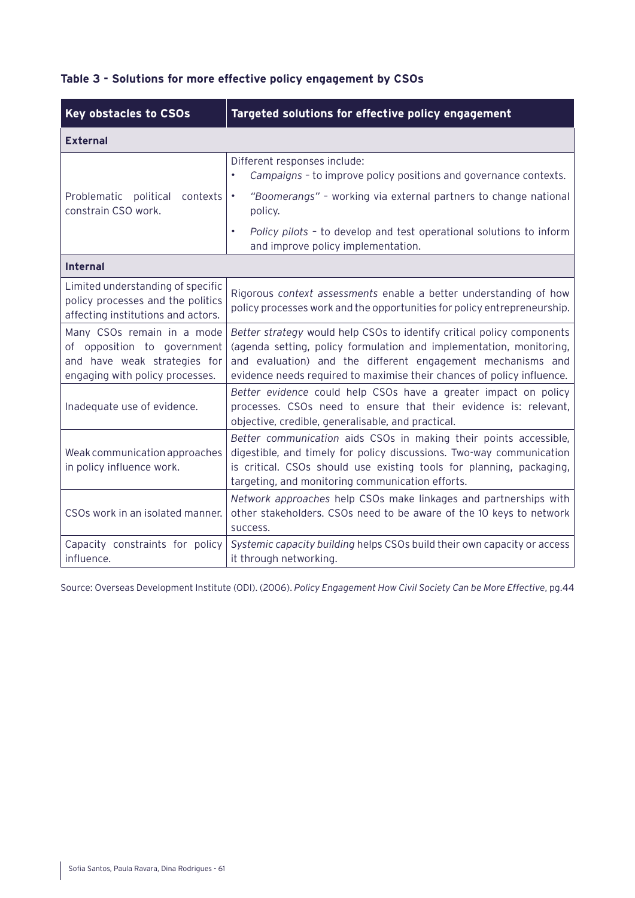**Table 3 - Solutions for more effective policy engagement by CSOs**

| Key obstacles to CSOs | Targeted solutions for effective policy engagement |
|---|---|
| **External** | |
| Problematic political contexts constrain CSO work. | Different responses include:<br>• *Campaigns* – to improve policy positions and governance contexts.<br>• *"Boomerangs"* – working via external partners to change national policy.<br>• *Policy pilots* – to develop and test operational solutions to inform and improve policy implementation. |
| **Internal** | |
| Limited understanding of specific policy processes and the politics affecting institutions and actors. | Rigorous *context assessments* enable a better understanding of how policy processes work and the opportunities for policy entrepreneurship. |
| Many CSOs remain in a mode of opposition to government and have weak strategies for engaging with policy processes. | *Better strategy* would help CSOs to identify critical policy components (agenda setting, policy formulation and implementation, monitoring, and evaluation) and the different engagement mechanisms and evidence needs required to maximise their chances of policy influence. |
| Inadequate use of evidence. | *Better evidence* could help CSOs have a greater impact on policy processes. CSOs need to ensure that their evidence is: relevant, objective, credible, generalisable, and practical. |
| Weak communication approaches in policy influence work. | *Better communication* aids CSOs in making their points accessible, digestible, and timely for policy discussions. Two-way communication is critical. CSOs should use existing tools for planning, packaging, targeting, and monitoring communication efforts. |
| CSOs work in an isolated manner. | *Network approaches* help CSOs make linkages and partnerships with other stakeholders. CSOs need to be aware of the 10 keys to network success. |
| Capacity constraints for policy influence. | *Systemic capacity building* helps CSOs build their own capacity or access it through networking. |

Source: Overseas Development Institute (ODI). (2006). *Policy Engagement How Civil Society Can be More Effective*, pg.44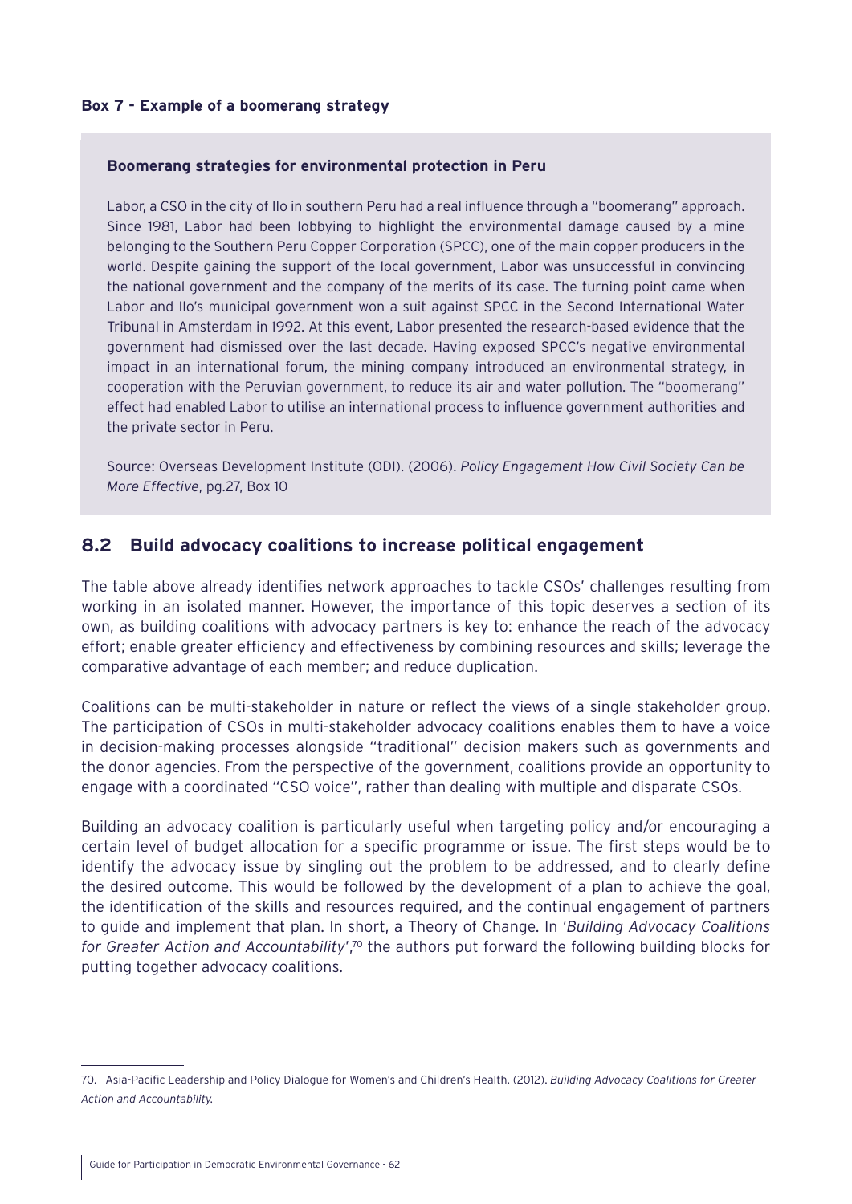**Box 7 - Example of a boomerang strategy**

> **Boomerang strategies for environmental protection in Peru**
>
> Labor, a CSO in the city of Ilo in southern Peru had a real influence through a "boomerang" approach. Since 1981, Labor had been lobbying to highlight the environmental damage caused by a mine belonging to the Southern Peru Copper Corporation (SPCC), one of the main copper producers in the world. Despite gaining the support of the local government, Labor was unsuccessful in convincing the national government and the company of the merits of its case. The turning point came when Labor and Ilo's municipal government won a suit against SPCC in the Second International Water Tribunal in Amsterdam in 1992. At this event, Labor presented the research-based evidence that the government had dismissed over the last decade. Having exposed SPCC's negative environmental impact in an international forum, the mining company introduced an environmental strategy, in cooperation with the Peruvian government, to reduce its air and water pollution. The "boomerang" effect had enabled Labor to utilise an international process to influence government authorities and the private sector in Peru.
>
> Source: Overseas Development Institute (ODI). (2006). *Policy Engagement How Civil Society Can be More Effective*, pg.27, Box 10

## 8.2 Build advocacy coalitions to increase political engagement

The table above already identifies network approaches to tackle CSOs' challenges resulting from working in an isolated manner. However, the importance of this topic deserves a section of its own, as building coalitions with advocacy partners is key to: enhance the reach of the advocacy effort; enable greater efficiency and effectiveness by combining resources and skills; leverage the comparative advantage of each member; and reduce duplication.

Coalitions can be multi-stakeholder in nature or reflect the views of a single stakeholder group. The participation of CSOs in multi-stakeholder advocacy coalitions enables them to have a voice in decision-making processes alongside "traditional" decision makers such as governments and the donor agencies. From the perspective of the government, coalitions provide an opportunity to engage with a coordinated "CSO voice", rather than dealing with multiple and disparate CSOs.

Building an advocacy coalition is particularly useful when targeting policy and/or encouraging a certain level of budget allocation for a specific programme or issue. The first steps would be to identify the advocacy issue by singling out the problem to be addressed, and to clearly define the desired outcome. This would be followed by the development of a plan to achieve the goal, the identification of the skills and resources required, and the continual engagement of partners to guide and implement that plan. In short, a Theory of Change. In '*Building Advocacy Coalitions for Greater Action and Accountability*',[70] the authors put forward the following building blocks for putting together advocacy coalitions.

---

70. Asia-Pacific Leadership and Policy Dialogue for Women's and Children's Health. (2012). *Building Advocacy Coalitions for Greater Action and Accountability.*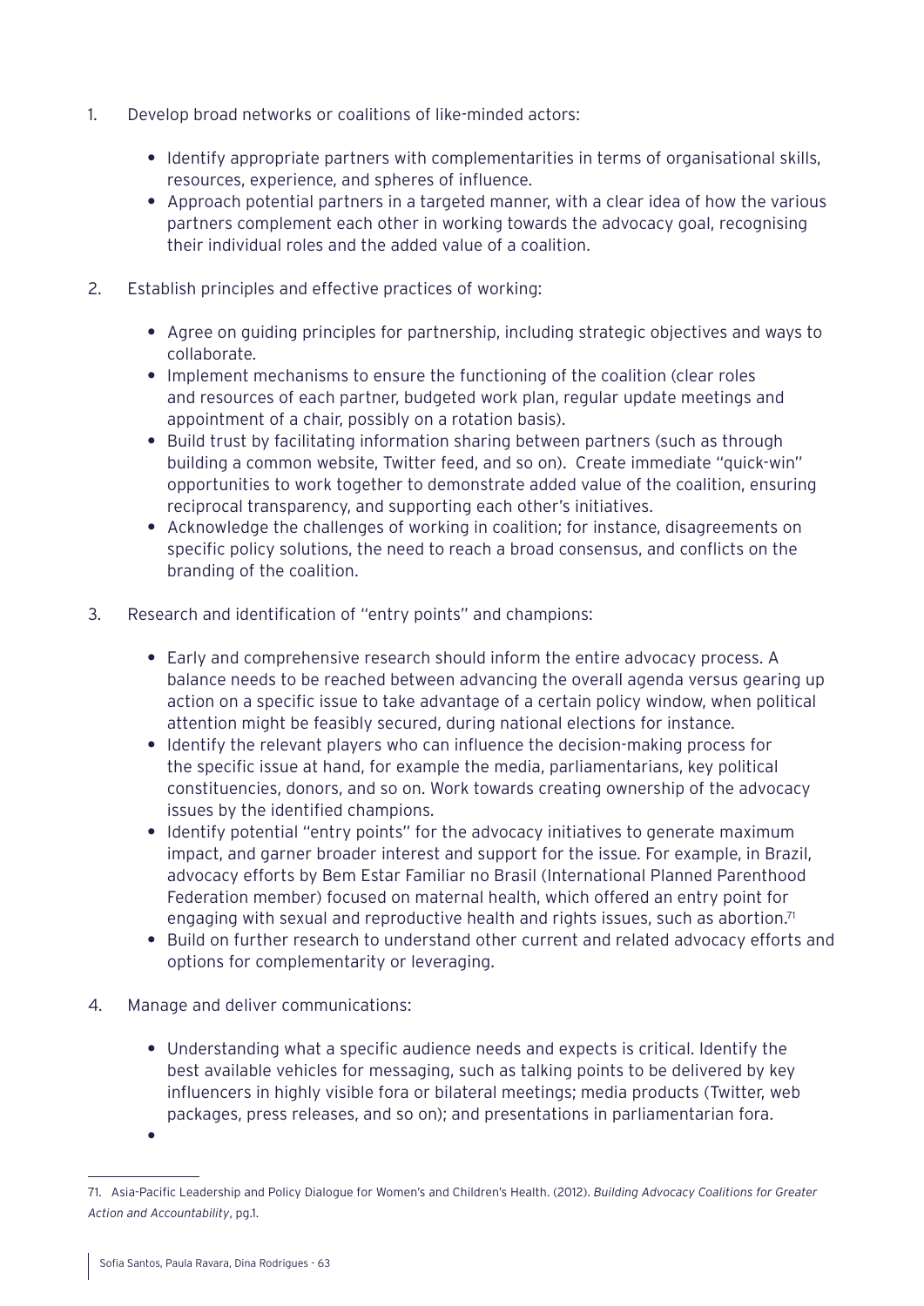1. Develop broad networks or coalitions of like-minded actors:

    - Identify appropriate partners with complementarities in terms of organisational skills, resources, experience, and spheres of influence.
    - Approach potential partners in a targeted manner, with a clear idea of how the various partners complement each other in working towards the advocacy goal, recognising their individual roles and the added value of a coalition.

2. Establish principles and effective practices of working:

    - Agree on guiding principles for partnership, including strategic objectives and ways to collaborate.
    - Implement mechanisms to ensure the functioning of the coalition (clear roles and resources of each partner, budgeted work plan, regular update meetings and appointment of a chair, possibly on a rotation basis).
    - Build trust by facilitating information sharing between partners (such as through building a common website, Twitter feed, and so on). Create immediate "quick-win" opportunities to work together to demonstrate added value of the coalition, ensuring reciprocal transparency, and supporting each other's initiatives.
    - Acknowledge the challenges of working in coalition; for instance, disagreements on specific policy solutions, the need to reach a broad consensus, and conflicts on the branding of the coalition.

3. Research and identification of "entry points" and champions:

    - Early and comprehensive research should inform the entire advocacy process. A balance needs to be reached between advancing the overall agenda versus gearing up action on a specific issue to take advantage of a certain policy window, when political attention might be feasibly secured, during national elections for instance.
    - Identify the relevant players who can influence the decision-making process for the specific issue at hand, for example the media, parliamentarians, key political constituencies, donors, and so on. Work towards creating ownership of the advocacy issues by the identified champions.
    - Identify potential "entry points" for the advocacy initiatives to generate maximum impact, and garner broader interest and support for the issue. For example, in Brazil, advocacy efforts by Bem Estar Familiar no Brasil (International Planned Parenthood Federation member) focused on maternal health, which offered an entry point for engaging with sexual and reproductive health and rights issues, such as abortion.[71]
    - Build on further research to understand other current and related advocacy efforts and options for complementarity or leveraging.

4. Manage and deliver communications:

    - Understanding what a specific audience needs and expects is critical. Identify the best available vehicles for messaging, such as talking points to be delivered by key influencers in highly visible fora or bilateral meetings; media products (Twitter, web packages, press releases, and so on); and presentations in parliamentarian fora.
    -

---

71. Asia-Pacific Leadership and Policy Dialogue for Women's and Children's Health. (2012). *Building Advocacy Coalitions for Greater Action and Accountability*, pg.1.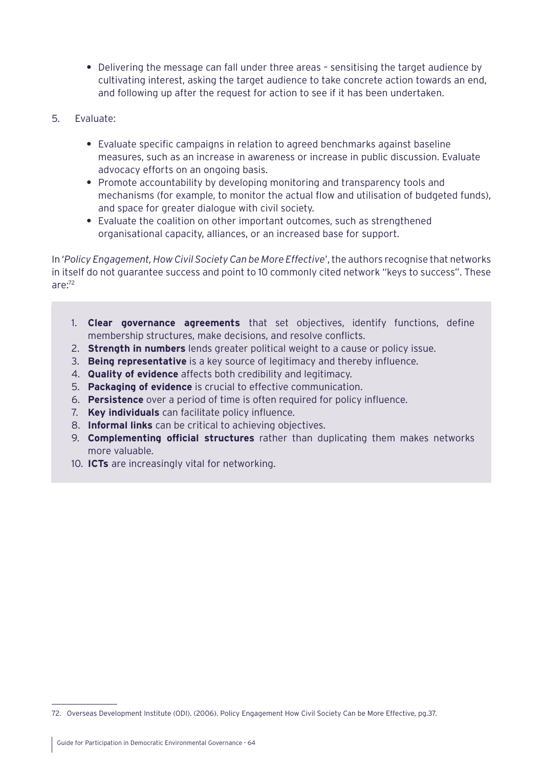- Delivering the message can fall under three areas – sensitising the target audience by cultivating interest, asking the target audience to take concrete action towards an end, and following up after the request for action to see if it has been undertaken.

5. Evaluate:

    - Evaluate specific campaigns in relation to agreed benchmarks against baseline measures, such as an increase in awareness or increase in public discussion. Evaluate advocacy efforts on an ongoing basis.
    - Promote accountability by developing monitoring and transparency tools and mechanisms (for example, to monitor the actual flow and utilisation of budgeted funds), and space for greater dialogue with civil society.
    - Evaluate the coalition on other important outcomes, such as strengthened organisational capacity, alliances, or an increased base for support.

In '*Policy Engagement, How Civil Society Can be More Effective*', the authors recognise that networks in itself do not guarantee success and point to 10 commonly cited network "keys to success". These are:[72]

1. **Clear governance agreements** that set objectives, identify functions, define membership structures, make decisions, and resolve conflicts.
2. **Strength in numbers** lends greater political weight to a cause or policy issue.
3. **Being representative** is a key source of legitimacy and thereby influence.
4. **Quality of evidence** affects both credibility and legitimacy.
5. **Packaging of evidence** is crucial to effective communication.
6. **Persistence** over a period of time is often required for policy influence.
7. **Key individuals** can facilitate policy influence.
8. **Informal links** can be critical to achieving objectives.
9. **Complementing official structures** rather than duplicating them makes networks more valuable.
10. **ICTs** are increasingly vital for networking.

72. Overseas Development Institute (ODI). (2006). Policy Engagement How Civil Society Can be More Effective, pg.37.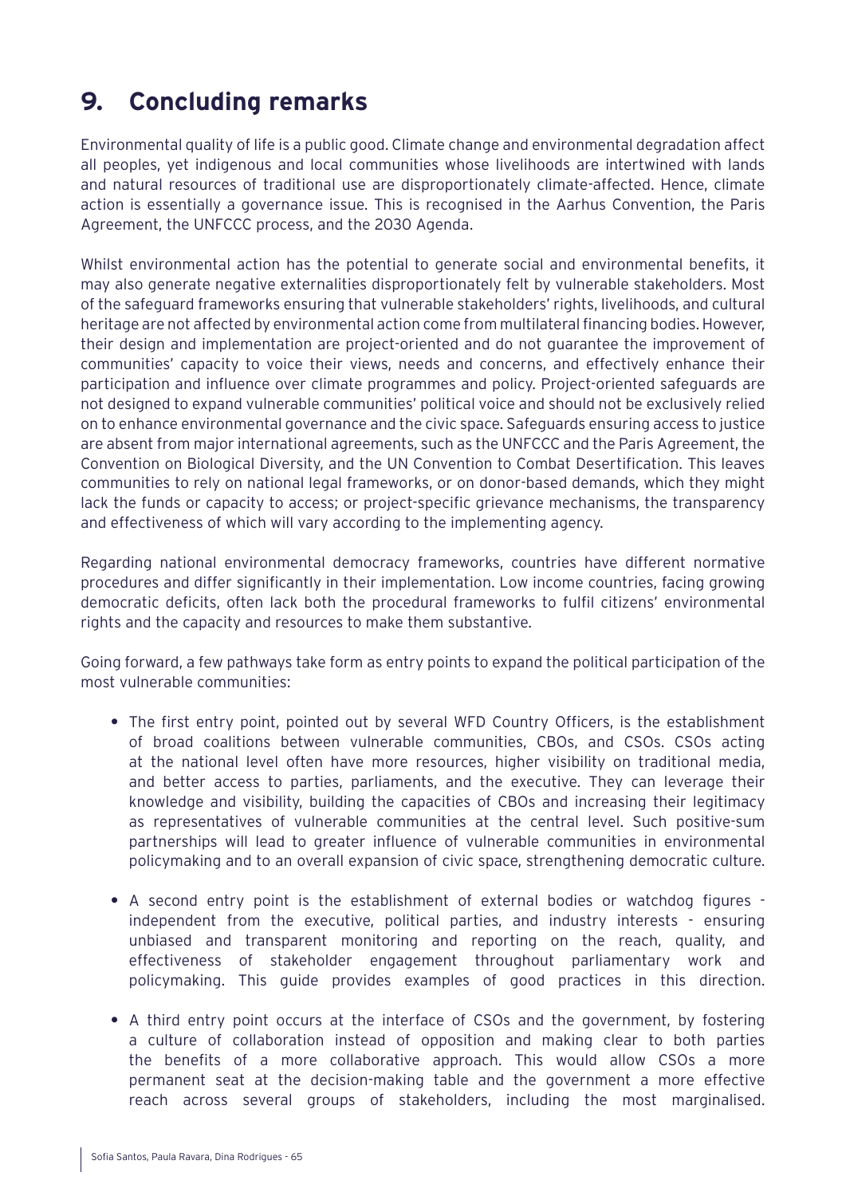# 9. Concluding remarks

Environmental quality of life is a public good. Climate change and environmental degradation affect all peoples, yet indigenous and local communities whose livelihoods are intertwined with lands and natural resources of traditional use are disproportionately climate-affected. Hence, climate action is essentially a governance issue. This is recognised in the Aarhus Convention, the Paris Agreement, the UNFCCC process, and the 2030 Agenda.

Whilst environmental action has the potential to generate social and environmental benefits, it may also generate negative externalities disproportionately felt by vulnerable stakeholders. Most of the safeguard frameworks ensuring that vulnerable stakeholders' rights, livelihoods, and cultural heritage are not affected by environmental action come from multilateral financing bodies. However, their design and implementation are project-oriented and do not guarantee the improvement of communities' capacity to voice their views, needs and concerns, and effectively enhance their participation and influence over climate programmes and policy. Project-oriented safeguards are not designed to expand vulnerable communities' political voice and should not be exclusively relied on to enhance environmental governance and the civic space. Safeguards ensuring access to justice are absent from major international agreements, such as the UNFCCC and the Paris Agreement, the Convention on Biological Diversity, and the UN Convention to Combat Desertification. This leaves communities to rely on national legal frameworks, or on donor-based demands, which they might lack the funds or capacity to access; or project-specific grievance mechanisms, the transparency and effectiveness of which will vary according to the implementing agency.

Regarding national environmental democracy frameworks, countries have different normative procedures and differ significantly in their implementation. Low income countries, facing growing democratic deficits, often lack both the procedural frameworks to fulfil citizens' environmental rights and the capacity and resources to make them substantive.

Going forward, a few pathways take form as entry points to expand the political participation of the most vulnerable communities:

- The first entry point, pointed out by several WFD Country Officers, is the establishment of broad coalitions between vulnerable communities, CBOs, and CSOs. CSOs acting at the national level often have more resources, higher visibility on traditional media, and better access to parties, parliaments, and the executive. They can leverage their knowledge and visibility, building the capacities of CBOs and increasing their legitimacy as representatives of vulnerable communities at the central level. Such positive-sum partnerships will lead to greater influence of vulnerable communities in environmental policymaking and to an overall expansion of civic space, strengthening democratic culture.

- A second entry point is the establishment of external bodies or watchdog figures - independent from the executive, political parties, and industry interests - ensuring unbiased and transparent monitoring and reporting on the reach, quality, and effectiveness of stakeholder engagement throughout parliamentary work and policymaking. This guide provides examples of good practices in this direction.

- A third entry point occurs at the interface of CSOs and the government, by fostering a culture of collaboration instead of opposition and making clear to both parties the benefits of a more collaborative approach. This would allow CSOs a more permanent seat at the decision-making table and the government a more effective reach across several groups of stakeholders, including the most marginalised.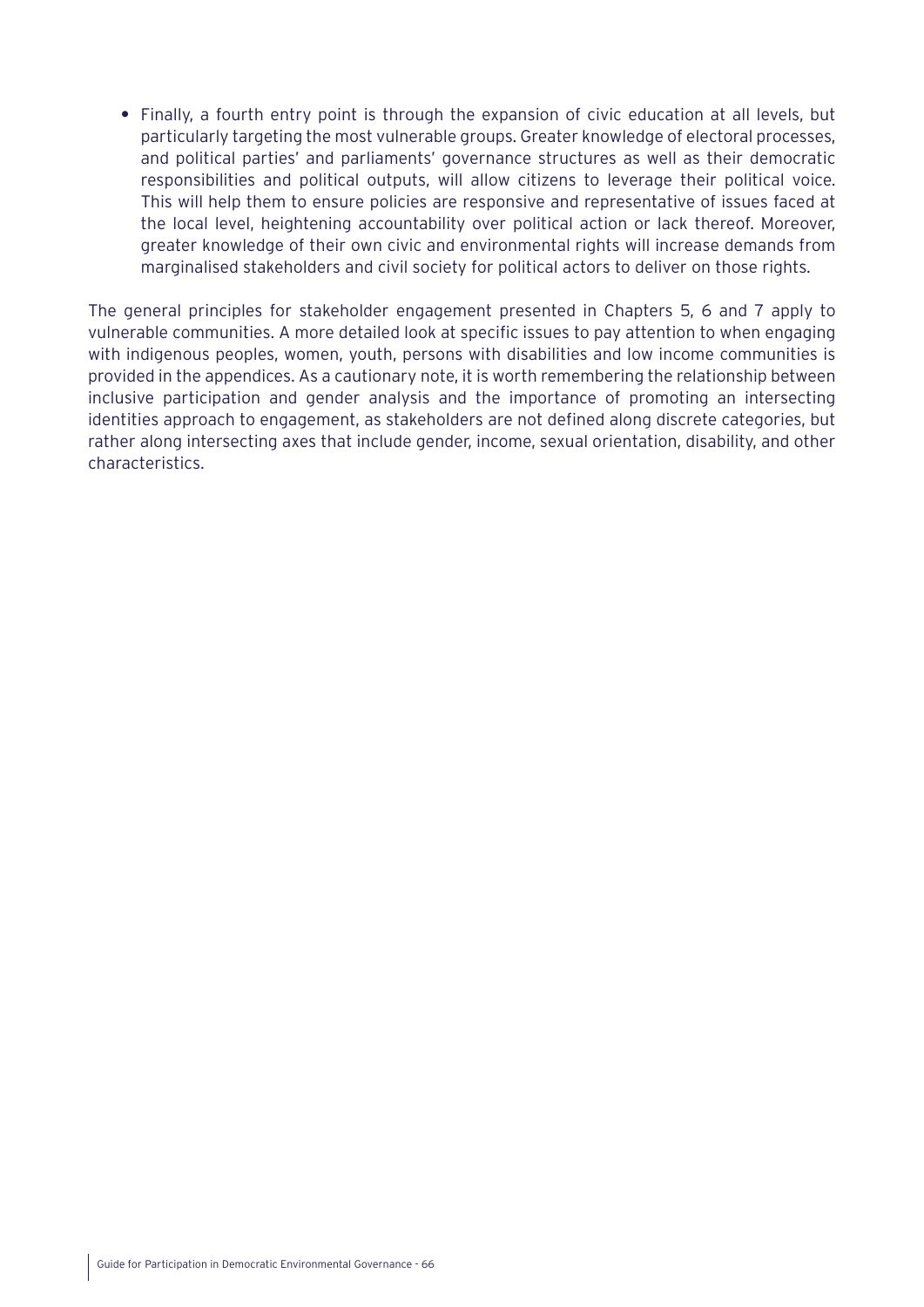- Finally, a fourth entry point is through the expansion of civic education at all levels, but particularly targeting the most vulnerable groups. Greater knowledge of electoral processes, and political parties' and parliaments' governance structures as well as their democratic responsibilities and political outputs, will allow citizens to leverage their political voice. This will help them to ensure policies are responsive and representative of issues faced at the local level, heightening accountability over political action or lack thereof. Moreover, greater knowledge of their own civic and environmental rights will increase demands from marginalised stakeholders and civil society for political actors to deliver on those rights.

The general principles for stakeholder engagement presented in Chapters 5, 6 and 7 apply to vulnerable communities. A more detailed look at specific issues to pay attention to when engaging with indigenous peoples, women, youth, persons with disabilities and low income communities is provided in the appendices. As a cautionary note, it is worth remembering the relationship between inclusive participation and gender analysis and the importance of promoting an intersecting identities approach to engagement, as stakeholders are not defined along discrete categories, but rather along intersecting axes that include gender, income, sexual orientation, disability, and other characteristics.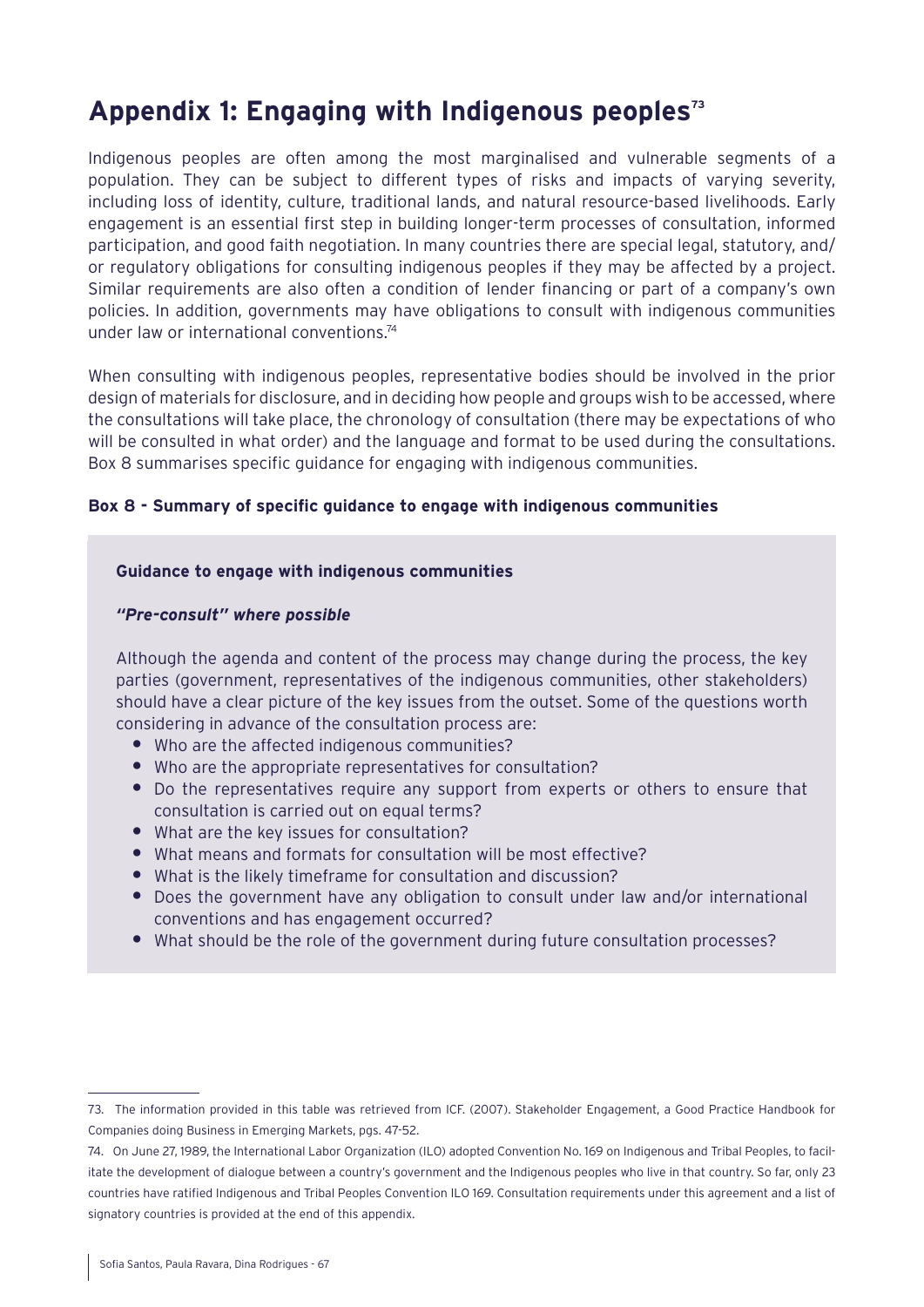# Appendix 1: Engaging with Indigenous peoples[73]

Indigenous peoples are often among the most marginalised and vulnerable segments of a population. They can be subject to different types of risks and impacts of varying severity, including loss of identity, culture, traditional lands, and natural resource-based livelihoods. Early engagement is an essential first step in building longer-term processes of consultation, informed participation, and good faith negotiation. In many countries there are special legal, statutory, and/or regulatory obligations for consulting indigenous peoples if they may be affected by a project. Similar requirements are also often a condition of lender financing or part of a company's own policies. In addition, governments may have obligations to consult with indigenous communities under law or international conventions.[74]

When consulting with indigenous peoples, representative bodies should be involved in the prior design of materials for disclosure, and in deciding how people and groups wish to be accessed, where the consultations will take place, the chronology of consultation (there may be expectations of who will be consulted in what order) and the language and format to be used during the consultations. Box 8 summarises specific guidance for engaging with indigenous communities.

**Box 8 - Summary of specific guidance to engage with indigenous communities**

**Guidance to engage with indigenous communities**

***"Pre-consult" where possible***

Although the agenda and content of the process may change during the process, the key parties (government, representatives of the indigenous communities, other stakeholders) should have a clear picture of the key issues from the outset. Some of the questions worth considering in advance of the consultation process are:

- Who are the affected indigenous communities?
- Who are the appropriate representatives for consultation?
- Do the representatives require any support from experts or others to ensure that consultation is carried out on equal terms?
- What are the key issues for consultation?
- What means and formats for consultation will be most effective?
- What is the likely timeframe for consultation and discussion?
- Does the government have any obligation to consult under law and/or international conventions and has engagement occurred?
- What should be the role of the government during future consultation processes?

---

73. The information provided in this table was retrieved from ICF. (2007). Stakeholder Engagement, a Good Practice Handbook for Companies doing Business in Emerging Markets, pgs. 47-52.

74. On June 27, 1989, the International Labor Organization (ILO) adopted Convention No. 169 on Indigenous and Tribal Peoples, to facilitate the development of dialogue between a country's government and the Indigenous peoples who live in that country. So far, only 23 countries have ratified Indigenous and Tribal Peoples Convention ILO 169. Consultation requirements under this agreement and a list of signatory countries is provided at the end of this appendix.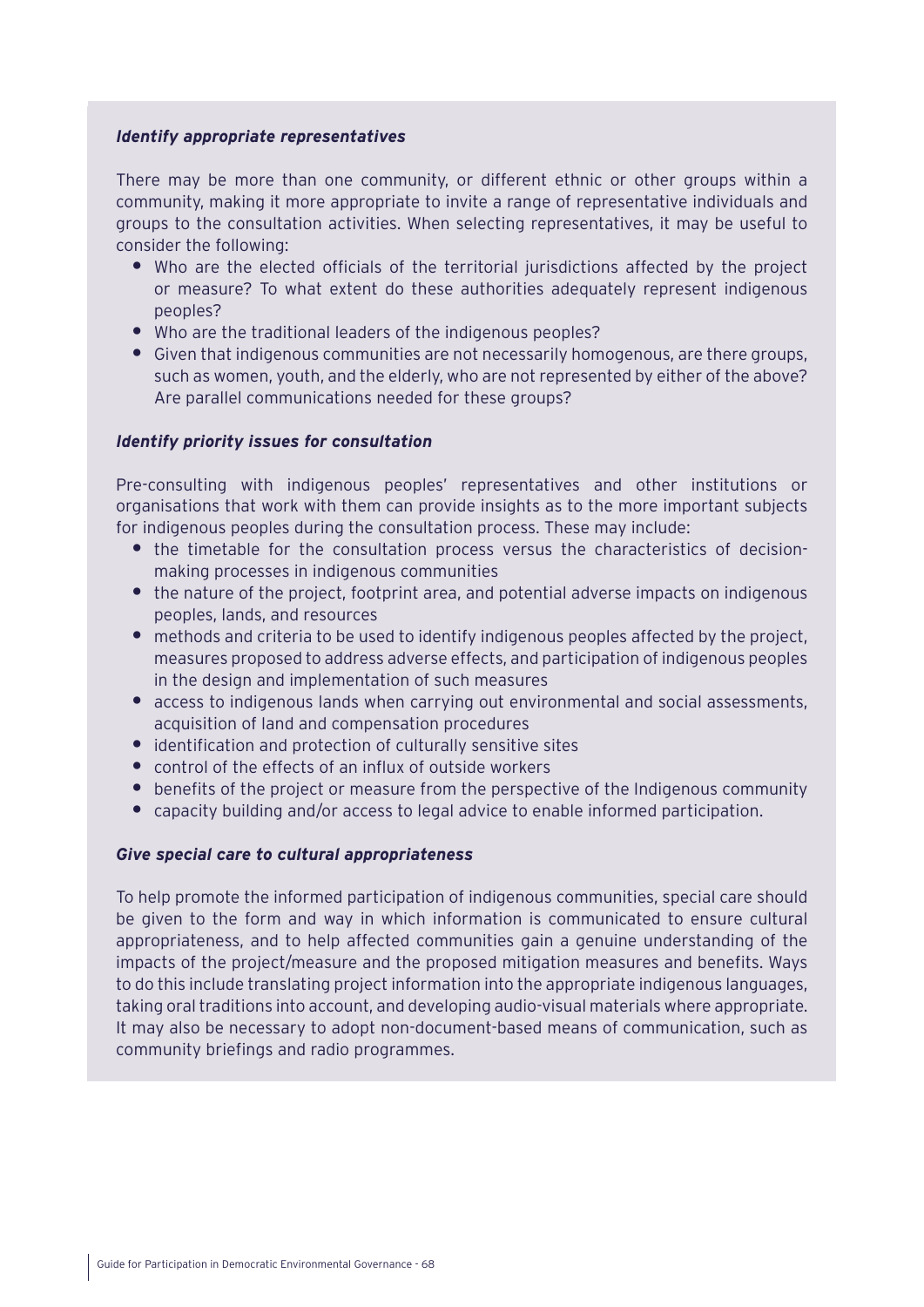***Identify appropriate representatives***

There may be more than one community, or different ethnic or other groups within a community, making it more appropriate to invite a range of representative individuals and groups to the consultation activities. When selecting representatives, it may be useful to consider the following:

- Who are the elected officials of the territorial jurisdictions affected by the project or measure? To what extent do these authorities adequately represent indigenous peoples?
- Who are the traditional leaders of the indigenous peoples?
- Given that indigenous communities are not necessarily homogenous, are there groups, such as women, youth, and the elderly, who are not represented by either of the above? Are parallel communications needed for these groups?

***Identify priority issues for consultation***

Pre-consulting with indigenous peoples' representatives and other institutions or organisations that work with them can provide insights as to the more important subjects for indigenous peoples during the consultation process. These may include:

- the timetable for the consultation process versus the characteristics of decision-making processes in indigenous communities
- the nature of the project, footprint area, and potential adverse impacts on indigenous peoples, lands, and resources
- methods and criteria to be used to identify indigenous peoples affected by the project, measures proposed to address adverse effects, and participation of indigenous peoples in the design and implementation of such measures
- access to indigenous lands when carrying out environmental and social assessments, acquisition of land and compensation procedures
- identification and protection of culturally sensitive sites
- control of the effects of an influx of outside workers
- benefits of the project or measure from the perspective of the Indigenous community
- capacity building and/or access to legal advice to enable informed participation.

***Give special care to cultural appropriateness***

To help promote the informed participation of indigenous communities, special care should be given to the form and way in which information is communicated to ensure cultural appropriateness, and to help affected communities gain a genuine understanding of the impacts of the project/measure and the proposed mitigation measures and benefits. Ways to do this include translating project information into the appropriate indigenous languages, taking oral traditions into account, and developing audio-visual materials where appropriate. It may also be necessary to adopt non-document-based means of communication, such as community briefings and radio programmes.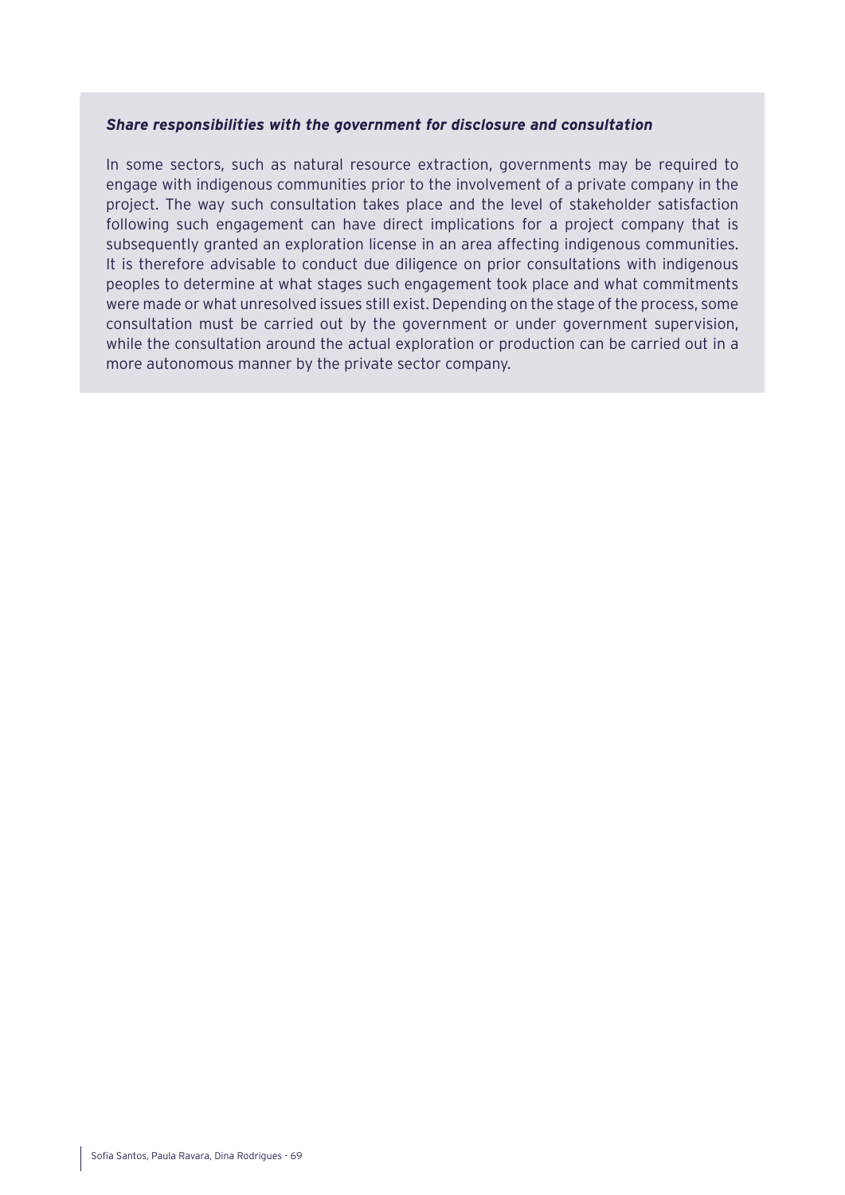***Share responsibilities with the government for disclosure and consultation***

In some sectors, such as natural resource extraction, governments may be required to engage with indigenous communities prior to the involvement of a private company in the project. The way such consultation takes place and the level of stakeholder satisfaction following such engagement can have direct implications for a project company that is subsequently granted an exploration license in an area affecting indigenous communities. It is therefore advisable to conduct due diligence on prior consultations with indigenous peoples to determine at what stages such engagement took place and what commitments were made or what unresolved issues still exist. Depending on the stage of the process, some consultation must be carried out by the government or under government supervision, while the consultation around the actual exploration or production can be carried out in a more autonomous manner by the private sector company.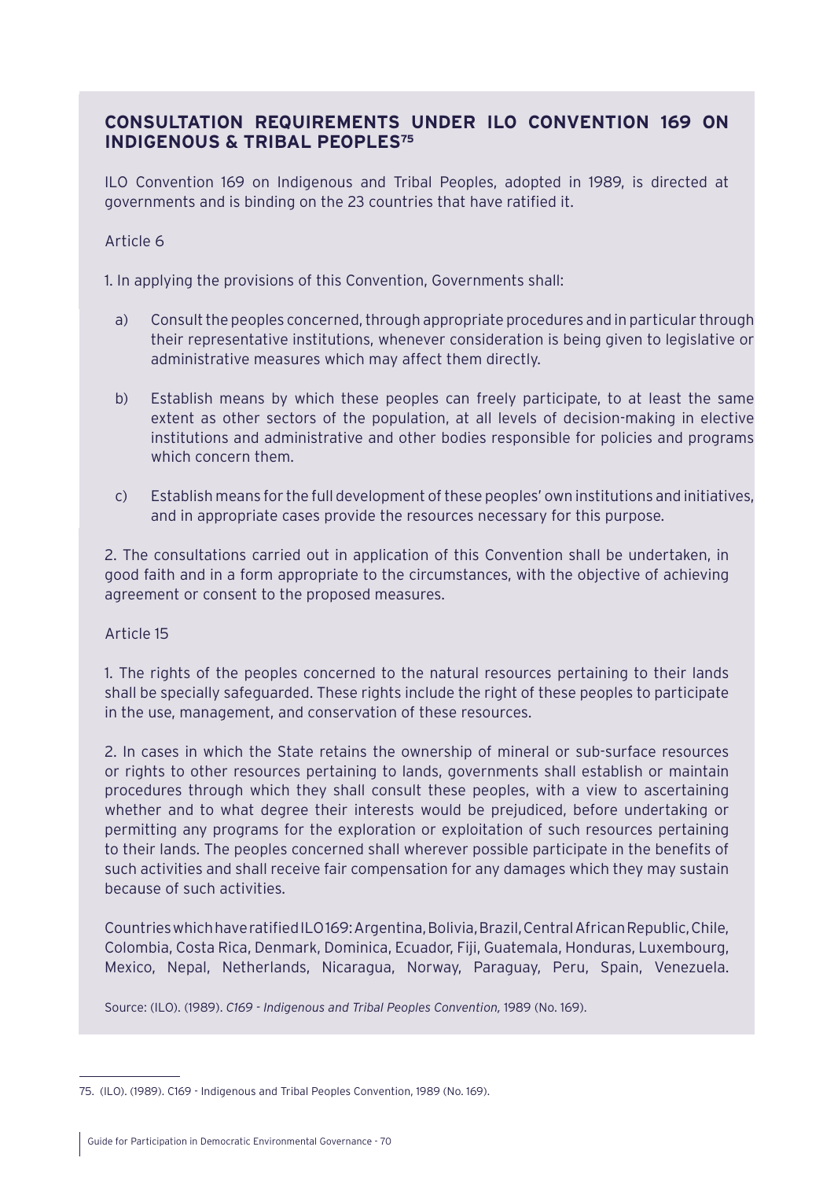## CONSULTATION REQUIREMENTS UNDER ILO CONVENTION 169 ON INDIGENOUS & TRIBAL PEOPLES[75]

ILO Convention 169 on Indigenous and Tribal Peoples, adopted in 1989, is directed at governments and is binding on the 23 countries that have ratified it.

Article 6

1. In applying the provisions of this Convention, Governments shall:

a) Consult the peoples concerned, through appropriate procedures and in particular through their representative institutions, whenever consideration is being given to legislative or administrative measures which may affect them directly.

b) Establish means by which these peoples can freely participate, to at least the same extent as other sectors of the population, at all levels of decision-making in elective institutions and administrative and other bodies responsible for policies and programs which concern them.

c) Establish means for the full development of these peoples' own institutions and initiatives, and in appropriate cases provide the resources necessary for this purpose.

2. The consultations carried out in application of this Convention shall be undertaken, in good faith and in a form appropriate to the circumstances, with the objective of achieving agreement or consent to the proposed measures.

Article 15

1. The rights of the peoples concerned to the natural resources pertaining to their lands shall be specially safeguarded. These rights include the right of these peoples to participate in the use, management, and conservation of these resources.

2. In cases in which the State retains the ownership of mineral or sub-surface resources or rights to other resources pertaining to lands, governments shall establish or maintain procedures through which they shall consult these peoples, with a view to ascertaining whether and to what degree their interests would be prejudiced, before undertaking or permitting any programs for the exploration or exploitation of such resources pertaining to their lands. The peoples concerned shall wherever possible participate in the benefits of such activities and shall receive fair compensation for any damages which they may sustain because of such activities.

Countries which have ratified ILO169: Argentina, Bolivia, Brazil, Central African Republic, Chile, Colombia, Costa Rica, Denmark, Dominica, Ecuador, Fiji, Guatemala, Honduras, Luxembourg, Mexico, Nepal, Netherlands, Nicaragua, Norway, Paraguay, Peru, Spain, Venezuela.

Source: (ILO). (1989). *C169 - Indigenous and Tribal Peoples Convention,* 1989 (No. 169).

---

75. (ILO). (1989). C169 - Indigenous and Tribal Peoples Convention, 1989 (No. 169).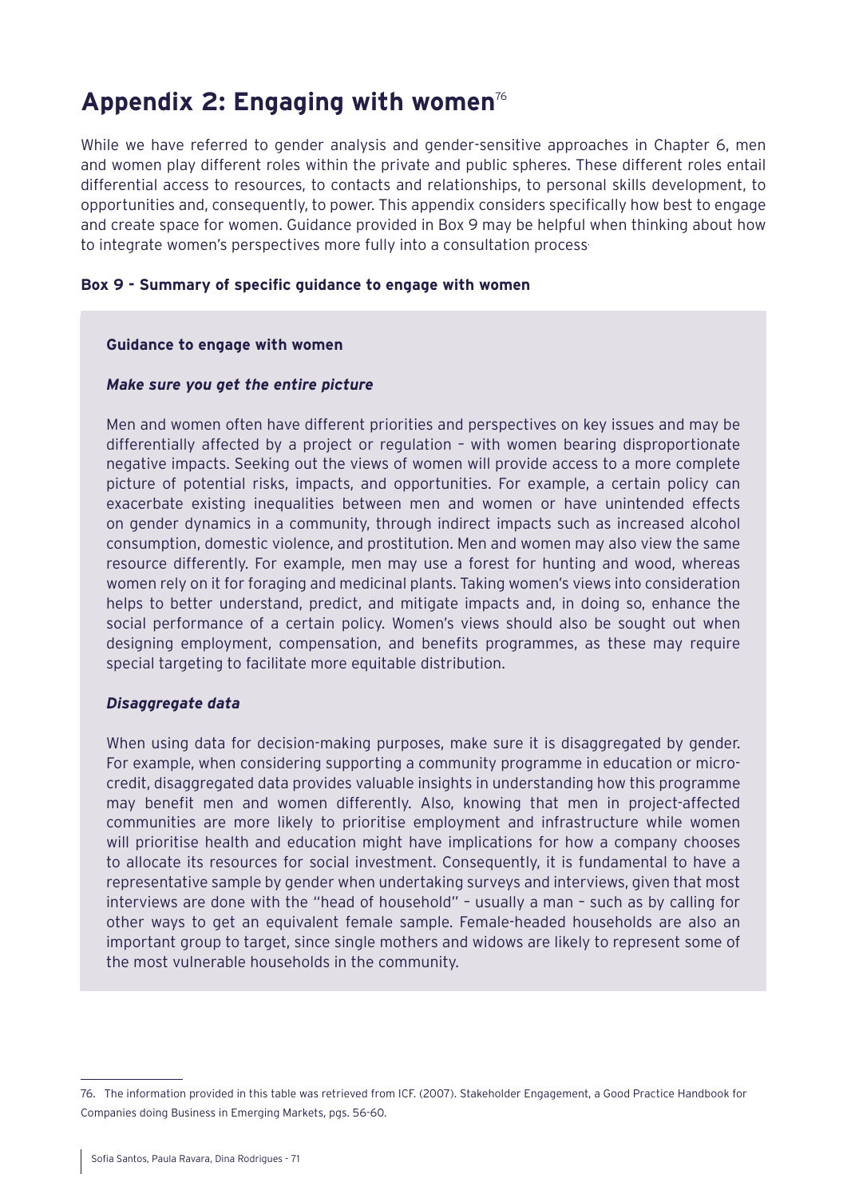# Appendix 2: Engaging with women[76]

While we have referred to gender analysis and gender-sensitive approaches in Chapter 6, men and women play different roles within the private and public spheres. These different roles entail differential access to resources, to contacts and relationships, to personal skills development, to opportunities and, consequently, to power. This appendix considers specifically how best to engage and create space for women. Guidance provided in Box 9 may be helpful when thinking about how to integrate women's perspectives more fully into a consultation process.

**Box 9 - Summary of specific guidance to engage with women**

**Guidance to engage with women**

***Make sure you get the entire picture***

Men and women often have different priorities and perspectives on key issues and may be differentially affected by a project or regulation – with women bearing disproportionate negative impacts. Seeking out the views of women will provide access to a more complete picture of potential risks, impacts, and opportunities. For example, a certain policy can exacerbate existing inequalities between men and women or have unintended effects on gender dynamics in a community, through indirect impacts such as increased alcohol consumption, domestic violence, and prostitution. Men and women may also view the same resource differently. For example, men may use a forest for hunting and wood, whereas women rely on it for foraging and medicinal plants. Taking women's views into consideration helps to better understand, predict, and mitigate impacts and, in doing so, enhance the social performance of a certain policy. Women's views should also be sought out when designing employment, compensation, and benefits programmes, as these may require special targeting to facilitate more equitable distribution.

***Disaggregate data***

When using data for decision-making purposes, make sure it is disaggregated by gender. For example, when considering supporting a community programme in education or micro-credit, disaggregated data provides valuable insights in understanding how this programme may benefit men and women differently. Also, knowing that men in project-affected communities are more likely to prioritise employment and infrastructure while women will prioritise health and education might have implications for how a company chooses to allocate its resources for social investment. Consequently, it is fundamental to have a representative sample by gender when undertaking surveys and interviews, given that most interviews are done with the "head of household" – usually a man – such as by calling for other ways to get an equivalent female sample. Female-headed households are also an important group to target, since single mothers and widows are likely to represent some of the most vulnerable households in the community.

---

76. The information provided in this table was retrieved from ICF. (2007). Stakeholder Engagement, a Good Practice Handbook for Companies doing Business in Emerging Markets, pgs. 56-60.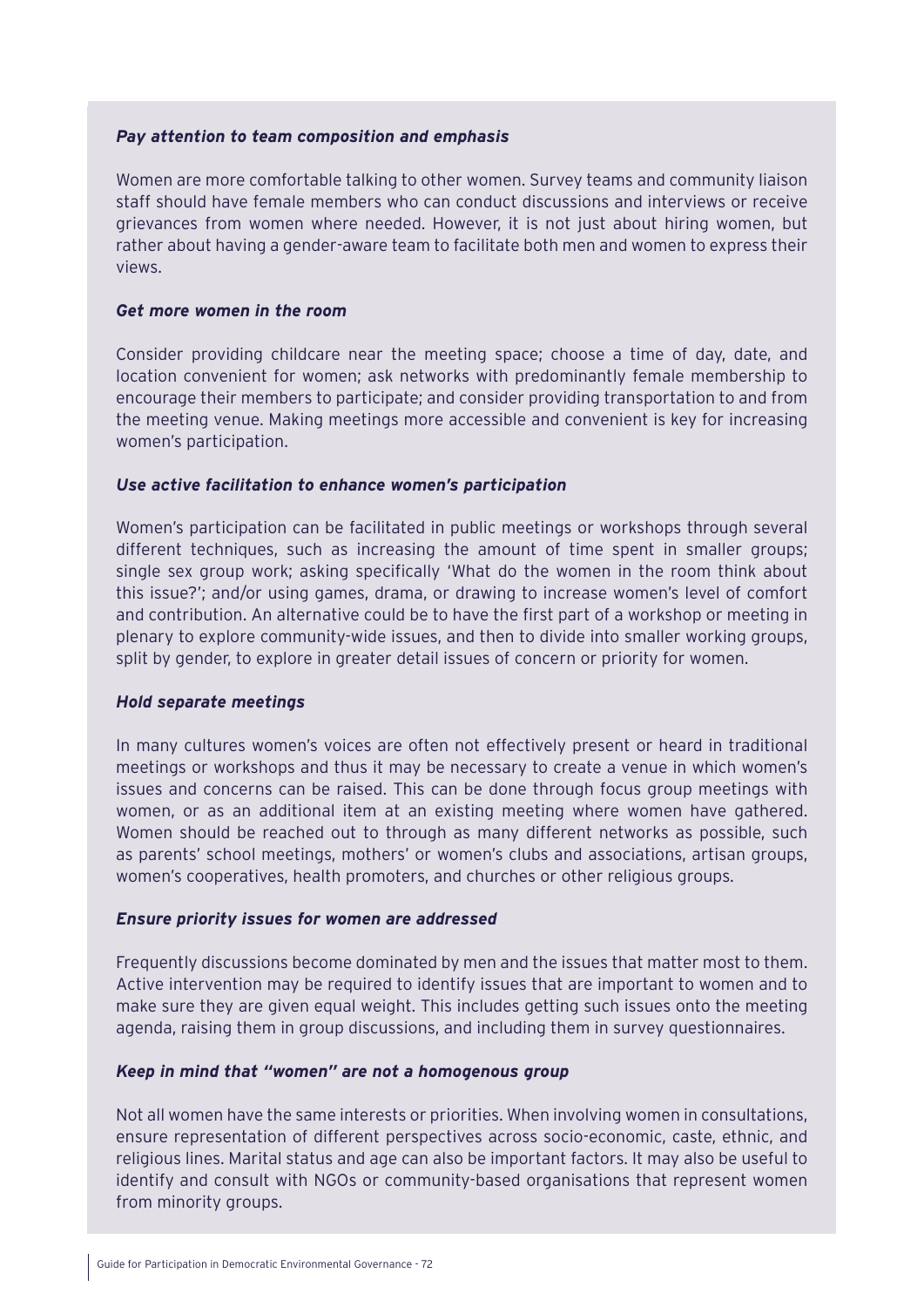***Pay attention to team composition and emphasis***

Women are more comfortable talking to other women. Survey teams and community liaison staff should have female members who can conduct discussions and interviews or receive grievances from women where needed. However, it is not just about hiring women, but rather about having a gender-aware team to facilitate both men and women to express their views.

***Get more women in the room***

Consider providing childcare near the meeting space; choose a time of day, date, and location convenient for women; ask networks with predominantly female membership to encourage their members to participate; and consider providing transportation to and from the meeting venue. Making meetings more accessible and convenient is key for increasing women's participation.

***Use active facilitation to enhance women's participation***

Women's participation can be facilitated in public meetings or workshops through several different techniques, such as increasing the amount of time spent in smaller groups; single sex group work; asking specifically 'What do the women in the room think about this issue?'; and/or using games, drama, or drawing to increase women's level of comfort and contribution. An alternative could be to have the first part of a workshop or meeting in plenary to explore community-wide issues, and then to divide into smaller working groups, split by gender, to explore in greater detail issues of concern or priority for women.

***Hold separate meetings***

In many cultures women's voices are often not effectively present or heard in traditional meetings or workshops and thus it may be necessary to create a venue in which women's issues and concerns can be raised. This can be done through focus group meetings with women, or as an additional item at an existing meeting where women have gathered. Women should be reached out to through as many different networks as possible, such as parents' school meetings, mothers' or women's clubs and associations, artisan groups, women's cooperatives, health promoters, and churches or other religious groups.

***Ensure priority issues for women are addressed***

Frequently discussions become dominated by men and the issues that matter most to them. Active intervention may be required to identify issues that are important to women and to make sure they are given equal weight. This includes getting such issues onto the meeting agenda, raising them in group discussions, and including them in survey questionnaires.

***Keep in mind that "women" are not a homogenous group***

Not all women have the same interests or priorities. When involving women in consultations, ensure representation of different perspectives across socio-economic, caste, ethnic, and religious lines. Marital status and age can also be important factors. It may also be useful to identify and consult with NGOs or community-based organisations that represent women from minority groups.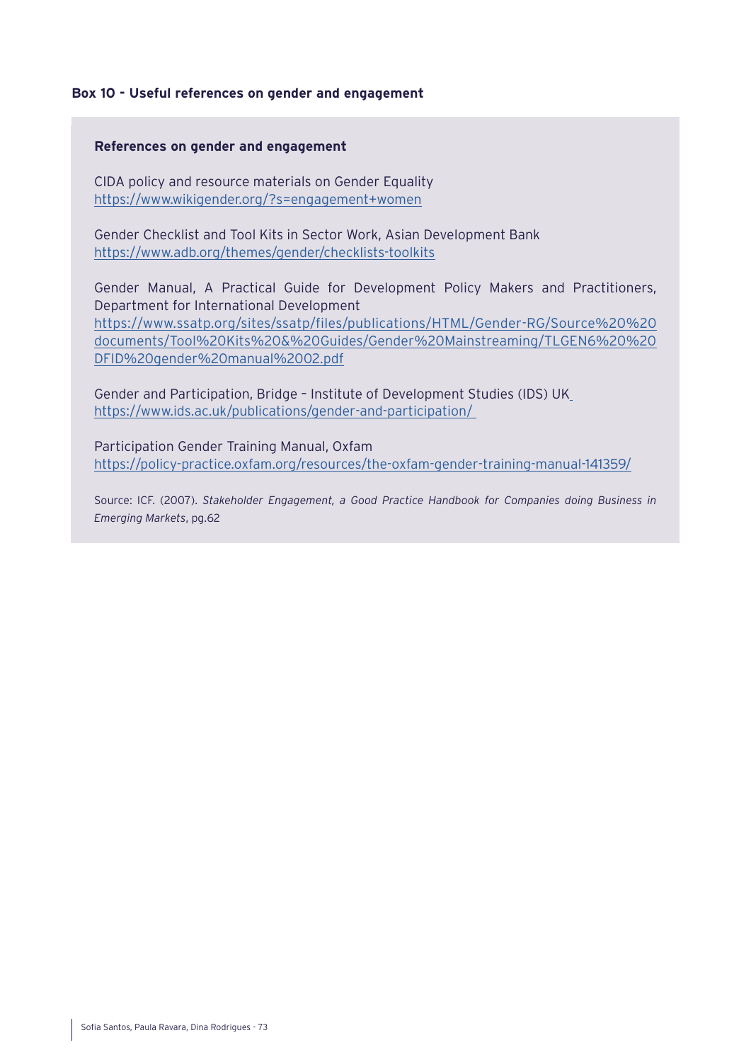**Box 10 - Useful references on gender and engagement**

**References on gender and engagement**

CIDA policy and resource materials on Gender Equality
https://www.wikigender.org/?s=engagement+women

Gender Checklist and Tool Kits in Sector Work, Asian Development Bank
https://www.adb.org/themes/gender/checklists-toolkits

Gender Manual, A Practical Guide for Development Policy Makers and Practitioners, Department for International Development
https://www.ssatp.org/sites/ssatp/files/publications/HTML/Gender-RG/Source%20%20documents/Tool%20Kits%20&%20Guides/Gender%20Mainstreaming/TLGEN6%20%20DFID%20gender%20manual%2002.pdf

Gender and Participation, Bridge – Institute of Development Studies (IDS) UK
https://www.ids.ac.uk/publications/gender-and-participation/

Participation Gender Training Manual, Oxfam
https://policy-practice.oxfam.org/resources/the-oxfam-gender-training-manual-141359/

Source: ICF. (2007). *Stakeholder Engagement, a Good Practice Handbook for Companies doing Business in Emerging Markets*, pg.62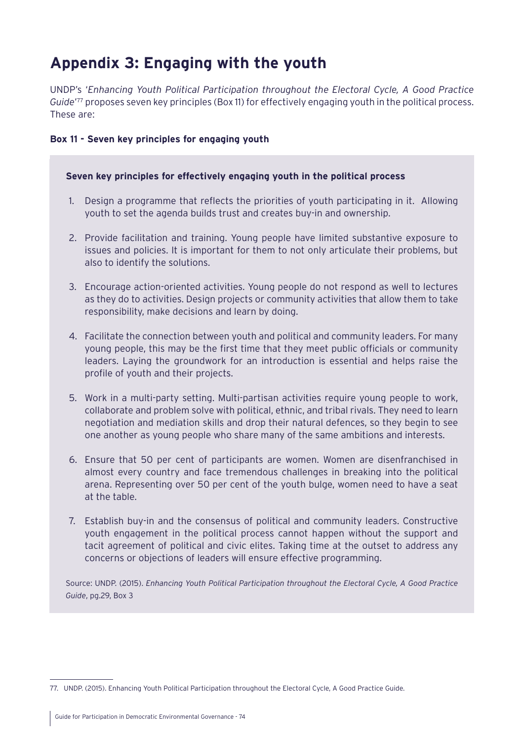# Appendix 3: Engaging with the youth

UNDP's '*Enhancing Youth Political Participation throughout the Electoral Cycle, A Good Practice Guide*'[77] proposes seven key principles (Box 11) for effectively engaging youth in the political process. These are:

**Box 11 - Seven key principles for engaging youth**

**Seven key principles for effectively engaging youth in the political process**

1. Design a programme that reflects the priorities of youth participating in it. Allowing youth to set the agenda builds trust and creates buy-in and ownership.
2. Provide facilitation and training. Young people have limited substantive exposure to issues and policies. It is important for them to not only articulate their problems, but also to identify the solutions.
3. Encourage action-oriented activities. Young people do not respond as well to lectures as they do to activities. Design projects or community activities that allow them to take responsibility, make decisions and learn by doing.
4. Facilitate the connection between youth and political and community leaders. For many young people, this may be the first time that they meet public officials or community leaders. Laying the groundwork for an introduction is essential and helps raise the profile of youth and their projects.
5. Work in a multi-party setting. Multi-partisan activities require young people to work, collaborate and problem solve with political, ethnic, and tribal rivals. They need to learn negotiation and mediation skills and drop their natural defences, so they begin to see one another as young people who share many of the same ambitions and interests.
6. Ensure that 50 per cent of participants are women. Women are disenfranchised in almost every country and face tremendous challenges in breaking into the political arena. Representing over 50 per cent of the youth bulge, women need to have a seat at the table.
7. Establish buy-in and the consensus of political and community leaders. Constructive youth engagement in the political process cannot happen without the support and tacit agreement of political and civic elites. Taking time at the outset to address any concerns or objections of leaders will ensure effective programming.

Source: UNDP. (2015). *Enhancing Youth Political Participation throughout the Electoral Cycle, A Good Practice Guide*, pg.29, Box 3

---

77. UNDP. (2015). Enhancing Youth Political Participation throughout the Electoral Cycle, A Good Practice Guide.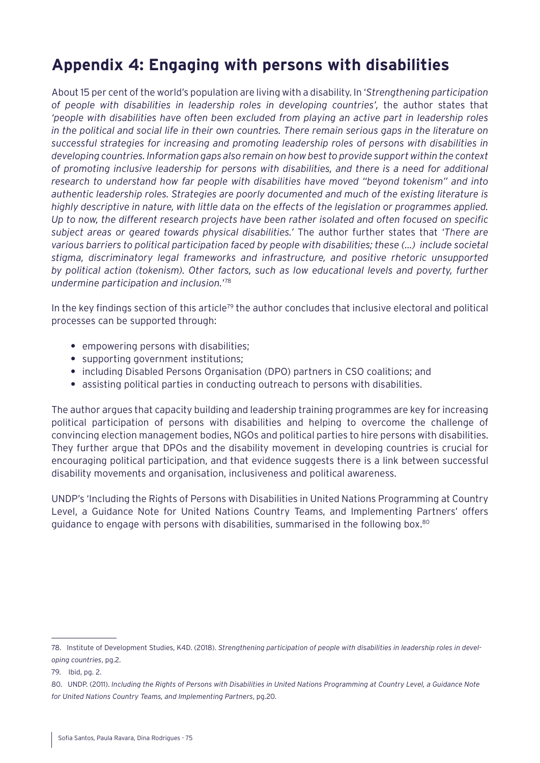# Appendix 4: Engaging with persons with disabilities

About 15 per cent of the world's population are living with a disability. In '*Strengthening participation of people with disabilities in leadership roles in developing countries'*, the author states that *'people with disabilities have often been excluded from playing an active part in leadership roles in the political and social life in their own countries. There remain serious gaps in the literature on successful strategies for increasing and promoting leadership roles of persons with disabilities in developing countries. Information gaps also remain on how best to provide support within the context of promoting inclusive leadership for persons with disabilities, and there is a need for additional research to understand how far people with disabilities have moved "beyond tokenism" and into authentic leadership roles. Strategies are poorly documented and much of the existing literature is highly descriptive in nature, with little data on the effects of the legislation or programmes applied. Up to now, the different research projects have been rather isolated and often focused on specific subject areas or geared towards physical disabilities.'* The author further states that *'There are various barriers to political participation faced by people with disabilities; these (…) include societal stigma, discriminatory legal frameworks and infrastructure, and positive rhetoric unsupported by political action (tokenism). Other factors, such as low educational levels and poverty, further undermine participation and inclusion.'*[78]

In the key findings section of this article[79] the author concludes that inclusive electoral and political processes can be supported through:

- empowering persons with disabilities;
- supporting government institutions;
- including Disabled Persons Organisation (DPO) partners in CSO coalitions; and
- assisting political parties in conducting outreach to persons with disabilities.

The author argues that capacity building and leadership training programmes are key for increasing political participation of persons with disabilities and helping to overcome the challenge of convincing election management bodies, NGOs and political parties to hire persons with disabilities. They further argue that DPOs and the disability movement in developing countries is crucial for encouraging political participation, and that evidence suggests there is a link between successful disability movements and organisation, inclusiveness and political awareness.

UNDP's 'Including the Rights of Persons with Disabilities in United Nations Programming at Country Level, a Guidance Note for United Nations Country Teams, and Implementing Partners' offers guidance to engage with persons with disabilities, summarised in the following box.[80]

---

78. Institute of Development Studies, K4D. (2018). *Strengthening participation of people with disabilities in leadership roles in developing countries*, pg.2.

79. Ibid, pg. 2.

80. UNDP. (2011). *Including the Rights of Persons with Disabilities in United Nations Programming at Country Level, a Guidance Note for United Nations Country Teams, and Implementing Partners*, pg.20.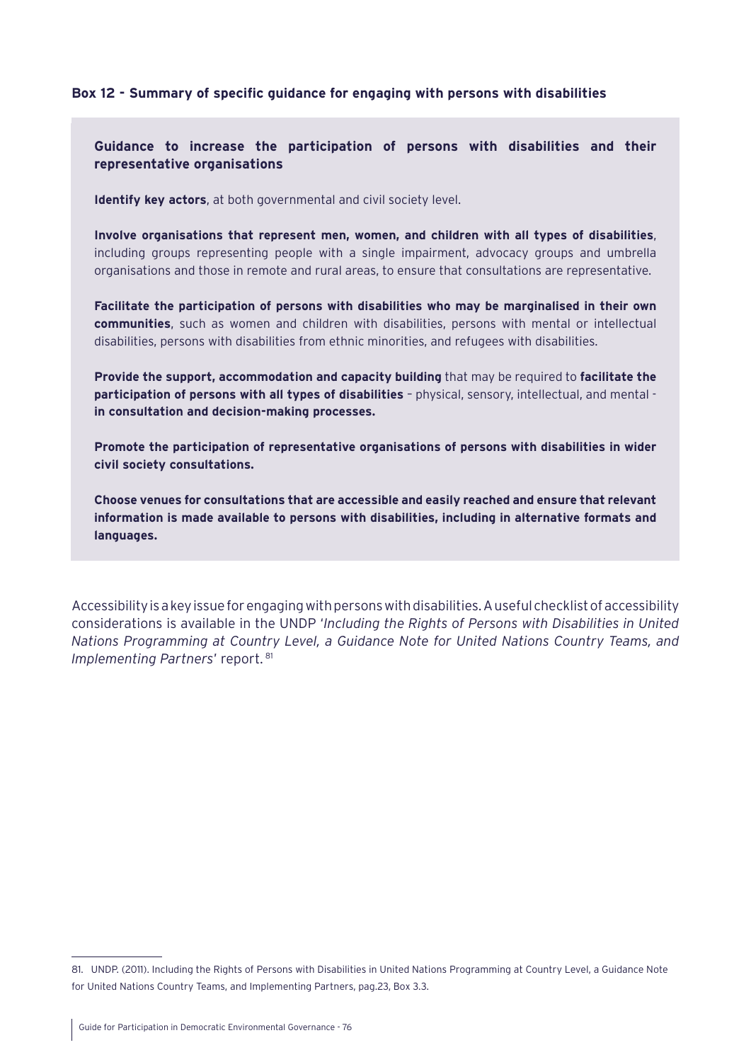**Box 12 - Summary of specific guidance for engaging with persons with disabilities**

**Guidance to increase the participation of persons with disabilities and their representative organisations**

**Identify key actors**, at both governmental and civil society level.

**Involve organisations that represent men, women, and children with all types of disabilities**, including groups representing people with a single impairment, advocacy groups and umbrella organisations and those in remote and rural areas, to ensure that consultations are representative.

**Facilitate the participation of persons with disabilities who may be marginalised in their own communities**, such as women and children with disabilities, persons with mental or intellectual disabilities, persons with disabilities from ethnic minorities, and refugees with disabilities.

**Provide the support, accommodation and capacity building** that may be required to **facilitate the participation of persons with all types of disabilities** – physical, sensory, intellectual, and mental - **in consultation and decision-making processes.**

**Promote the participation of representative organisations of persons with disabilities in wider civil society consultations.**

**Choose venues for consultations that are accessible and easily reached and ensure that relevant information is made available to persons with disabilities, including in alternative formats and languages.**

Accessibility is a key issue for engaging with persons with disabilities. A useful checklist of accessibility considerations is available in the UNDP '*Including the Rights of Persons with Disabilities in United Nations Programming at Country Level, a Guidance Note for United Nations Country Teams, and Implementing Partners*' report.[81]

---

81. UNDP. (2011). Including the Rights of Persons with Disabilities in United Nations Programming at Country Level, a Guidance Note for United Nations Country Teams, and Implementing Partners, pag.23, Box 3.3.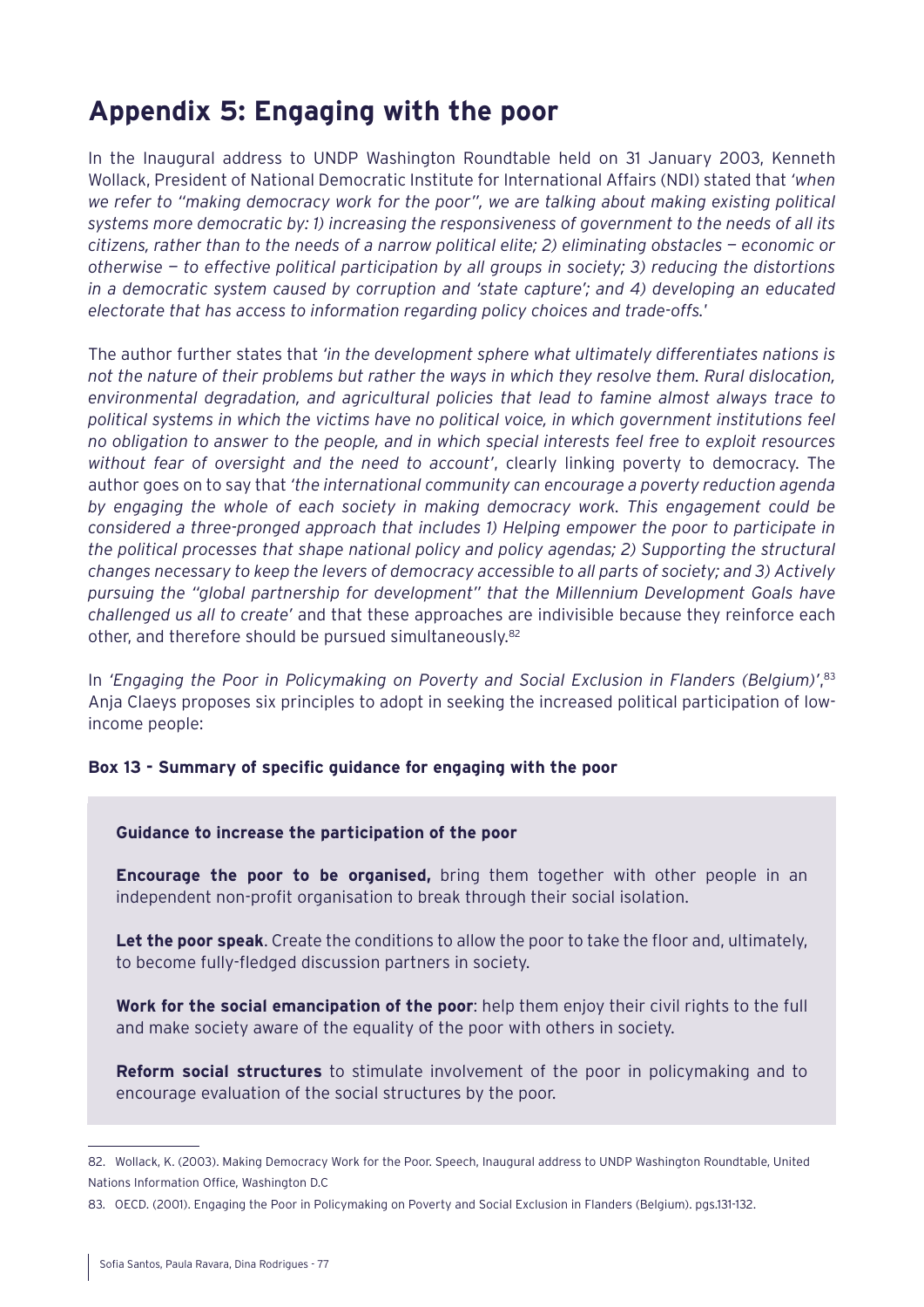# Appendix 5: Engaging with the poor

In the Inaugural address to UNDP Washington Roundtable held on 31 January 2003, Kenneth Wollack, President of National Democratic Institute for International Affairs (NDI) stated that *'when we refer to "making democracy work for the poor", we are talking about making existing political systems more democratic by: 1) increasing the responsiveness of government to the needs of all its citizens, rather than to the needs of a narrow political elite; 2) eliminating obstacles — economic or otherwise — to effective political participation by all groups in society; 3) reducing the distortions in a democratic system caused by corruption and 'state capture'; and 4) developing an educated electorate that has access to information regarding policy choices and trade-offs.'*

The author further states that *'in the development sphere what ultimately differentiates nations is not the nature of their problems but rather the ways in which they resolve them. Rural dislocation, environmental degradation, and agricultural policies that lead to famine almost always trace to political systems in which the victims have no political voice, in which government institutions feel no obligation to answer to the people, and in which special interests feel free to exploit resources without fear of oversight and the need to account'*, clearly linking poverty to democracy. The author goes on to say that *'the international community can encourage a poverty reduction agenda by engaging the whole of each society in making democracy work. This engagement could be considered a three-pronged approach that includes 1) Helping empower the poor to participate in the political processes that shape national policy and policy agendas; 2) Supporting the structural changes necessary to keep the levers of democracy accessible to all parts of society; and 3) Actively pursuing the "global partnership for development" that the Millennium Development Goals have challenged us all to create'* and that these approaches are indivisible because they reinforce each other, and therefore should be pursued simultaneously.[82]

In *'Engaging the Poor in Policymaking on Poverty and Social Exclusion in Flanders (Belgium)'*,[83] Anja Claeys proposes six principles to adopt in seeking the increased political participation of low-income people:

**Box 13 - Summary of specific guidance for engaging with the poor**

**Guidance to increase the participation of the poor**

**Encourage the poor to be organised,** bring them together with other people in an independent non-profit organisation to break through their social isolation.

**Let the poor speak**. Create the conditions to allow the poor to take the floor and, ultimately, to become fully-fledged discussion partners in society.

**Work for the social emancipation of the poor**: help them enjoy their civil rights to the full and make society aware of the equality of the poor with others in society.

**Reform social structures** to stimulate involvement of the poor in policymaking and to encourage evaluation of the social structures by the poor.

---

82. Wollack, K. (2003). Making Democracy Work for the Poor. Speech, Inaugural address to UNDP Washington Roundtable, United Nations Information Office, Washington D.C

83. OECD. (2001). Engaging the Poor in Policymaking on Poverty and Social Exclusion in Flanders (Belgium). pgs.131-132.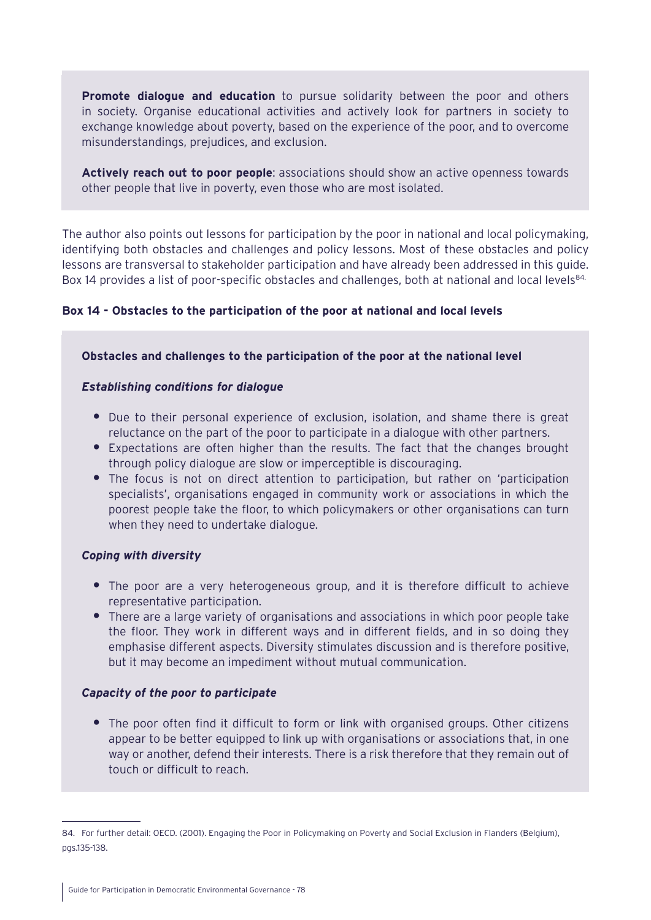**Promote dialogue and education** to pursue solidarity between the poor and others in society. Organise educational activities and actively look for partners in society to exchange knowledge about poverty, based on the experience of the poor, and to overcome misunderstandings, prejudices, and exclusion.

**Actively reach out to poor people**: associations should show an active openness towards other people that live in poverty, even those who are most isolated.

The author also points out lessons for participation by the poor in national and local policymaking, identifying both obstacles and challenges and policy lessons. Most of these obstacles and policy lessons are transversal to stakeholder participation and have already been addressed in this guide. Box 14 provides a list of poor-specific obstacles and challenges, both at national and local levels[84].

**Box 14 - Obstacles to the participation of the poor at national and local levels**

**Obstacles and challenges to the participation of the poor at the national level**

***Establishing conditions for dialogue***

- Due to their personal experience of exclusion, isolation, and shame there is great reluctance on the part of the poor to participate in a dialogue with other partners.
- Expectations are often higher than the results. The fact that the changes brought through policy dialogue are slow or imperceptible is discouraging.
- The focus is not on direct attention to participation, but rather on 'participation specialists', organisations engaged in community work or associations in which the poorest people take the floor, to which policymakers or other organisations can turn when they need to undertake dialogue.

***Coping with diversity***

- The poor are a very heterogeneous group, and it is therefore difficult to achieve representative participation.
- There are a large variety of organisations and associations in which poor people take the floor. They work in different ways and in different fields, and in so doing they emphasise different aspects. Diversity stimulates discussion and is therefore positive, but it may become an impediment without mutual communication.

***Capacity of the poor to participate***

- The poor often find it difficult to form or link with organised groups. Other citizens appear to be better equipped to link up with organisations or associations that, in one way or another, defend their interests. There is a risk therefore that they remain out of touch or difficult to reach.

---

84. For further detail: OECD. (2001). Engaging the Poor in Policymaking on Poverty and Social Exclusion in Flanders (Belgium), pgs.135-138.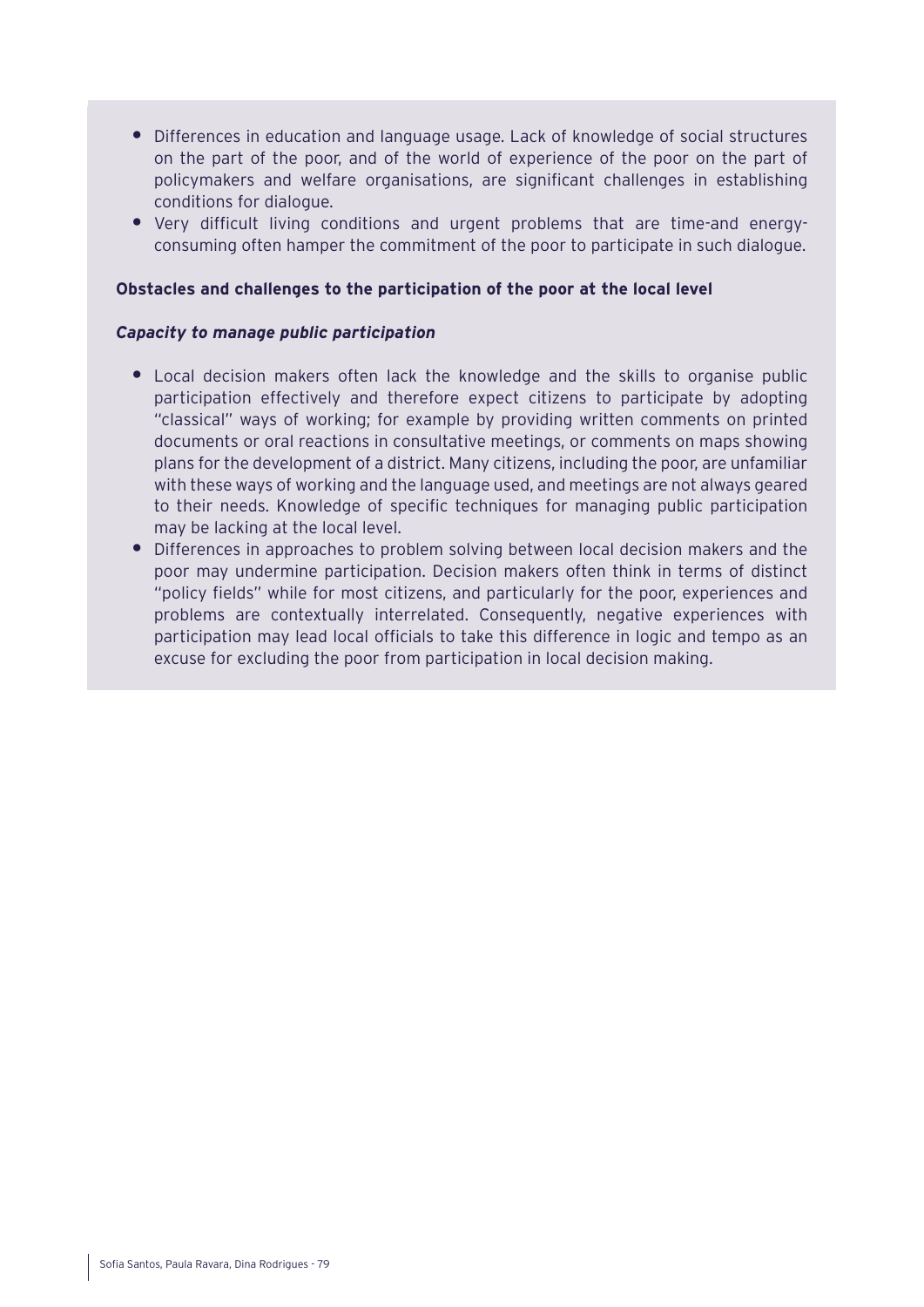- Differences in education and language usage. Lack of knowledge of social structures on the part of the poor, and of the world of experience of the poor on the part of policymakers and welfare organisations, are significant challenges in establishing conditions for dialogue.
- Very difficult living conditions and urgent problems that are time-and energy-consuming often hamper the commitment of the poor to participate in such dialogue.

**Obstacles and challenges to the participation of the poor at the local level**

***Capacity to manage public participation***

- Local decision makers often lack the knowledge and the skills to organise public participation effectively and therefore expect citizens to participate by adopting "classical" ways of working; for example by providing written comments on printed documents or oral reactions in consultative meetings, or comments on maps showing plans for the development of a district. Many citizens, including the poor, are unfamiliar with these ways of working and the language used, and meetings are not always geared to their needs. Knowledge of specific techniques for managing public participation may be lacking at the local level.
- Differences in approaches to problem solving between local decision makers and the poor may undermine participation. Decision makers often think in terms of distinct "policy fields" while for most citizens, and particularly for the poor, experiences and problems are contextually interrelated. Consequently, negative experiences with participation may lead local officials to take this difference in logic and tempo as an excuse for excluding the poor from participation in local decision making.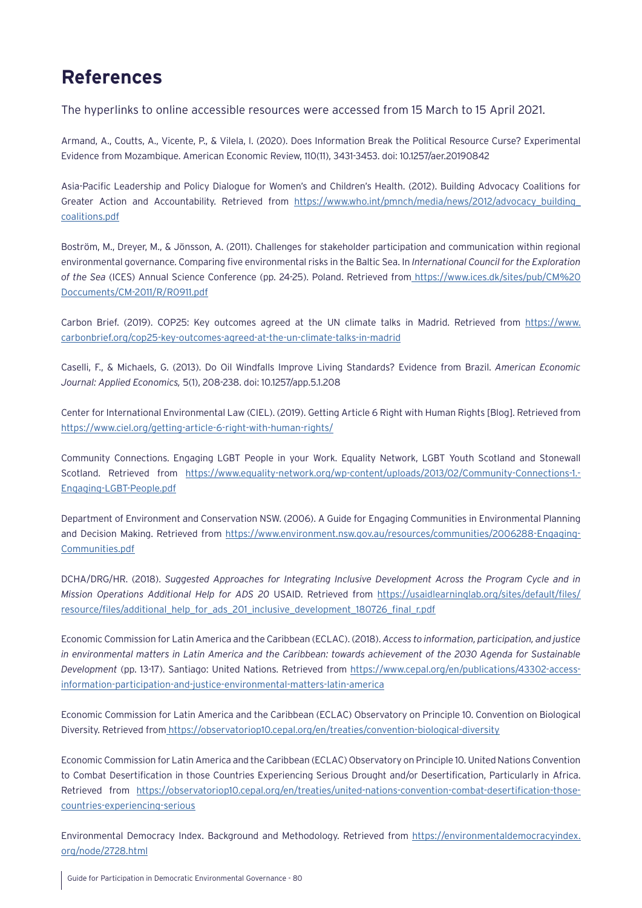# References

The hyperlinks to online accessible resources were accessed from 15 March to 15 April 2021.

Armand, A., Coutts, A., Vicente, P., & Vilela, I. (2020). Does Information Break the Political Resource Curse? Experimental Evidence from Mozambique. American Economic Review, 110(11), 3431-3453. doi: 10.1257/aer.20190842

Asia-Pacific Leadership and Policy Dialogue for Women's and Children's Health. (2012). Building Advocacy Coalitions for Greater Action and Accountability. Retrieved from https://www.who.int/pmnch/media/news/2012/advocacy_building_coalitions.pdf

Boström, M., Dreyer, M., & Jönsson, A. (2011). Challenges for stakeholder participation and communication within regional environmental governance. Comparing five environmental risks in the Baltic Sea. In *International Council for the Exploration of the Sea* (ICES) Annual Science Conference (pp. 24-25). Poland. Retrieved from https://www.ices.dk/sites/pub/CM%20Doccuments/CM-2011/R/R0911.pdf

Carbon Brief. (2019). COP25: Key outcomes agreed at the UN climate talks in Madrid. Retrieved from https://www.carbonbrief.org/cop25-key-outcomes-agreed-at-the-un-climate-talks-in-madrid

Caselli, F., & Michaels, G. (2013). Do Oil Windfalls Improve Living Standards? Evidence from Brazil. *American Economic Journal: Applied Economics,* 5(1), 208-238. doi: 10.1257/app.5.1.208

Center for International Environmental Law (CIEL). (2019). Getting Article 6 Right with Human Rights [Blog]. Retrieved from https://www.ciel.org/getting-article-6-right-with-human-rights/

Community Connections. Engaging LGBT People in your Work. Equality Network, LGBT Youth Scotland and Stonewall Scotland. Retrieved from https://www.equality-network.org/wp-content/uploads/2013/02/Community-Connections-1.-Engaging-LGBT-People.pdf

Department of Environment and Conservation NSW. (2006). A Guide for Engaging Communities in Environmental Planning and Decision Making. Retrieved from https://www.environment.nsw.gov.au/resources/communities/2006288-Engaging-Communities.pdf

DCHA/DRG/HR. (2018). *Suggested Approaches for Integrating Inclusive Development Across the Program Cycle and in Mission Operations Additional Help for ADS 20* USAID. Retrieved from https://usaidlearninglab.org/sites/default/files/resource/files/additional_help_for_ads_201_inclusive_development_180726_final_r.pdf

Economic Commission for Latin America and the Caribbean (ECLAC). (2018). *Access to information, participation, and justice in environmental matters in Latin America and the Caribbean: towards achievement of the 2030 Agenda for Sustainable Development* (pp. 13-17). Santiago: United Nations. Retrieved from https://www.cepal.org/en/publications/43302-access-information-participation-and-justice-environmental-matters-latin-america

Economic Commission for Latin America and the Caribbean (ECLAC) Observatory on Principle 10. Convention on Biological Diversity. Retrieved from https://observatoriop10.cepal.org/en/treaties/convention-biological-diversity

Economic Commission for Latin America and the Caribbean (ECLAC) Observatory on Principle 10. United Nations Convention to Combat Desertification in those Countries Experiencing Serious Drought and/or Desertification, Particularly in Africa. Retrieved from https://observatoriop10.cepal.org/en/treaties/united-nations-convention-combat-desertification-those-countries-experiencing-serious

Environmental Democracy Index. Background and Methodology. Retrieved from https://environmentaldemocracyindex.org/node/2728.html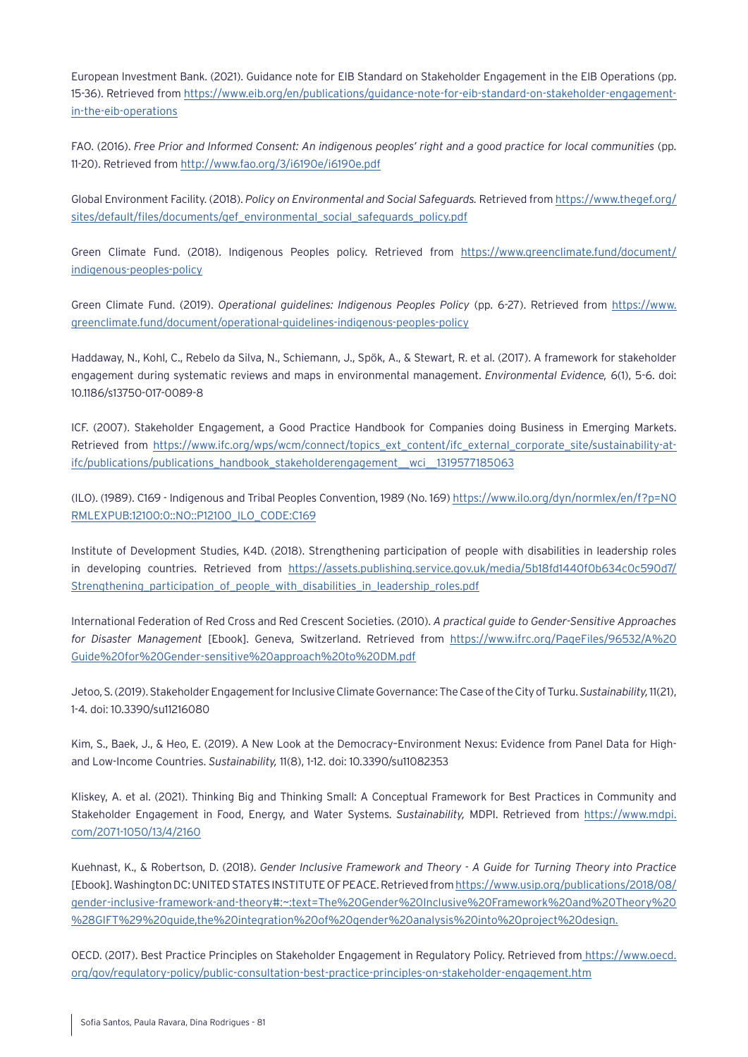European Investment Bank. (2021). Guidance note for EIB Standard on Stakeholder Engagement in the EIB Operations (pp. 15-36). Retrieved from https://www.eib.org/en/publications/guidance-note-for-eib-standard-on-stakeholder-engagement-in-the-eib-operations

FAO. (2016). *Free Prior and Informed Consent: An indigenous peoples' right and a good practice for local communities* (pp. 11-20). Retrieved from http://www.fao.org/3/i6190e/i6190e.pdf

Global Environment Facility. (2018). *Policy on Environmental and Social Safeguards.* Retrieved from https://www.thegef.org/sites/default/files/documents/gef_environmental_social_safeguards_policy.pdf

Green Climate Fund. (2018). Indigenous Peoples policy. Retrieved from https://www.greenclimate.fund/document/indigenous-peoples-policy

Green Climate Fund. (2019). *Operational guidelines: Indigenous Peoples Policy* (pp. 6-27). Retrieved from https://www.greenclimate.fund/document/operational-guidelines-indigenous-peoples-policy

Haddaway, N., Kohl, C., Rebelo da Silva, N., Schiemann, J., Spök, A., & Stewart, R. et al. (2017). A framework for stakeholder engagement during systematic reviews and maps in environmental management. *Environmental Evidence,* 6(1), 5-6. doi: 10.1186/s13750-017-0089-8

ICF. (2007). Stakeholder Engagement, a Good Practice Handbook for Companies doing Business in Emerging Markets. Retrieved from https://www.ifc.org/wps/wcm/connect/topics_ext_content/ifc_external_corporate_site/sustainability-at-ifc/publications/publications_handbook_stakeholderengagement__wci__1319577185063

(ILO). (1989). C169 - Indigenous and Tribal Peoples Convention, 1989 (No. 169) https://www.ilo.org/dyn/normlex/en/f?p=NORMLEXPUB:12100:0::NO::P12100_ILO_CODE:C169

Institute of Development Studies, K4D. (2018). Strengthening participation of people with disabilities in leadership roles in developing countries. Retrieved from https://assets.publishing.service.gov.uk/media/5b18fd1440f0b634c0c590d7/Strengthening_participation_of_people_with_disabilities_in_leadership_roles.pdf

International Federation of Red Cross and Red Crescent Societies. (2010). *A practical guide to Gender-Sensitive Approaches for Disaster Management* [Ebook]. Geneva, Switzerland. Retrieved from https://www.ifrc.org/PageFiles/96532/A%20Guide%20for%20Gender-sensitive%20approach%20to%20DM.pdf

Jetoo, S. (2019). Stakeholder Engagement for Inclusive Climate Governance: The Case of the City of Turku. *Sustainability,* 11(21), 1-4. doi: 10.3390/su11216080

Kim, S., Baek, J., & Heo, E. (2019). A New Look at the Democracy–Environment Nexus: Evidence from Panel Data for High- and Low-Income Countries. *Sustainability,* 11(8), 1-12. doi: 10.3390/su11082353

Kliskey, A. et al. (2021). Thinking Big and Thinking Small: A Conceptual Framework for Best Practices in Community and Stakeholder Engagement in Food, Energy, and Water Systems. *Sustainability,* MDPI. Retrieved from https://www.mdpi.com/2071-1050/13/4/2160

Kuehnast, K., & Robertson, D. (2018). *Gender Inclusive Framework and Theory - A Guide for Turning Theory into Practice* [Ebook]. Washington DC: UNITED STATES INSTITUTE OF PEACE. Retrieved from https://www.usip.org/publications/2018/08/gender-inclusive-framework-and-theory#:~:text=The%20Gender%20Inclusive%20Framework%20and%20Theory%20%28GIFT%29%20guide,the%20integration%20of%20gender%20analysis%20into%20project%20design.

OECD. (2017). Best Practice Principles on Stakeholder Engagement in Regulatory Policy. Retrieved from https://www.oecd.org/gov/regulatory-policy/public-consultation-best-practice-principles-on-stakeholder-engagement.htm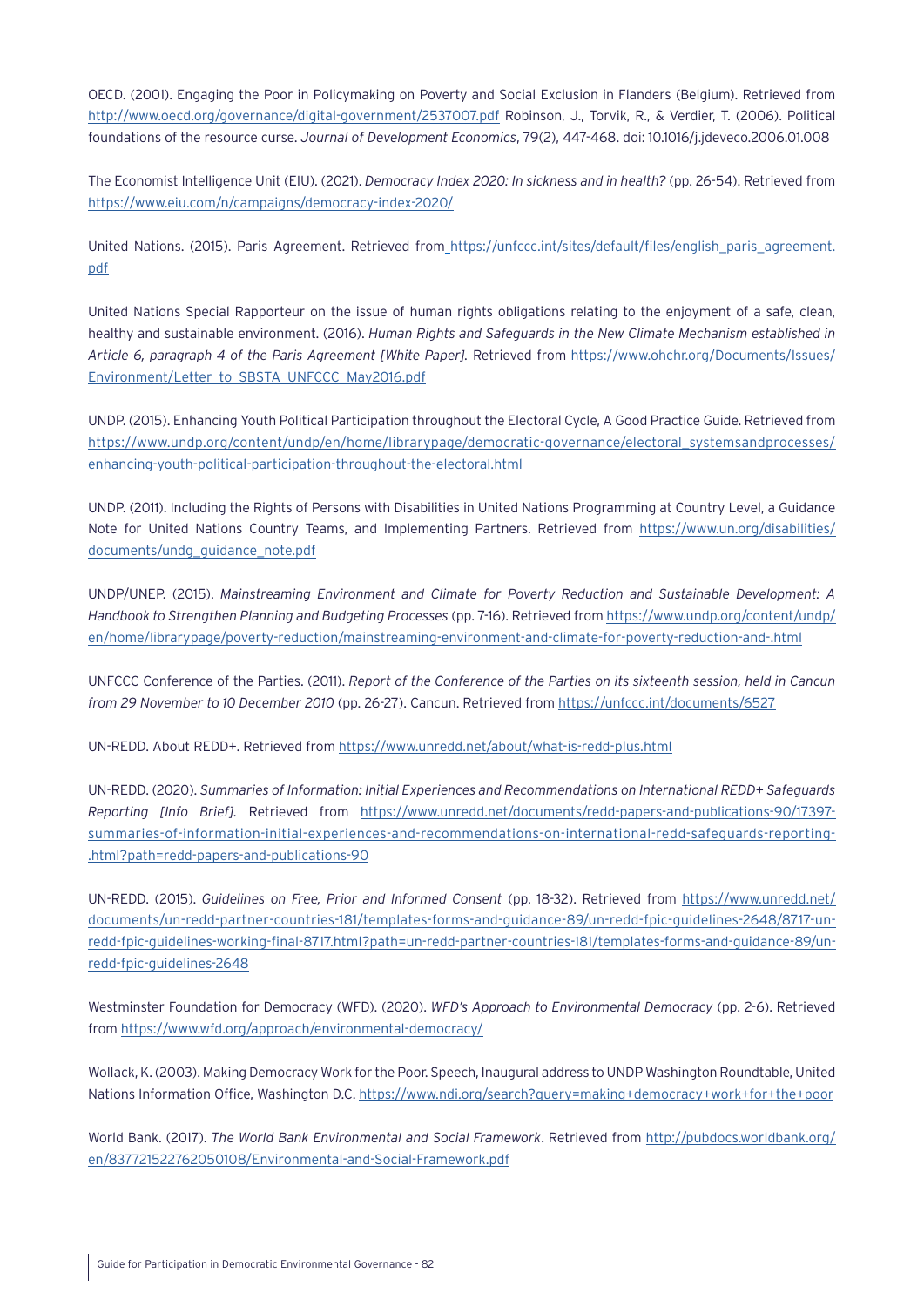OECD. (2001). Engaging the Poor in Policymaking on Poverty and Social Exclusion in Flanders (Belgium). Retrieved from http://www.oecd.org/governance/digital-government/2537007.pdf Robinson, J., Torvik, R., & Verdier, T. (2006). Political foundations of the resource curse. *Journal of Development Economics*, 79(2), 447-468. doi: 10.1016/j.jdeveco.2006.01.008

The Economist Intelligence Unit (EIU). (2021). *Democracy Index 2020: In sickness and in health?* (pp. 26-54). Retrieved from https://www.eiu.com/n/campaigns/democracy-index-2020/

United Nations. (2015). Paris Agreement. Retrieved from https://unfccc.int/sites/default/files/english_paris_agreement.pdf

United Nations Special Rapporteur on the issue of human rights obligations relating to the enjoyment of a safe, clean, healthy and sustainable environment. (2016). *Human Rights and Safeguards in the New Climate Mechanism established in Article 6, paragraph 4 of the Paris Agreement [White Paper].* Retrieved from https://www.ohchr.org/Documents/Issues/Environment/Letter_to_SBSTA_UNFCCC_May2016.pdf

UNDP. (2015). Enhancing Youth Political Participation throughout the Electoral Cycle, A Good Practice Guide. Retrieved from https://www.undp.org/content/undp/en/home/librarypage/democratic-governance/electoral_systemsandprocesses/enhancing-youth-political-participation-throughout-the-electoral.html

UNDP. (2011). Including the Rights of Persons with Disabilities in United Nations Programming at Country Level, a Guidance Note for United Nations Country Teams, and Implementing Partners. Retrieved from https://www.un.org/disabilities/documents/undg_guidance_note.pdf

UNDP/UNEP. (2015). *Mainstreaming Environment and Climate for Poverty Reduction and Sustainable Development: A Handbook to Strengthen Planning and Budgeting Processes* (pp. 7-16). Retrieved from https://www.undp.org/content/undp/en/home/librarypage/poverty-reduction/mainstreaming-environment-and-climate-for-poverty-reduction-and-.html

UNFCCC Conference of the Parties. (2011). *Report of the Conference of the Parties on its sixteenth session, held in Cancun from 29 November to 10 December 2010* (pp. 26-27). Cancun. Retrieved from https://unfccc.int/documents/6527

UN-REDD. About REDD+. Retrieved from https://www.unredd.net/about/what-is-redd-plus.html

UN-REDD. (2020). *Summaries of Information: Initial Experiences and Recommendations on International REDD+ Safeguards Reporting [Info Brief].* Retrieved from https://www.unredd.net/documents/redd-papers-and-publications-90/17397-summaries-of-information-initial-experiences-and-recommendations-on-international-redd-safeguards-reporting-.html?path=redd-papers-and-publications-90

UN-REDD. (2015). *Guidelines on Free, Prior and Informed Consent* (pp. 18-32). Retrieved from https://www.unredd.net/documents/un-redd-partner-countries-181/templates-forms-and-guidance-89/un-redd-fpic-guidelines-2648/8717-un-redd-fpic-guidelines-working-final-8717.html?path=un-redd-partner-countries-181/templates-forms-and-guidance-89/un-redd-fpic-guidelines-2648

Westminster Foundation for Democracy (WFD). (2020). *WFD's Approach to Environmental Democracy* (pp. 2-6). Retrieved from https://www.wfd.org/approach/environmental-democracy/

Wollack, K. (2003). Making Democracy Work for the Poor. Speech, Inaugural address to UNDP Washington Roundtable, United Nations Information Office, Washington D.C. https://www.ndi.org/search?query=making+democracy+work+for+the+poor

World Bank. (2017). *The World Bank Environmental and Social Framework*. Retrieved from http://pubdocs.worldbank.org/en/837721522762050108/Environmental-and-Social-Framework.pdf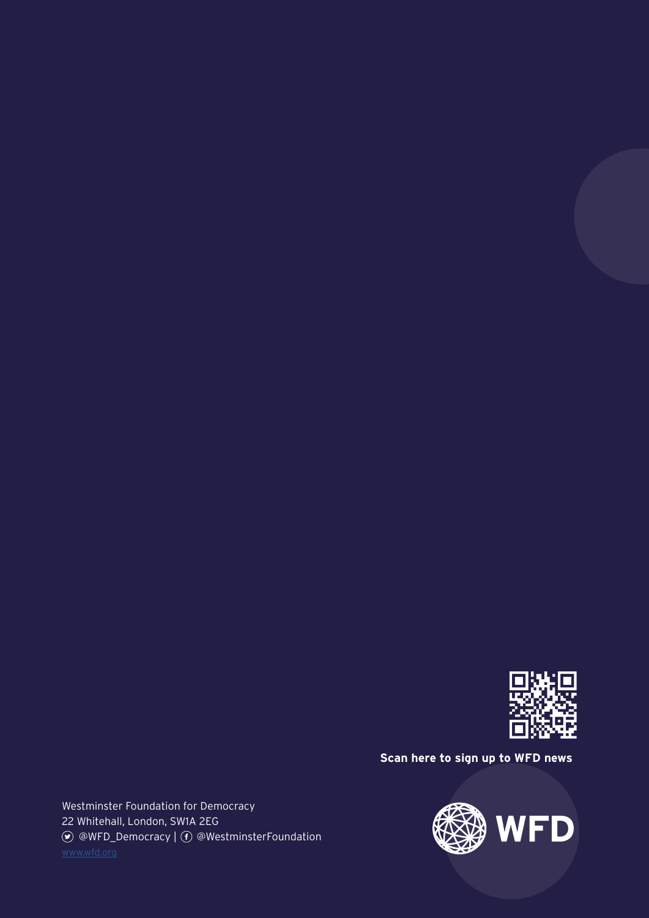**Scan here to sign up to WFD news**

Westminster Foundation for Democracy
22 Whitehall, London, SW1A 2EG
@WFD_Democracy | @WestminsterFoundation
www.wfd.org

WFD